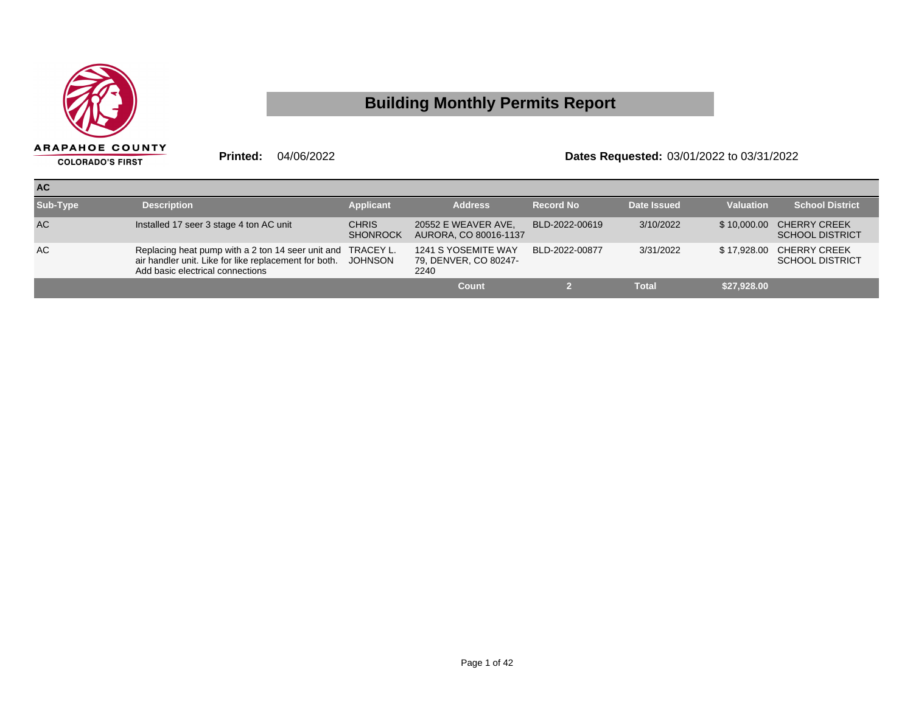ARAPAHOE COUNTY
COLORADO'S FIRST

# Building Monthly Permits Report

**Printed:** 04/06/2022

**Dates Requested:** 03/01/2022 to 03/31/2022

## AC

| Sub-Type | Description | Applicant | Address | Record No | Date Issued | Valuation | School District |
|---|---|---|---|---|---|---|---|
| AC | Installed 17 seer 3 stage 4 ton AC unit | CHRIS SHONROCK | 20552 E WEAVER AVE, AURORA, CO 80016-1137 | BLD-2022-00619 | 3/10/2022 | $ 10,000.00 | CHERRY CREEK SCHOOL DISTRICT |
| AC | Replacing heat pump with a 2 ton 14 seer unit and air handler unit. Like for like replacement for both. Add basic electrical connections | TRACEY L. JOHNSON | 1241 S YOSEMITE WAY 79, DENVER, CO 80247-2240 | BLD-2022-00877 | 3/31/2022 | $ 17,928.00 | CHERRY CREEK SCHOOL DISTRICT |
| | | | **Count** | **2** | **Total** | **$27,928.00** | |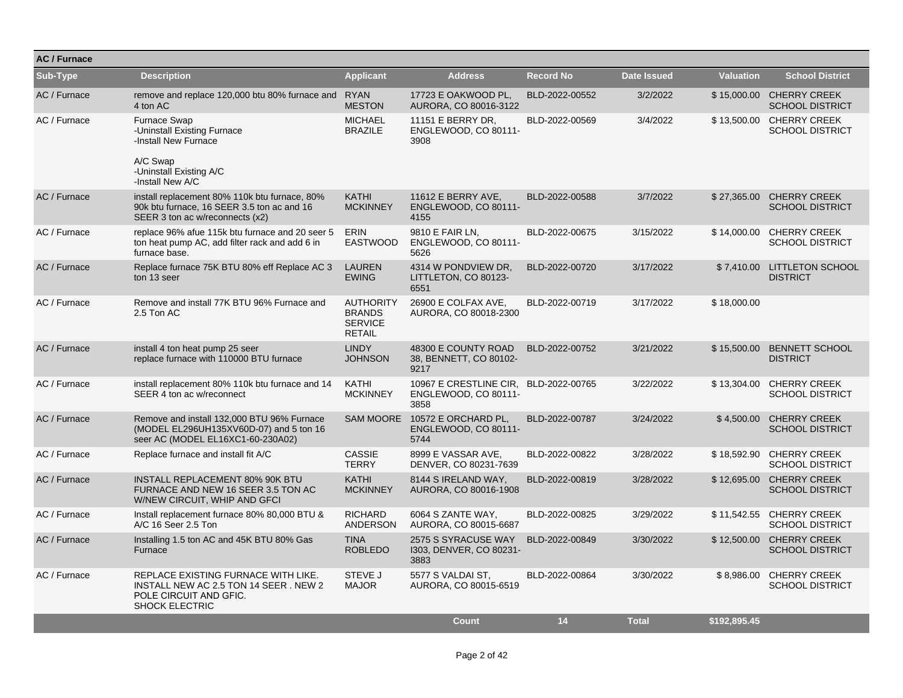## AC / Furnace

| Sub-Type | Description | Applicant | Address | Record No | Date Issued | Valuation | School District |
|---|---|---|---|---|---|---|---|
| AC / Furnace | remove and replace 120,000 btu 80% furnace and 4 ton AC | RYAN MESTON | 17723 E OAKWOOD PL, AURORA, CO 80016-3122 | BLD-2022-00552 | 3/2/2022 | $ 15,000.00 | CHERRY CREEK SCHOOL DISTRICT |
| AC / Furnace | Furnace Swap<br>-Uninstall Existing Furnace<br>-Install New Furnace<br><br>A/C Swap<br>-Uninstall Existing A/C<br>-Install New A/C | MICHAEL BRAZILE | 11151 E BERRY DR, ENGLEWOOD, CO 80111-3908 | BLD-2022-00569 | 3/4/2022 | $ 13,500.00 | CHERRY CREEK SCHOOL DISTRICT |
| AC / Furnace | install replacement 80% 110k btu furnace, 80% 90k btu furnace, 16 SEER 3.5 ton ac and 16 SEER 3 ton ac w/reconnects (x2) | KATHI MCKINNEY | 11612 E BERRY AVE, ENGLEWOOD, CO 80111-4155 | BLD-2022-00588 | 3/7/2022 | $ 27,365.00 | CHERRY CREEK SCHOOL DISTRICT |
| AC / Furnace | replace 96% afue 115k btu furnace and 20 seer 5 ton heat pump AC, add filter rack and add 6 in furnace base. | ERIN EASTWOOD | 9810 E FAIR LN, ENGLEWOOD, CO 80111-5626 | BLD-2022-00675 | 3/15/2022 | $ 14,000.00 | CHERRY CREEK SCHOOL DISTRICT |
| AC / Furnace | Replace furnace 75K BTU 80% eff Replace AC 3 ton 13 seer | LAUREN EWING | 4314 W PONDVIEW DR, LITTLETON, CO 80123-6551 | BLD-2022-00720 | 3/17/2022 | $ 7,410.00 | LITTLETON SCHOOL DISTRICT |
| AC / Furnace | Remove and install 77K BTU 96% Furnace and 2.5 Ton AC | AUTHORITY BRANDS SERVICE RETAIL | 26900 E COLFAX AVE, AURORA, CO 80018-2300 | BLD-2022-00719 | 3/17/2022 | $ 18,000.00 | |
| AC / Furnace | install 4 ton heat pump 25 seer<br>replace furnace with 110000 BTU furnace | LINDY JOHNSON | 48300 E COUNTY ROAD 38, BENNETT, CO 80102-9217 | BLD-2022-00752 | 3/21/2022 | $ 15,500.00 | BENNETT SCHOOL DISTRICT |
| AC / Furnace | install replacement 80% 110k btu furnace and 14 SEER 4 ton ac w/reconnect | KATHI MCKINNEY | 10967 E CRESTLINE CIR, ENGLEWOOD, CO 80111-3858 | BLD-2022-00765 | 3/22/2022 | $ 13,304.00 | CHERRY CREEK SCHOOL DISTRICT |
| AC / Furnace | Remove and install 132,000 BTU 96% Furnace (MODEL EL296UH135XV60D-07) and 5 ton 16 seer AC (MODEL EL16XC1-60-230A02) | SAM MOORE | 10572 E ORCHARD PL, ENGLEWOOD, CO 80111-5744 | BLD-2022-00787 | 3/24/2022 | $ 4,500.00 | CHERRY CREEK SCHOOL DISTRICT |
| AC / Furnace | Replace furnace and install fit A/C | CASSIE TERRY | 8999 E VASSAR AVE, DENVER, CO 80231-7639 | BLD-2022-00822 | 3/28/2022 | $ 18,592.90 | CHERRY CREEK SCHOOL DISTRICT |
| AC / Furnace | INSTALL REPLACEMENT 80% 90K BTU FURNACE AND NEW 16 SEER 3.5 TON AC W/NEW CIRCUIT, WHIP AND GFCI | KATHI MCKINNEY | 8144 S IRELAND WAY, AURORA, CO 80016-1908 | BLD-2022-00819 | 3/28/2022 | $ 12,695.00 | CHERRY CREEK SCHOOL DISTRICT |
| AC / Furnace | Install replacement furnace 80% 80,000 BTU & A/C 16 Seer 2.5 Ton | RICHARD ANDERSON | 6064 S ZANTE WAY, AURORA, CO 80015-6687 | BLD-2022-00825 | 3/29/2022 | $ 11,542.55 | CHERRY CREEK SCHOOL DISTRICT |
| AC / Furnace | Installing 1.5 ton AC and 45K BTU 80% Gas Furnace | TINA ROBLEDO | 2575 S SYRACUSE WAY I303, DENVER, CO 80231-3883 | BLD-2022-00849 | 3/30/2022 | $ 12,500.00 | CHERRY CREEK SCHOOL DISTRICT |
| AC / Furnace | REPLACE EXISTING FURNACE WITH LIKE. INSTALL NEW AC 2.5 TON 14 SEER . NEW 2 POLE CIRCUIT AND GFIC.<br>SHOCK ELECTRIC | STEVE J MAJOR | 5577 S VALDAI ST, AURORA, CO 80015-6519 | BLD-2022-00864 | 3/30/2022 | $ 8,986.00 | CHERRY CREEK SCHOOL DISTRICT |
| | | | **Count** | **14** | **Total** | **$192,895.45** | |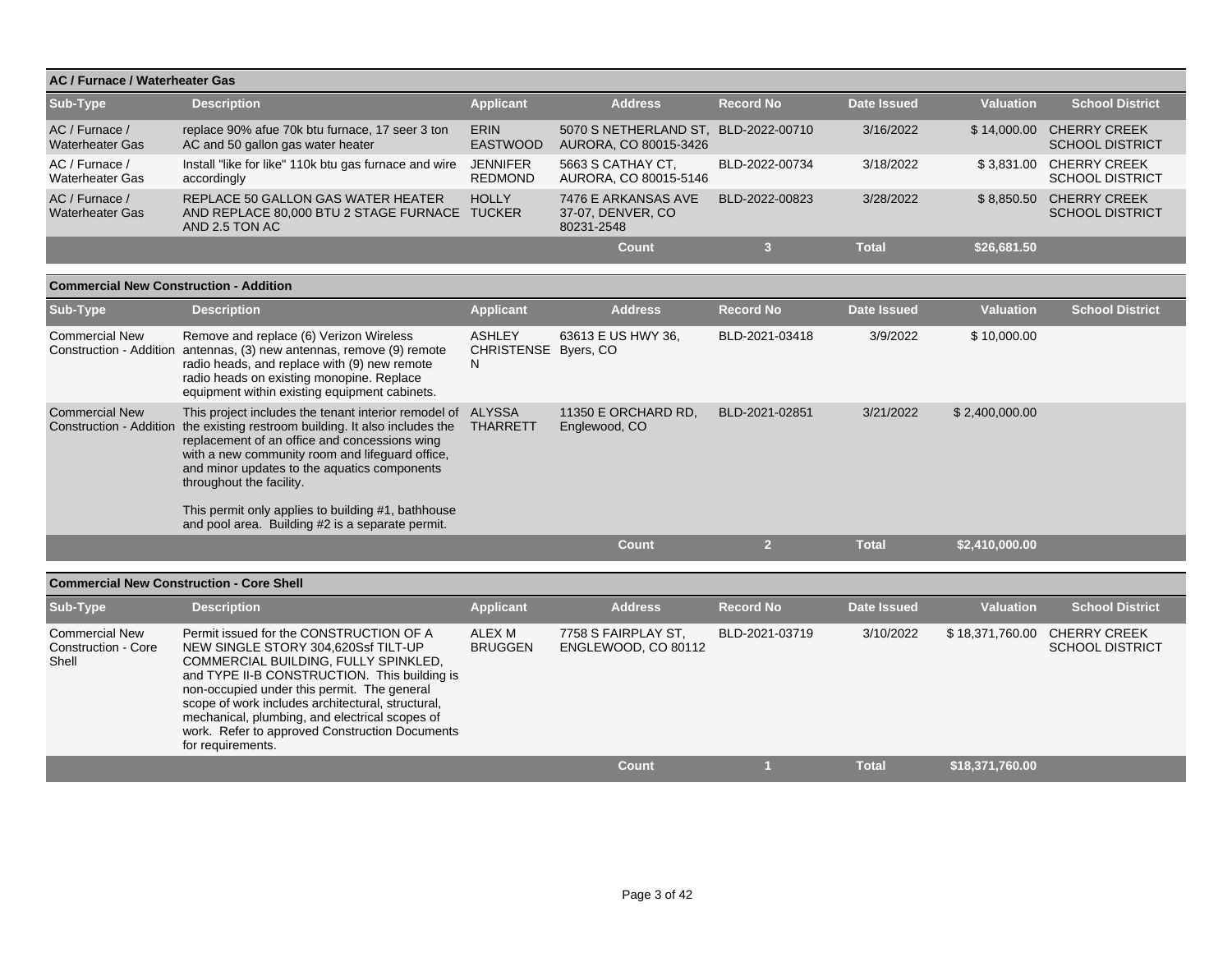## AC / Furnace / Waterheater Gas

| Sub-Type | Description | Applicant | Address | Record No | Date Issued | Valuation | School District |
|---|---|---|---|---|---|---|---|
| AC / Furnace / Waterheater Gas | replace 90% afue 70k btu furnace, 17 seer 3 ton AC and 50 gallon gas water heater | ERIN EASTWOOD | 5070 S NETHERLAND ST, AURORA, CO 80015-3426 | BLD-2022-00710 | 3/16/2022 | $ 14,000.00 | CHERRY CREEK SCHOOL DISTRICT |
| AC / Furnace / Waterheater Gas | Install "like for like" 110k btu gas furnace and wire accordingly | JENNIFER REDMOND | 5663 S CATHAY CT, AURORA, CO 80015-5146 | BLD-2022-00734 | 3/18/2022 | $ 3,831.00 | CHERRY CREEK SCHOOL DISTRICT |
| AC / Furnace / Waterheater Gas | REPLACE 50 GALLON GAS WATER HEATER AND REPLACE 80,000 BTU 2 STAGE FURNACE AND 2.5 TON AC | HOLLY TUCKER | 7476 E ARKANSAS AVE 37-07, DENVER, CO 80231-2548 | BLD-2022-00823 | 3/28/2022 | $ 8,850.50 | CHERRY CREEK SCHOOL DISTRICT |
| | | | Count | 3 | Total | $26,681.50 | |

## Commercial New Construction - Addition

| Sub-Type | Description | Applicant | Address | Record No | Date Issued | Valuation | School District |
|---|---|---|---|---|---|---|---|
| Commercial New Construction - Addition | Remove and replace (6) Verizon Wireless antennas, (3) new antennas, remove (9) remote radio heads, and replace with (9) new remote radio heads on existing monopine. Replace equipment within existing equipment cabinets. | ASHLEY CHRISTENSEN | 63613 E US HWY 36, Byers, CO | BLD-2021-03418 | 3/9/2022 | $ 10,000.00 | |
| Commercial New Construction - Addition | This project includes the tenant interior remodel of the existing restroom building. It also includes the replacement of an office and concessions wing with a new community room and lifeguard office, and minor updates to the aquatics components throughout the facility.<br><br>This permit only applies to building #1, bathhouse and pool area. Building #2 is a separate permit. | ALYSSA THARRETT | 11350 E ORCHARD RD, Englewood, CO | BLD-2021-02851 | 3/21/2022 | $ 2,400,000.00 | |
| | | | Count | 2 | Total | $2,410,000.00 | |

## Commercial New Construction - Core Shell

| Sub-Type | Description | Applicant | Address | Record No | Date Issued | Valuation | School District |
|---|---|---|---|---|---|---|---|
| Commercial New Construction - Core Shell | Permit issued for the CONSTRUCTION OF A NEW SINGLE STORY 304,620Ssf TILT-UP COMMERCIAL BUILDING, FULLY SPINKLED, and TYPE II-B CONSTRUCTION. This building is non-occupied under this permit. The general scope of work includes architectural, structural, mechanical, plumbing, and electrical scopes of work. Refer to approved Construction Documents for requirements. | ALEX M BRUGGEN | 7758 S FAIRPLAY ST, ENGLEWOOD, CO 80112 | BLD-2021-03719 | 3/10/2022 | $ 18,371,760.00 | CHERRY CREEK SCHOOL DISTRICT |
| | | | Count | 1 | Total | $18,371,760.00 | |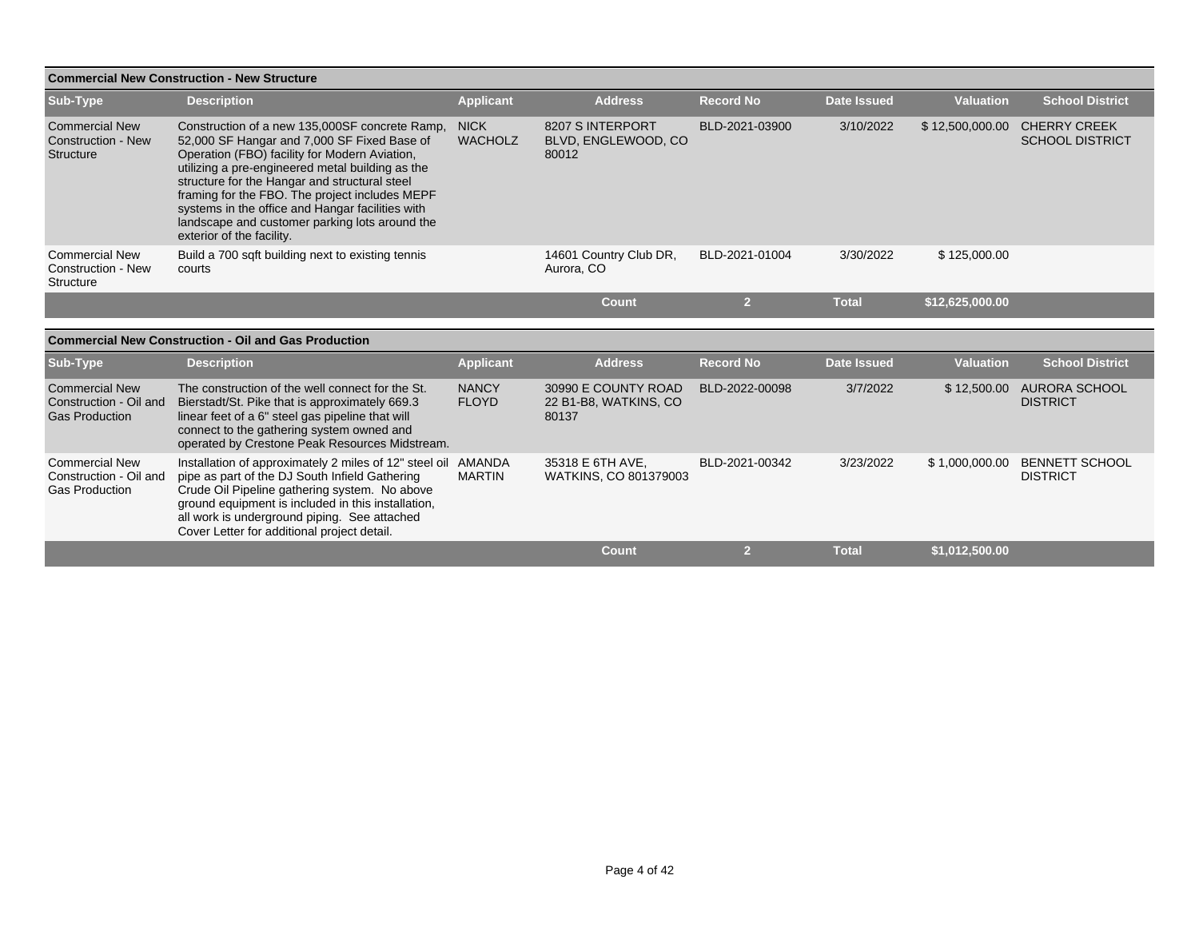### Commercial New Construction - New Structure

| Sub-Type | Description | Applicant | Address | Record No | Date Issued | Valuation | School District |
|---|---|---|---|---|---|---|---|
| Commercial New Construction - New Structure | Construction of a new 135,000SF concrete Ramp, 52,000 SF Hangar and 7,000 SF Fixed Base of Operation (FBO) facility for Modern Aviation, utilizing a pre-engineered metal building as the structure for the Hangar and structural steel framing for the FBO. The project includes MEPF systems in the office and Hangar facilities with landscape and customer parking lots around the exterior of the facility. | NICK WACHOLZ | 8207 S INTERPORT BLVD, ENGLEWOOD, CO 80012 | BLD-2021-03900 | 3/10/2022 | $ 12,500,000.00 | CHERRY CREEK SCHOOL DISTRICT |
| Commercial New Construction - New Structure | Build a 700 sqft building next to existing tennis courts | | 14601 Country Club DR, Aurora, CO | BLD-2021-01004 | 3/30/2022 | $ 125,000.00 | |
| | | | **Count** | **2** | **Total** | **$12,625,000.00** | |

### Commercial New Construction - Oil and Gas Production

| Sub-Type | Description | Applicant | Address | Record No | Date Issued | Valuation | School District |
|---|---|---|---|---|---|---|---|
| Commercial New Construction - Oil and Gas Production | The construction of the well connect for the St. Bierstadt/St. Pike that is approximately 669.3 linear feet of a 6" steel gas pipeline that will connect to the gathering system owned and operated by Crestone Peak Resources Midstream. | NANCY FLOYD | 30990 E COUNTY ROAD 22 B1-B8, WATKINS, CO 80137 | BLD-2022-00098 | 3/7/2022 | $ 12,500.00 | AURORA SCHOOL DISTRICT |
| Commercial New Construction - Oil and Gas Production | Installation of approximately 2 miles of 12" steel oil pipe as part of the DJ South Infield Gathering Crude Oil Pipeline gathering system. No above ground equipment is included in this installation, all work is underground piping. See attached Cover Letter for additional project detail. | AMANDA MARTIN | 35318 E 6TH AVE, WATKINS, CO 801379003 | BLD-2021-00342 | 3/23/2022 | $ 1,000,000.00 | BENNETT SCHOOL DISTRICT |
| | | | **Count** | **2** | **Total** | **$1,012,500.00** | |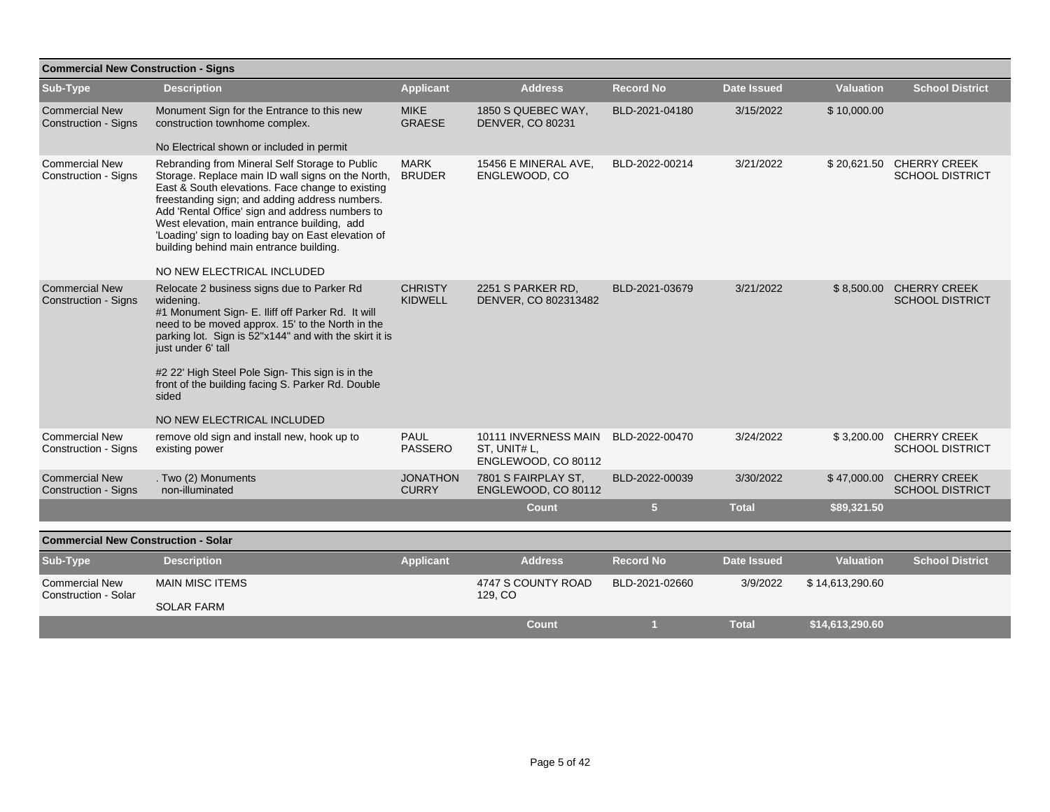## Commercial New Construction - Signs

| Sub-Type | Description | Applicant | Address | Record No | Date Issued | Valuation | School District |
|---|---|---|---|---|---|---|---|
| Commercial New Construction - Signs | Monument Sign for the Entrance to this new construction townhome complex.<br><br>No Electrical shown or included in permit | MIKE GRAESE | 1850 S QUEBEC WAY, DENVER, CO 80231 | BLD-2021-04180 | 3/15/2022 | $ 10,000.00 | |
| Commercial New Construction - Signs | Rebranding from Mineral Self Storage to Public Storage. Replace main ID wall signs on the North, East & South elevations. Face change to existing freestanding sign; and adding address numbers. Add 'Rental Office' sign and address numbers to West elevation, main entrance building, add 'Loading' sign to loading bay on East elevation of building behind main entrance building.<br><br>NO NEW ELECTRICAL INCLUDED | MARK BRUDER | 15456 E MINERAL AVE, ENGLEWOOD, CO | BLD-2022-00214 | 3/21/2022 | $ 20,621.50 | CHERRY CREEK SCHOOL DISTRICT |
| Commercial New Construction - Signs | Relocate 2 business signs due to Parker Rd widening.<br>#1 Monument Sign- E. Iliff off Parker Rd. It will need to be moved approx. 15' to the North in the parking lot. Sign is 52"x144" and with the skirt it is just under 6' tall<br><br>#2 22' High Steel Pole Sign- This sign is in the front of the building facing S. Parker Rd. Double sided<br><br>NO NEW ELECTRICAL INCLUDED | CHRISTY KIDWELL | 2251 S PARKER RD, DENVER, CO 802313482 | BLD-2021-03679 | 3/21/2022 | $ 8,500.00 | CHERRY CREEK SCHOOL DISTRICT |
| Commercial New Construction - Signs | remove old sign and install new, hook up to existing power | PAUL PASSERO | 10111 INVERNESS MAIN ST, UNIT# L, ENGLEWOOD, CO 80112 | BLD-2022-00470 | 3/24/2022 | $ 3,200.00 | CHERRY CREEK SCHOOL DISTRICT |
| Commercial New Construction - Signs | . Two (2) Monuments<br>non-illuminated | JONATHON CURRY | 7801 S FAIRPLAY ST, ENGLEWOOD, CO 80112 | BLD-2022-00039 | 3/30/2022 | $ 47,000.00 | CHERRY CREEK SCHOOL DISTRICT |
| | | | **Count** | **5** | **Total** | **$89,321.50** | |

## Commercial New Construction - Solar

| Sub-Type | Description | Applicant | Address | Record No | Date Issued | Valuation | School District |
|---|---|---|---|---|---|---|---|
| Commercial New Construction - Solar | MAIN MISC ITEMS<br><br>SOLAR FARM | | 4747 S COUNTY ROAD 129, CO | BLD-2021-02660 | 3/9/2022 | $ 14,613,290.60 | |
| | | | **Count** | **1** | **Total** | **$14,613,290.60** | |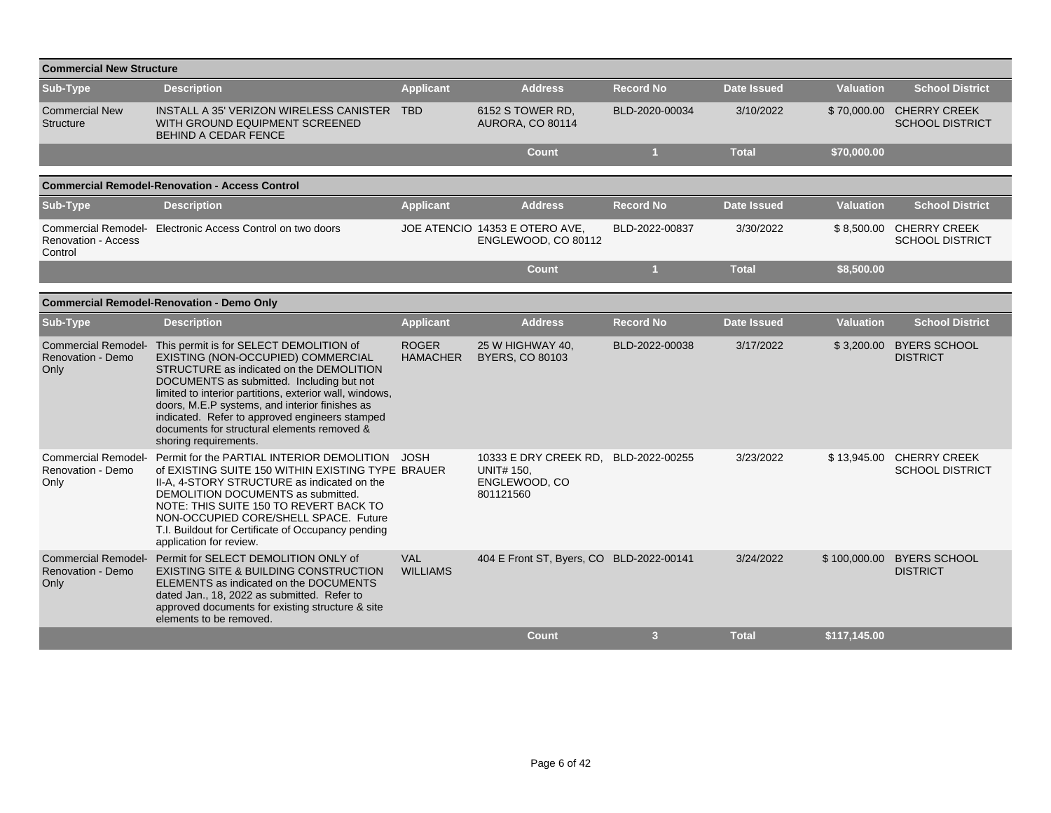### Commercial New Structure

| Sub-Type | Description | Applicant | Address | Record No | Date Issued | Valuation | School District |
|---|---|---|---|---|---|---|---|
| Commercial New Structure | INSTALL A 35' VERIZON WIRELESS CANISTER WITH GROUND EQUIPMENT SCREENED BEHIND A CEDAR FENCE | TBD | 6152 S TOWER RD, AURORA, CO 80114 | BLD-2020-00034 | 3/10/2022 | $ 70,000.00 | CHERRY CREEK SCHOOL DISTRICT |
| | | | Count | 1 | Total | $70,000.00 | |

### Commercial Remodel-Renovation - Access Control

| Sub-Type | Description | Applicant | Address | Record No | Date Issued | Valuation | School District |
|---|---|---|---|---|---|---|---|
| Commercial Remodel-Renovation - Access Control | Electronic Access Control on two doors | JOE ATENCIO | 14353 E OTERO AVE, ENGLEWOOD, CO 80112 | BLD-2022-00837 | 3/30/2022 | $ 8,500.00 | CHERRY CREEK SCHOOL DISTRICT |
| | | | Count | 1 | Total | $8,500.00 | |

### Commercial Remodel-Renovation - Demo Only

| Sub-Type | Description | Applicant | Address | Record No | Date Issued | Valuation | School District |
|---|---|---|---|---|---|---|---|
| Commercial Remodel-Renovation - Demo Only | This permit is for SELECT DEMOLITION of EXISTING (NON-OCCUPIED) COMMERCIAL STRUCTURE as indicated on the DEMOLITION DOCUMENTS as submitted. Including but not limited to interior partitions, exterior wall, windows, doors, M.E.P systems, and interior finishes as indicated. Refer to approved engineers stamped documents for structural elements removed & shoring requirements. | ROGER HAMACHER | 25 W HIGHWAY 40, BYERS, CO 80103 | BLD-2022-00038 | 3/17/2022 | $ 3,200.00 | BYERS SCHOOL DISTRICT |
| Commercial Remodel-Renovation - Demo Only | Permit for the PARTIAL INTERIOR DEMOLITION of EXISTING SUITE 150 WITHIN EXISTING TYPE II-A, 4-STORY STRUCTURE as indicated on the DEMOLITION DOCUMENTS as submitted. NOTE: THIS SUITE 150 TO REVERT BACK TO NON-OCCUPIED CORE/SHELL SPACE. Future T.I. Buildout for Certificate of Occupancy pending application for review. | JOSH BRAUER | 10333 E DRY CREEK RD, UNIT# 150, ENGLEWOOD, CO 801121560 | BLD-2022-00255 | 3/23/2022 | $ 13,945.00 | CHERRY CREEK SCHOOL DISTRICT |
| Commercial Remodel-Renovation - Demo Only | Permit for SELECT DEMOLITION ONLY of EXISTING SITE & BUILDING CONSTRUCTION ELEMENTS as indicated on the DOCUMENTS dated Jan., 18, 2022 as submitted. Refer to approved documents for existing structure & site elements to be removed. | VAL WILLIAMS | 404 E Front ST, Byers, CO | BLD-2022-00141 | 3/24/2022 | $ 100,000.00 | BYERS SCHOOL DISTRICT |
| | | | Count | 3 | Total | $117,145.00 | |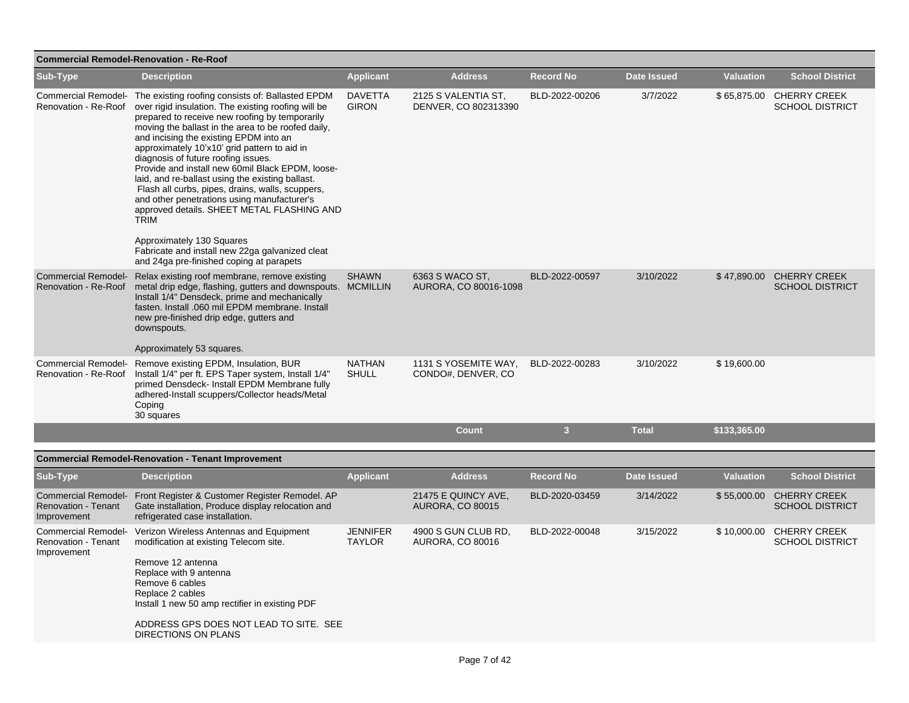### Commercial Remodel-Renovation - Re-Roof

| Sub-Type | Description | Applicant | Address | Record No | Date Issued | Valuation | School District |
|---|---|---|---|---|---|---|---|
| Commercial Remodel-Renovation - Re-Roof | The existing roofing consists of: Ballasted EPDM over rigid insulation. The existing roofing will be prepared to receive new roofing by temporarily moving the ballast in the area to be roofed daily, and incising the existing EPDM into an approximately 10'x10' grid pattern to aid in diagnosis of future roofing issues. Provide and install new 60mil Black EPDM, loose-laid, and re-ballast using the existing ballast. Flash all curbs, pipes, drains, walls, scuppers, and other penetrations using manufacturer's approved details. SHEET METAL FLASHING AND TRIM<br><br>Approximately 130 Squares<br>Fabricate and install new 22ga galvanized cleat and 24ga pre-finished coping at parapets | DAVETTA GIRON | 2125 S VALENTIA ST, DENVER, CO 802313390 | BLD-2022-00206 | 3/7/2022 | $ 65,875.00 | CHERRY CREEK SCHOOL DISTRICT |
| Commercial Remodel-Renovation - Re-Roof | Relax existing roof membrane, remove existing metal drip edge, flashing, gutters and downspouts. Install 1/4" Densdeck, prime and mechanically fasten. Install .060 mil EPDM membrane. Install new pre-finished drip edge, gutters and downspouts.<br><br>Approximately 53 squares. | SHAWN MCMILLIN | 6363 S WACO ST, AURORA, CO 80016-1098 | BLD-2022-00597 | 3/10/2022 | $ 47,890.00 | CHERRY CREEK SCHOOL DISTRICT |
| Commercial Remodel-Renovation - Re-Roof | Remove existing EPDM, Insulation, BUR<br>Install 1/4" per ft. EPS Taper system, Install 1/4" primed Densdeck- Install EPDM Membrane fully adhered-Install scuppers/Collector heads/Metal Coping<br>30 squares | NATHAN SHULL | 1131 S YOSEMITE WAY, CONDO#, DENVER, CO | BLD-2022-00283 | 3/10/2022 | $ 19,600.00 | |
| | | | **Count** | **3** | **Total** | **$133,365.00** | |

### Commercial Remodel-Renovation - Tenant Improvement

| Sub-Type | Description | Applicant | Address | Record No | Date Issued | Valuation | School District |
|---|---|---|---|---|---|---|---|
| Commercial Remodel-Renovation - Tenant Improvement | Front Register & Customer Register Remodel. AP Gate installation, Produce display relocation and refrigerated case installation. | | 21475 E QUINCY AVE, AURORA, CO 80015 | BLD-2020-03459 | 3/14/2022 | $ 55,000.00 | CHERRY CREEK SCHOOL DISTRICT |
| Commercial Remodel-Renovation - Tenant Improvement | Verizon Wireless Antennas and Equipment modification at existing Telecom site.<br><br>Remove 12 antenna<br>Replace with 9 antenna<br>Remove 6 cables<br>Replace 2 cables<br>Install 1 new 50 amp rectifier in existing PDF<br><br>ADDRESS GPS DOES NOT LEAD TO SITE. SEE DIRECTIONS ON PLANS | JENNIFER TAYLOR | 4900 S GUN CLUB RD, AURORA, CO 80016 | BLD-2022-00048 | 3/15/2022 | $ 10,000.00 | CHERRY CREEK SCHOOL DISTRICT |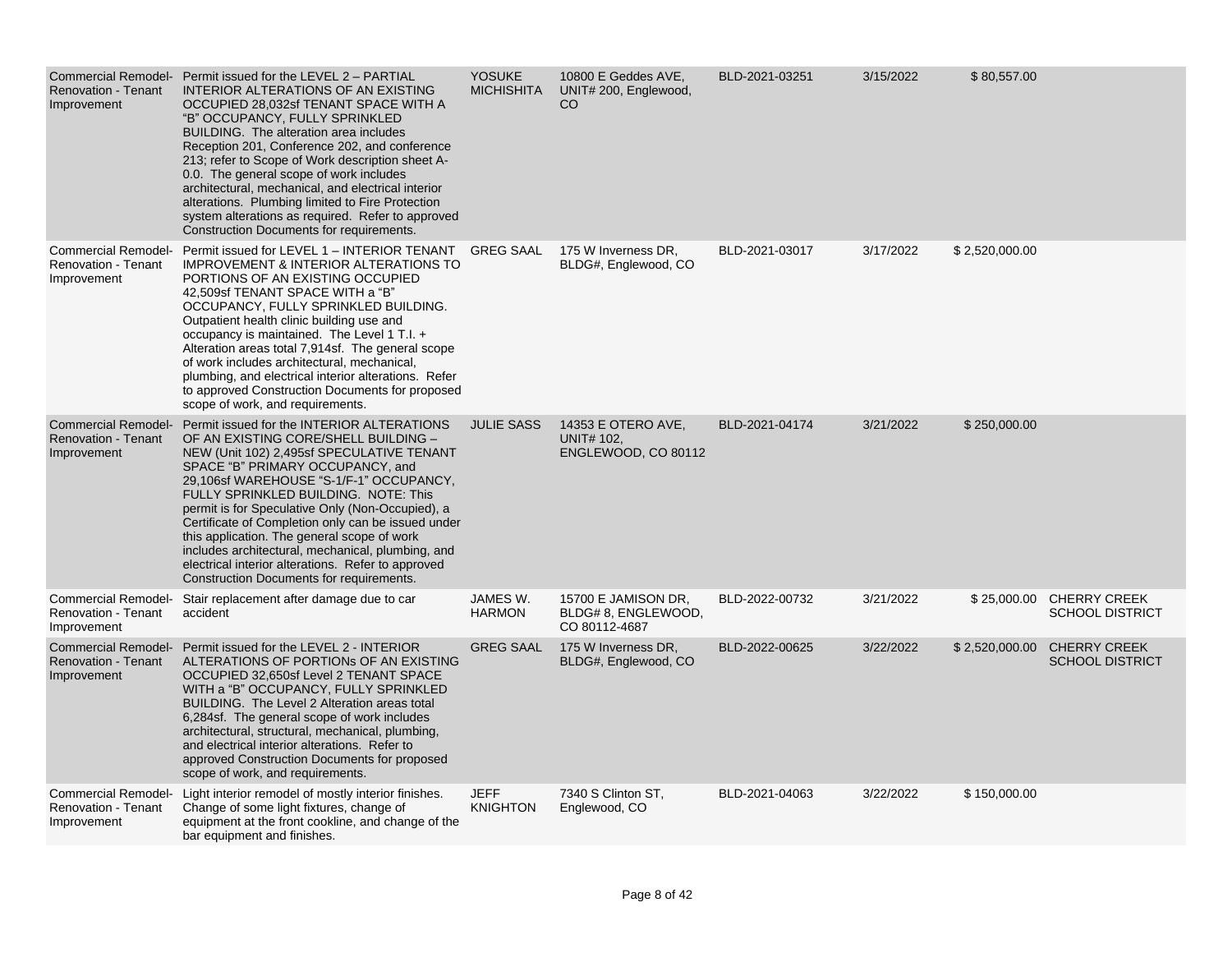| | | | | | | | |
|---|---|---|---|---|---|---|---|
| Commercial Remodel- Renovation - Tenant Improvement | Permit issued for the LEVEL 2 – PARTIAL INTERIOR ALTERATIONS OF AN EXISTING OCCUPIED 28,032sf TENANT SPACE WITH A "B" OCCUPANCY, FULLY SPRINKLED BUILDING. The alteration area includes Reception 201, Conference 202, and conference 213; refer to Scope of Work description sheet A-0.0. The general scope of work includes architectural, mechanical, and electrical interior alterations. Plumbing limited to Fire Protection system alterations as required. Refer to approved Construction Documents for requirements. | YOSUKE MICHISHITA | 10800 E Geddes AVE, UNIT# 200, Englewood, CO | BLD-2021-03251 | 3/15/2022 | $ 80,557.00 | |
| Commercial Remodel- Renovation - Tenant Improvement | Permit issued for LEVEL 1 – INTERIOR TENANT IMPROVEMENT & INTERIOR ALTERATIONS TO PORTIONS OF AN EXISTING OCCUPIED 42,509sf TENANT SPACE WITH A "B" OCCUPANCY, FULLY SPRINKLED BUILDING. Outpatient health clinic building use and occupancy is maintained. The Level 1 T.I. + Alteration areas total 7,914sf. The general scope of work includes architectural, mechanical, plumbing, and electrical interior alterations. Refer to approved Construction Documents for proposed scope of work, and requirements. | GREG SAAL | 175 W Inverness DR, BLDG#, Englewood, CO | BLD-2021-03017 | 3/17/2022 | $ 2,520,000.00 | |
| Commercial Remodel- Renovation - Tenant Improvement | Permit issued for the INTERIOR ALTERATIONS OF AN EXISTING CORE/SHELL BUILDING – NEW (Unit 102) 2,495sf SPECULATIVE TENANT SPACE "B" PRIMARY OCCUPANCY, and 29,106sf WAREHOUSE "S-1/F-1" OCCUPANCY, FULLY SPRINKLED BUILDING. NOTE: This permit is for Speculative Only (Non-Occupied), a Certificate of Completion only can be issued under this application. The general scope of work includes architectural, mechanical, plumbing, and electrical interior alterations. Refer to approved Construction Documents for requirements. | JULIE SASS | 14353 E OTERO AVE, UNIT# 102, ENGLEWOOD, CO 80112 | BLD-2021-04174 | 3/21/2022 | $ 250,000.00 | |
| Commercial Remodel- Renovation - Tenant Improvement | Stair replacement after damage due to car accident | JAMES W. HARMON | 15700 E JAMISON DR, BLDG# 8, ENGLEWOOD, CO 80112-4687 | BLD-2022-00732 | 3/21/2022 | $ 25,000.00 | CHERRY CREEK SCHOOL DISTRICT |
| Commercial Remodel- Renovation - Tenant Improvement | Permit issued for the LEVEL 2 - INTERIOR ALTERATIONS OF PORTIONs OF AN EXISTING OCCUPIED 32,650sf Level 2 TENANT SPACE WITH a "B" OCCUPANCY, FULLY SPRINKLED BUILDING. The Level 2 Alteration areas total 6,284sf. The general scope of work includes architectural, structural, mechanical, plumbing, and electrical interior alterations. Refer to approved Construction Documents for proposed scope of work, and requirements. | GREG SAAL | 175 W Inverness DR, BLDG#, Englewood, CO | BLD-2022-00625 | 3/22/2022 | $ 2,520,000.00 | CHERRY CREEK SCHOOL DISTRICT |
| Commercial Remodel- Renovation - Tenant Improvement | Light interior remodel of mostly interior finishes. Change of some light fixtures, change of equipment at the front cookline, and change of the bar equipment and finishes. | JEFF KNIGHTON | 7340 S Clinton ST, Englewood, CO | BLD-2021-04063 | 3/22/2022 | $ 150,000.00 | |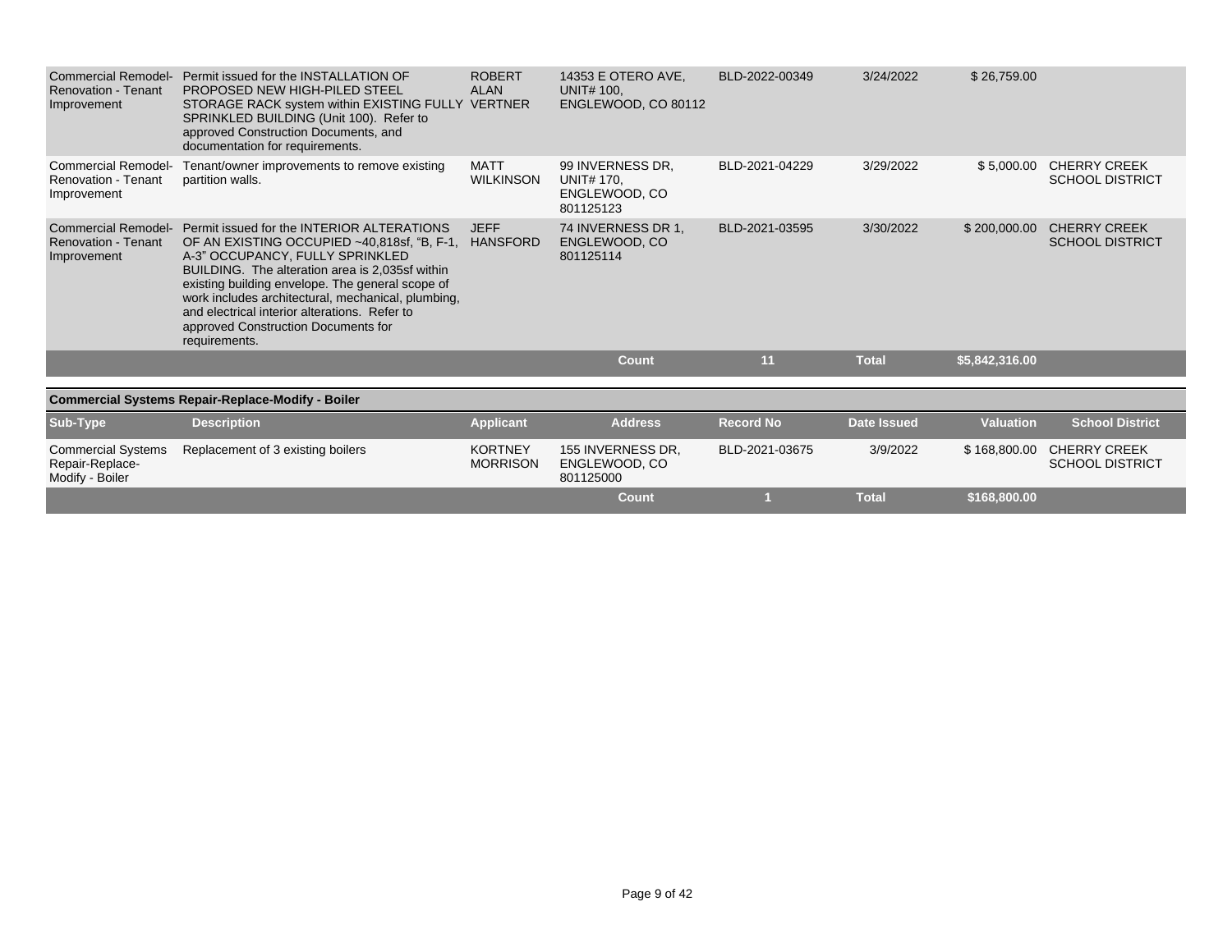| Sub-Type | Description | Applicant | Address | Record No | Date Issued | Valuation | School District |
|---|---|---|---|---|---|---|---|
| Commercial Remodel-Renovation - Tenant Improvement | Permit issued for the INSTALLATION OF PROPOSED NEW HIGH-PILED STEEL STORAGE RACK system within EXISTING FULLY SPRINKLED BUILDING (Unit 100). Refer to approved Construction Documents, and documentation for requirements. | ROBERT ALAN VERTNER | 14353 E OTERO AVE, UNIT# 100, ENGLEWOOD, CO 80112 | BLD-2022-00349 | 3/24/2022 | $ 26,759.00 | |
| Commercial Remodel-Renovation - Tenant Improvement | Tenant/owner improvements to remove existing partition walls. | MATT WILKINSON | 99 INVERNESS DR, UNIT# 170, ENGLEWOOD, CO 801125123 | BLD-2021-04229 | 3/29/2022 | $ 5,000.00 | CHERRY CREEK SCHOOL DISTRICT |
| Commercial Remodel-Renovation - Tenant Improvement | Permit issued for the INTERIOR ALTERATIONS OF AN EXISTING OCCUPIED ~40,818sf, "B, F-1, A-3" OCCUPANCY, FULLY SPRINKLED BUILDING. The alteration area is 2,035sf within existing building envelope. The general scope of work includes architectural, mechanical, plumbing, and electrical interior alterations. Refer to approved Construction Documents for requirements. | JEFF HANSFORD | 74 INVERNESS DR 1, ENGLEWOOD, CO 801125114 | BLD-2021-03595 | 3/30/2022 | $ 200,000.00 | CHERRY CREEK SCHOOL DISTRICT |
| | | | **Count** | **11** | **Total** | **$5,842,316.00** | |

**Commercial Systems Repair-Replace-Modify - Boiler**

| Sub-Type | Description | Applicant | Address | Record No | Date Issued | Valuation | School District |
|---|---|---|---|---|---|---|---|
| Commercial Systems Repair-Replace-Modify - Boiler | Replacement of 3 existing boilers | KORTNEY MORRISON | 155 INVERNESS DR, ENGLEWOOD, CO 801125000 | BLD-2021-03675 | 3/9/2022 | $ 168,800.00 | CHERRY CREEK SCHOOL DISTRICT |
| | | | **Count** | **1** | **Total** | **$168,800.00** | |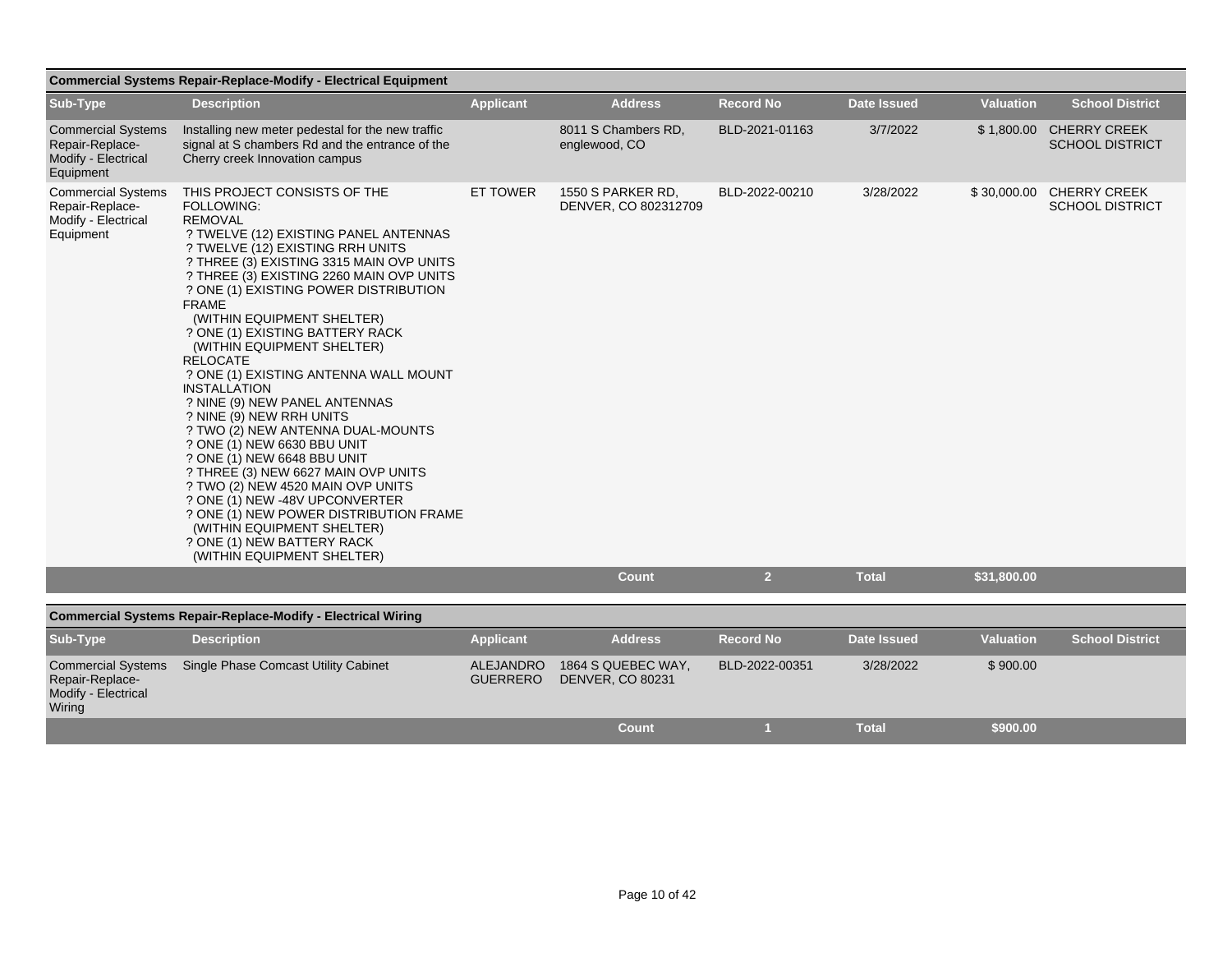## Commercial Systems Repair-Replace-Modify - Electrical Equipment

| Sub-Type | Description | Applicant | Address | Record No | Date Issued | Valuation | School District |
|---|---|---|---|---|---|---|---|
| Commercial Systems Repair-Replace-Modify - Electrical Equipment | Installing new meter pedestal for the new traffic signal at S chambers Rd and the entrance of the Cherry creek Innovation campus | | 8011 S Chambers RD, englewood, CO | BLD-2021-01163 | 3/7/2022 | $ 1,800.00 | CHERRY CREEK SCHOOL DISTRICT |
| Commercial Systems Repair-Replace-Modify - Electrical Equipment | THIS PROJECT CONSISTS OF THE FOLLOWING:<br>REMOVAL<br>? TWELVE (12) EXISTING PANEL ANTENNAS<br>? TWELVE (12) EXISTING RRH UNITS<br>? THREE (3) EXISTING 3315 MAIN OVP UNITS<br>? THREE (3) EXISTING 2260 MAIN OVP UNITS<br>? ONE (1) EXISTING POWER DISTRIBUTION FRAME (WITHIN EQUIPMENT SHELTER)<br>? ONE (1) EXISTING BATTERY RACK (WITHIN EQUIPMENT SHELTER)<br>RELOCATE<br>? ONE (1) EXISTING ANTENNA WALL MOUNT<br>INSTALLATION<br>? NINE (9) NEW PANEL ANTENNAS<br>? NINE (9) NEW RRH UNITS<br>? TWO (2) NEW ANTENNA DUAL-MOUNTS<br>? ONE (1) NEW 6630 BBU UNIT<br>? ONE (1) NEW 6648 BBU UNIT<br>? THREE (3) NEW 6627 MAIN OVP UNITS<br>? TWO (2) NEW 4520 MAIN OVP UNITS<br>? ONE (1) NEW -48V UPCONVERTER<br>? ONE (1) NEW POWER DISTRIBUTION FRAME (WITHIN EQUIPMENT SHELTER)<br>? ONE (1) NEW BATTERY RACK (WITHIN EQUIPMENT SHELTER) | ET TOWER | 1550 S PARKER RD, DENVER, CO 802312709 | BLD-2022-00210 | 3/28/2022 | $ 30,000.00 | CHERRY CREEK SCHOOL DISTRICT |
| | | | **Count** | **2** | **Total** | **$31,800.00** | |

## Commercial Systems Repair-Replace-Modify - Electrical Wiring

| Sub-Type | Description | Applicant | Address | Record No | Date Issued | Valuation | School District |
|---|---|---|---|---|---|---|---|
| Commercial Systems Repair-Replace-Modify - Electrical Wiring | Single Phase Comcast Utility Cabinet | ALEJANDRO GUERRERO | 1864 S QUEBEC WAY, DENVER, CO 80231 | BLD-2022-00351 | 3/28/2022 | $ 900.00 | |
| | | | **Count** | **1** | **Total** | **$900.00** | |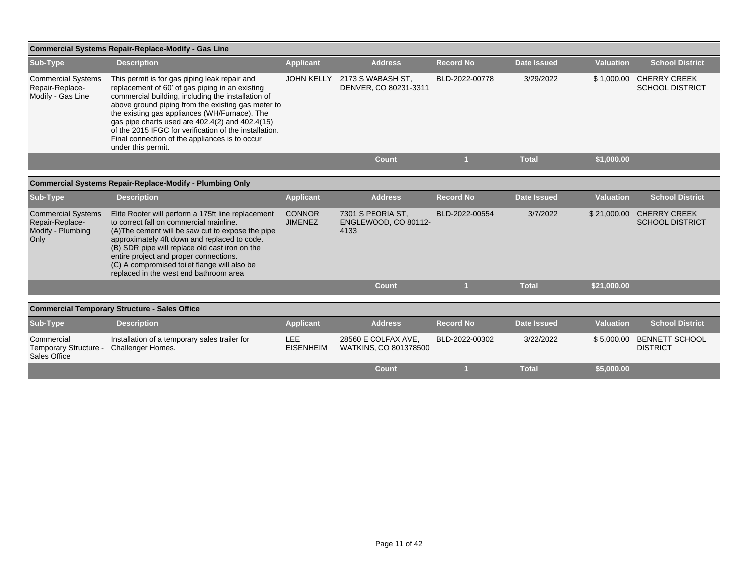### Commercial Systems Repair-Replace-Modify - Gas Line

| Sub-Type | Description | Applicant | Address | Record No | Date Issued | Valuation | School District |
|---|---|---|---|---|---|---|---|
| Commercial Systems Repair-Replace-Modify - Gas Line | This permit is for gas piping leak repair and replacement of 60' of gas piping in an existing commercial building, including the installation of above ground piping from the existing gas meter to the existing gas appliances (WH/Furnace). The gas pipe charts used are 402.4(2) and 402.4(15) of the 2015 IFGC for verification of the installation. Final connection of the appliances is to occur under this permit. | JOHN KELLY | 2173 S WABASH ST, DENVER, CO 80231-3311 | BLD-2022-00778 | 3/29/2022 | $ 1,000.00 | CHERRY CREEK SCHOOL DISTRICT |
| | | | **Count** | **1** | **Total** | **$1,000.00** | |

### Commercial Systems Repair-Replace-Modify - Plumbing Only

| Sub-Type | Description | Applicant | Address | Record No | Date Issued | Valuation | School District |
|---|---|---|---|---|---|---|---|
| Commercial Systems Repair-Replace-Modify - Plumbing Only | Elite Rooter will perform a 175ft line replacement to correct fall on commercial mainline. (A)The cement will be saw cut to expose the pipe approximately 4ft down and replaced to code. (B) SDR pipe will replace old cast iron on the entire project and proper connections. (C) A compromised toilet flange will also be replaced in the west end bathroom area | CONNOR JIMENEZ | 7301 S PEORIA ST, ENGLEWOOD, CO 80112-4133 | BLD-2022-00554 | 3/7/2022 | $ 21,000.00 | CHERRY CREEK SCHOOL DISTRICT |
| | | | **Count** | **1** | **Total** | **$21,000.00** | |

### Commercial Temporary Structure - Sales Office

| Sub-Type | Description | Applicant | Address | Record No | Date Issued | Valuation | School District |
|---|---|---|---|---|---|---|---|
| Commercial Temporary Structure - Sales Office | Installation of a temporary sales trailer for Challenger Homes. | LEE EISENHEIM | 28560 E COLFAX AVE, WATKINS, CO 801378500 | BLD-2022-00302 | 3/22/2022 | $ 5,000.00 | BENNETT SCHOOL DISTRICT |
| | | | **Count** | **1** | **Total** | **$5,000.00** | |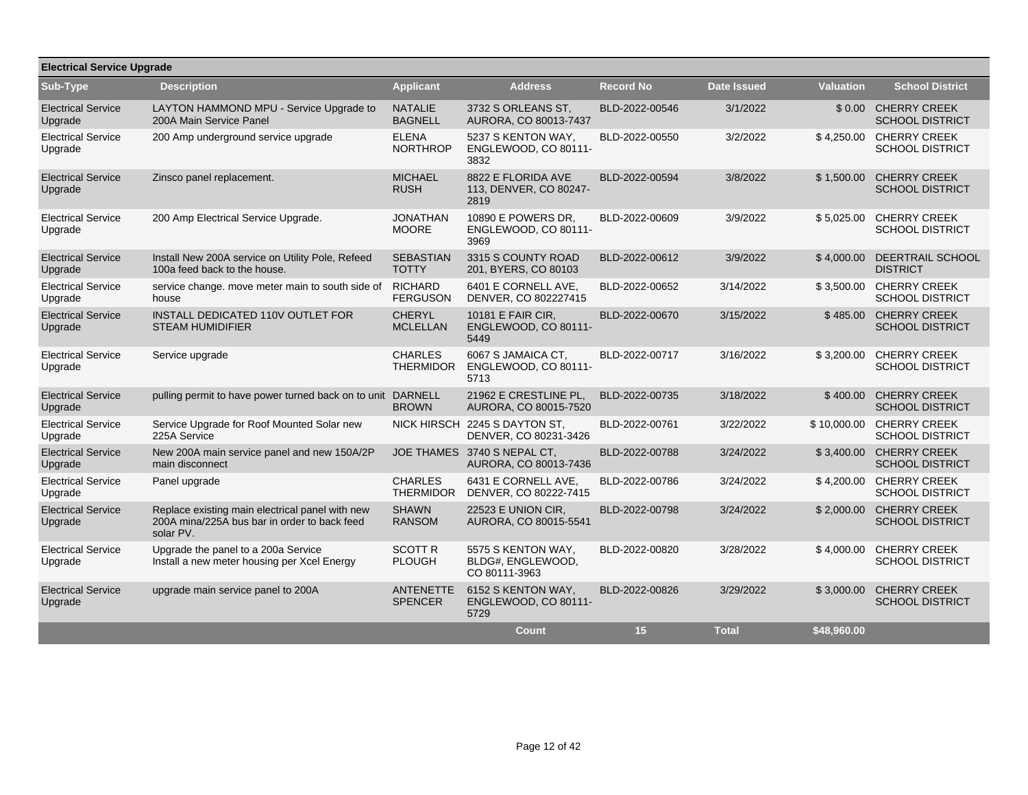| Electrical Service Upgrade | | | | | | | |
|---|---|---|---|---|---|---|---|
| **Sub-Type** | **Description** | **Applicant** | **Address** | **Record No** | **Date Issued** | **Valuation** | **School District** |
| Electrical Service Upgrade | LAYTON HAMMOND MPU - Service Upgrade to 200A Main Service Panel | NATALIE BAGNELL | 3732 S ORLEANS ST, AURORA, CO 80013-7437 | BLD-2022-00546 | 3/1/2022 | $ 0.00 | CHERRY CREEK SCHOOL DISTRICT |
| Electrical Service Upgrade | 200 Amp underground service upgrade | ELENA NORTHROP | 5237 S KENTON WAY, ENGLEWOOD, CO 80111-3832 | BLD-2022-00550 | 3/2/2022 | $ 4,250.00 | CHERRY CREEK SCHOOL DISTRICT |
| Electrical Service Upgrade | Zinsco panel replacement. | MICHAEL RUSH | 8822 E FLORIDA AVE 113, DENVER, CO 80247-2819 | BLD-2022-00594 | 3/8/2022 | $ 1,500.00 | CHERRY CREEK SCHOOL DISTRICT |
| Electrical Service Upgrade | 200 Amp Electrical Service Upgrade. | JONATHAN MOORE | 10890 E POWERS DR, ENGLEWOOD, CO 80111-3969 | BLD-2022-00609 | 3/9/2022 | $ 5,025.00 | CHERRY CREEK SCHOOL DISTRICT |
| Electrical Service Upgrade | Install New 200A service on Utility Pole, Refeed 100a feed back to the house. | SEBASTIAN TOTTY | 3315 S COUNTY ROAD 201, BYERS, CO 80103 | BLD-2022-00612 | 3/9/2022 | $ 4,000.00 | DEERTRAIL SCHOOL DISTRICT |
| Electrical Service Upgrade | service change. move meter main to south side of house | RICHARD FERGUSON | 6401 E CORNELL AVE, DENVER, CO 802227415 | BLD-2022-00652 | 3/14/2022 | $ 3,500.00 | CHERRY CREEK SCHOOL DISTRICT |
| Electrical Service Upgrade | INSTALL DEDICATED 110V OUTLET FOR STEAM HUMIDIFIER | CHERYL MCLELLAN | 10181 E FAIR CIR, ENGLEWOOD, CO 80111-5449 | BLD-2022-00670 | 3/15/2022 | $ 485.00 | CHERRY CREEK SCHOOL DISTRICT |
| Electrical Service Upgrade | Service upgrade | CHARLES THERMIDOR | 6067 S JAMAICA CT, ENGLEWOOD, CO 80111-5713 | BLD-2022-00717 | 3/16/2022 | $ 3,200.00 | CHERRY CREEK SCHOOL DISTRICT |
| Electrical Service Upgrade | pulling permit to have power turned back on to unit | DARNELL BROWN | 21962 E CRESTLINE PL, AURORA, CO 80015-7520 | BLD-2022-00735 | 3/18/2022 | $ 400.00 | CHERRY CREEK SCHOOL DISTRICT |
| Electrical Service Upgrade | Service Upgrade for Roof Mounted Solar new 225A Service | NICK HIRSCH | 2245 S DAYTON ST, DENVER, CO 80231-3426 | BLD-2022-00761 | 3/22/2022 | $ 10,000.00 | CHERRY CREEK SCHOOL DISTRICT |
| Electrical Service Upgrade | New 200A main service panel and new 150A/2P main disconnect | JOE THAMES | 3740 S NEPAL CT, AURORA, CO 80013-7436 | BLD-2022-00788 | 3/24/2022 | $ 3,400.00 | CHERRY CREEK SCHOOL DISTRICT |
| Electrical Service Upgrade | Panel upgrade | CHARLES THERMIDOR | 6431 E CORNELL AVE, DENVER, CO 80222-7415 | BLD-2022-00786 | 3/24/2022 | $ 4,200.00 | CHERRY CREEK SCHOOL DISTRICT |
| Electrical Service Upgrade | Replace existing main electrical panel with new 200A mina/225A bus bar in order to back feed solar PV. | SHAWN RANSOM | 22523 E UNION CIR, AURORA, CO 80015-5541 | BLD-2022-00798 | 3/24/2022 | $ 2,000.00 | CHERRY CREEK SCHOOL DISTRICT |
| Electrical Service Upgrade | Upgrade the panel to a 200a Service Install a new meter housing per Xcel Energy | SCOTT R PLOUGH | 5575 S KENTON WAY, BLDG#, ENGLEWOOD, CO 80111-3963 | BLD-2022-00820 | 3/28/2022 | $ 4,000.00 | CHERRY CREEK SCHOOL DISTRICT |
| Electrical Service Upgrade | upgrade main service panel to 200A | ANTENETTE SPENCER | 6152 S KENTON WAY, ENGLEWOOD, CO 80111-5729 | BLD-2022-00826 | 3/29/2022 | $ 3,000.00 | CHERRY CREEK SCHOOL DISTRICT |
| | | | **Count** | **15** | **Total** | **$48,960.00** | |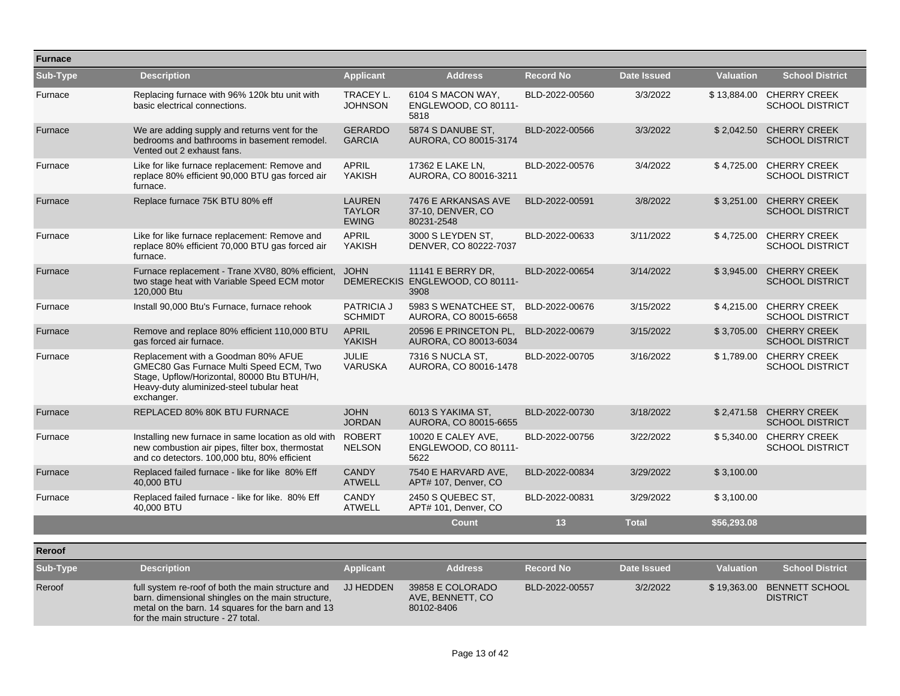## Furnace

| Sub-Type | Description | Applicant | Address | Record No | Date Issued | Valuation | School District |
|---|---|---|---|---|---|---|---|
| Furnace | Replacing furnace with 96% 120k btu unit with basic electrical connections. | TRACEY L. JOHNSON | 6104 S MACON WAY, ENGLEWOOD, CO 80111-5818 | BLD-2022-00560 | 3/3/2022 | $ 13,884.00 | CHERRY CREEK SCHOOL DISTRICT |
| Furnace | We are adding supply and returns vent for the bedrooms and bathrooms in basement remodel. Vented out 2 exhaust fans. | GERARDO GARCIA | 5874 S DANUBE ST, AURORA, CO 80015-3174 | BLD-2022-00566 | 3/3/2022 | $ 2,042.50 | CHERRY CREEK SCHOOL DISTRICT |
| Furnace | Like for like furnace replacement: Remove and replace 80% efficient 90,000 BTU gas forced air furnace. | APRIL YAKISH | 17362 E LAKE LN, AURORA, CO 80016-3211 | BLD-2022-00576 | 3/4/2022 | $ 4,725.00 | CHERRY CREEK SCHOOL DISTRICT |
| Furnace | Replace furnace 75K BTU 80% eff | LAUREN TAYLOR EWING | 7476 E ARKANSAS AVE 37-10, DENVER, CO 80231-2548 | BLD-2022-00591 | 3/8/2022 | $ 3,251.00 | CHERRY CREEK SCHOOL DISTRICT |
| Furnace | Like for like furnace replacement: Remove and replace 80% efficient 70,000 BTU gas forced air furnace. | APRIL YAKISH | 3000 S LEYDEN ST, DENVER, CO 80222-7037 | BLD-2022-00633 | 3/11/2022 | $ 4,725.00 | CHERRY CREEK SCHOOL DISTRICT |
| Furnace | Furnace replacement - Trane XV80, 80% efficient, two stage heat with Variable Speed ECM motor 120,000 Btu | JOHN DEMERECKIS | 11141 E BERRY DR, ENGLEWOOD, CO 80111-3908 | BLD-2022-00654 | 3/14/2022 | $ 3,945.00 | CHERRY CREEK SCHOOL DISTRICT |
| Furnace | Install 90,000 Btu's Furnace, furnace rehook | PATRICIA J SCHMIDT | 5983 S WENATCHEE ST, AURORA, CO 80015-6658 | BLD-2022-00676 | 3/15/2022 | $ 4,215.00 | CHERRY CREEK SCHOOL DISTRICT |
| Furnace | Remove and replace 80% efficient 110,000 BTU gas forced air furnace. | APRIL YAKISH | 20596 E PRINCETON PL, AURORA, CO 80013-6034 | BLD-2022-00679 | 3/15/2022 | $ 3,705.00 | CHERRY CREEK SCHOOL DISTRICT |
| Furnace | Replacement with a Goodman 80% AFUE GMEC80 Gas Furnace Multi Speed ECM, Two Stage, Upflow/Horizontal, 80000 Btu BTUH/H, Heavy-duty aluminized-steel tubular heat exchanger. | JULIE VARUSKA | 7316 S NUCLA ST, AURORA, CO 80016-1478 | BLD-2022-00705 | 3/16/2022 | $ 1,789.00 | CHERRY CREEK SCHOOL DISTRICT |
| Furnace | REPLACED 80% 80K BTU FURNACE | JOHN JORDAN | 6013 S YAKIMA ST, AURORA, CO 80015-6655 | BLD-2022-00730 | 3/18/2022 | $ 2,471.58 | CHERRY CREEK SCHOOL DISTRICT |
| Furnace | Installing new furnace in same location as old with new combustion air pipes, filter box, thermostat and co detectors. 100,000 btu, 80% efficient | ROBERT NELSON | 10020 E CALEY AVE, ENGLEWOOD, CO 80111-5622 | BLD-2022-00756 | 3/22/2022 | $ 5,340.00 | CHERRY CREEK SCHOOL DISTRICT |
| Furnace | Replaced failed furnace - like for like 80% Eff 40,000 BTU | CANDY ATWELL | 7540 E HARVARD AVE, APT# 107, Denver, CO | BLD-2022-00834 | 3/29/2022 | $ 3,100.00 | |
| Furnace | Replaced failed furnace - like for like. 80% Eff 40,000 BTU | CANDY ATWELL | 2450 S QUEBEC ST, APT# 101, Denver, CO | BLD-2022-00831 | 3/29/2022 | $ 3,100.00 | |
| | | | Count | 13 | Total | $56,293.08 | |

## Reroof

| Sub-Type | Description | Applicant | Address | Record No | Date Issued | Valuation | School District |
|---|---|---|---|---|---|---|---|
| Reroof | full system re-roof of both the main structure and barn. dimensional shingles on the main structure, metal on the barn. 14 squares for the barn and 13 for the main structure - 27 total. | JJ HEDDEN | 39858 E COLORADO AVE, BENNETT, CO 80102-8406 | BLD-2022-00557 | 3/2/2022 | $ 19,363.00 | BENNETT SCHOOL DISTRICT |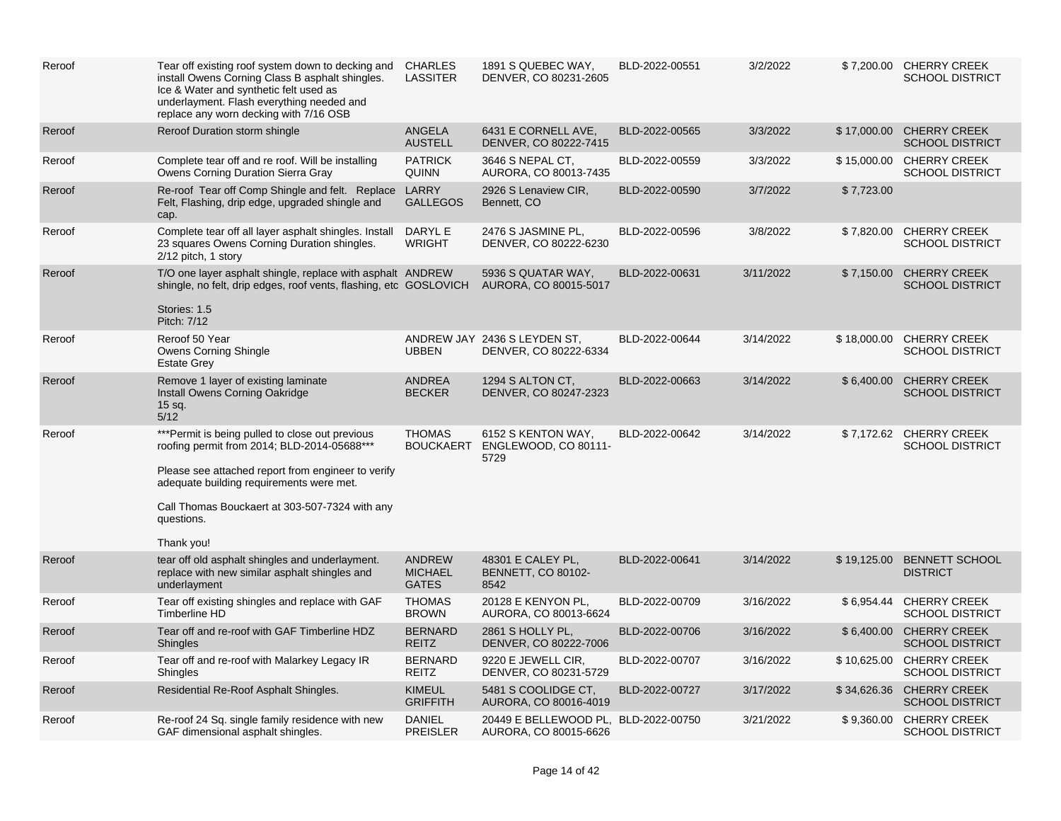| Reroof | Tear off existing roof system down to decking and install Owens Corning Class B asphalt shingles. Ice & Water and synthetic felt used as underlayment. Flash everything needed and replace any worn decking with 7/16 OSB | CHARLES LASSITER | 1891 S QUEBEC WAY, DENVER, CO 80231-2605 | BLD-2022-00551 | 3/2/2022 | $ 7,200.00 | CHERRY CREEK SCHOOL DISTRICT |
|---|---|---|---|---|---|---|---|
| Reroof | Reroof Duration storm shingle | ANGELA AUSTELL | 6431 E CORNELL AVE, DENVER, CO 80222-7415 | BLD-2022-00565 | 3/3/2022 | $ 17,000.00 | CHERRY CREEK SCHOOL DISTRICT |
| Reroof | Complete tear off and re roof. Will be installing Owens Corning Duration Sierra Gray | PATRICK QUINN | 3646 S NEPAL CT, AURORA, CO 80013-7435 | BLD-2022-00559 | 3/3/2022 | $ 15,000.00 | CHERRY CREEK SCHOOL DISTRICT |
| Reroof | Re-roof Tear off Comp Shingle and felt. Replace Felt, Flashing, drip edge, upgraded shingle and cap. | LARRY GALLEGOS | 2926 S Lenaview CIR, Bennett, CO | BLD-2022-00590 | 3/7/2022 | $ 7,723.00 | |
| Reroof | Complete tear off all layer asphalt shingles. Install 23 squares Owens Corning Duration shingles. 2/12 pitch, 1 story | DARYL E WRIGHT | 2476 S JASMINE PL, DENVER, CO 80222-6230 | BLD-2022-00596 | 3/8/2022 | $ 7,820.00 | CHERRY CREEK SCHOOL DISTRICT |
| Reroof | T/O one layer asphalt shingle, replace with asphalt shingle, no felt, drip edges, roof vents, flashing, etc<br><br>Stories: 1.5<br>Pitch: 7/12 | ANDREW GOSLOVICH | 5936 S QUATAR WAY, AURORA, CO 80015-5017 | BLD-2022-00631 | 3/11/2022 | $ 7,150.00 | CHERRY CREEK SCHOOL DISTRICT |
| Reroof | Reroof 50 Year<br>Owens Corning Shingle<br>Estate Grey | ANDREW JAY UBBEN | 2436 S LEYDEN ST, DENVER, CO 80222-6334 | BLD-2022-00644 | 3/14/2022 | $ 18,000.00 | CHERRY CREEK SCHOOL DISTRICT |
| Reroof | Remove 1 layer of existing laminate<br>Install Owens Corning Oakridge<br>15 sq.<br>5/12 | ANDREA BECKER | 1294 S ALTON CT, DENVER, CO 80247-2323 | BLD-2022-00663 | 3/14/2022 | $ 6,400.00 | CHERRY CREEK SCHOOL DISTRICT |
| Reroof | ***Permit is being pulled to close out previous roofing permit from 2014; BLD-2014-05688***<br><br>Please see attached report from engineer to verify adequate building requirements were met.<br><br>Call Thomas Bouckaert at 303-507-7324 with any questions.<br><br>Thank you! | THOMAS BOUCKAERT | 6152 S KENTON WAY, ENGLEWOOD, CO 80111-5729 | BLD-2022-00642 | 3/14/2022 | $ 7,172.62 | CHERRY CREEK SCHOOL DISTRICT |
| Reroof | tear off old asphalt shingles and underlayment. replace with new similar asphalt shingles and underlayment | ANDREW MICHAEL GATES | 48301 E CALEY PL, BENNETT, CO 80102-8542 | BLD-2022-00641 | 3/14/2022 | $ 19,125.00 | BENNETT SCHOOL DISTRICT |
| Reroof | Tear off existing shingles and replace with GAF Timberline HD | THOMAS BROWN | 20128 E KENYON PL, AURORA, CO 80013-6624 | BLD-2022-00709 | 3/16/2022 | $ 6,954.44 | CHERRY CREEK SCHOOL DISTRICT |
| Reroof | Tear off and re-roof with GAF Timberline HDZ Shingles | BERNARD REITZ | 2861 S HOLLY PL, DENVER, CO 80222-7006 | BLD-2022-00706 | 3/16/2022 | $ 6,400.00 | CHERRY CREEK SCHOOL DISTRICT |
| Reroof | Tear off and re-roof with Malarkey Legacy IR Shingles | BERNARD REITZ | 9220 E JEWELL CIR, DENVER, CO 80231-5729 | BLD-2022-00707 | 3/16/2022 | $ 10,625.00 | CHERRY CREEK SCHOOL DISTRICT |
| Reroof | Residential Re-Roof Asphalt Shingles. | KIMEUL GRIFFITH | 5481 S COOLIDGE CT, AURORA, CO 80016-4019 | BLD-2022-00727 | 3/17/2022 | $ 34,626.36 | CHERRY CREEK SCHOOL DISTRICT |
| Reroof | Re-roof 24 Sq. single family residence with new GAF dimensional asphalt shingles. | DANIEL PREISLER | 20449 E BELLEWOOD PL, AURORA, CO 80015-6626 | BLD-2022-00750 | 3/21/2022 | $ 9,360.00 | CHERRY CREEK SCHOOL DISTRICT |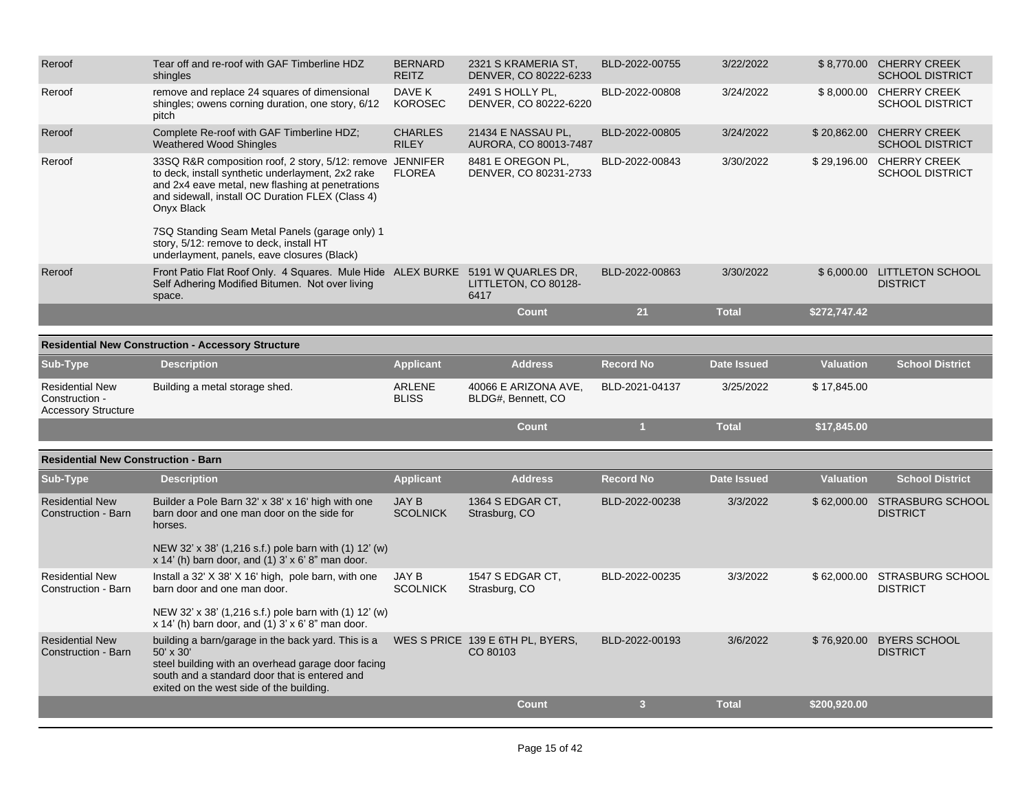| Reroof | Tear off and re-roof with GAF Timberline HDZ shingles | BERNARD REITZ | 2321 S KRAMERIA ST, DENVER, CO 80222-6233 | BLD-2022-00755 | 3/22/2022 | $ 8,770.00 | CHERRY CREEK SCHOOL DISTRICT |
|---|---|---|---|---|---|---|---|
| Reroof | remove and replace 24 squares of dimensional shingles; owens corning duration, one story, 6/12 pitch | DAVE K KOROSEC | 2491 S HOLLY PL, DENVER, CO 80222-6220 | BLD-2022-00808 | 3/24/2022 | $ 8,000.00 | CHERRY CREEK SCHOOL DISTRICT |
| Reroof | Complete Re-roof with GAF Timberline HDZ; Weathered Wood Shingles | CHARLES RILEY | 21434 E NASSAU PL, AURORA, CO 80013-7487 | BLD-2022-00805 | 3/24/2022 | $ 20,862.00 | CHERRY CREEK SCHOOL DISTRICT |
| Reroof | 33SQ R&R composition roof, 2 story, 5/12: remove to deck, install synthetic underlayment, 2x2 rake and 2x4 eave metal, new flashing at penetrations and sidewall, install OC Duration FLEX (Class 4) Onyx Black<br><br>7SQ Standing Seam Metal Panels (garage only) 1 story, 5/12: remove to deck, install HT underlayment, panels, eave closures (Black) | JENNIFER FLOREA | 8481 E OREGON PL, DENVER, CO 80231-2733 | BLD-2022-00843 | 3/30/2022 | $ 29,196.00 | CHERRY CREEK SCHOOL DISTRICT |
| Reroof | Front Patio Flat Roof Only. 4 Squares. Mule Hide Self Adhering Modified Bitumen. Not over living space. | ALEX BURKE | 5191 W QUARLES DR, LITTLETON, CO 80128-6417 | BLD-2022-00863 | 3/30/2022 | $ 6,000.00 | LITTLETON SCHOOL DISTRICT |
| | | | **Count** | **21** | **Total** | **$272,747.42** | |

**Residential New Construction - Accessory Structure**

| Sub-Type | Description | Applicant | Address | Record No | Date Issued | Valuation | School District |
|---|---|---|---|---|---|---|---|
| Residential New Construction - Accessory Structure | Building a metal storage shed. | ARLENE BLISS | 40066 E ARIZONA AVE, BLDG#, Bennett, CO | BLD-2021-04137 | 3/25/2022 | $ 17,845.00 | |
| | | | **Count** | **1** | **Total** | **$17,845.00** | |

**Residential New Construction - Barn**

| Sub-Type | Description | Applicant | Address | Record No | Date Issued | Valuation | School District |
|---|---|---|---|---|---|---|---|
| Residential New Construction - Barn | Builder a Pole Barn 32' x 38' x 16' high with one barn door and one man door on the side for horses.<br><br>NEW 32' x 38' (1,216 s.f.) pole barn with (1) 12' (w) x 14' (h) barn door, and (1) 3' x 6' 8" man door. | JAY B SCOLNICK | 1364 S EDGAR CT, Strasburg, CO | BLD-2022-00238 | 3/3/2022 | $ 62,000.00 | STRASBURG SCHOOL DISTRICT |
| Residential New Construction - Barn | Install a 32' X 38' X 16' high, pole barn, with one barn door and one man door.<br><br>NEW 32' x 38' (1,216 s.f.) pole barn with (1) 12' (w) x 14' (h) barn door, and (1) 3' x 6' 8" man door. | JAY B SCOLNICK | 1547 S EDGAR CT, Strasburg, CO | BLD-2022-00235 | 3/3/2022 | $ 62,000.00 | STRASBURG SCHOOL DISTRICT |
| Residential New Construction - Barn | building a barn/garage in the back yard. This is a 50' x 30'<br>steel building with an overhead garage door facing south and a standard door that is entered and exited on the west side of the building. | WES S PRICE | 139 E 6TH PL, BYERS, CO 80103 | BLD-2022-00193 | 3/6/2022 | $ 76,920.00 | BYERS SCHOOL DISTRICT |
| | | | **Count** | **3** | **Total** | **$200,920.00** | |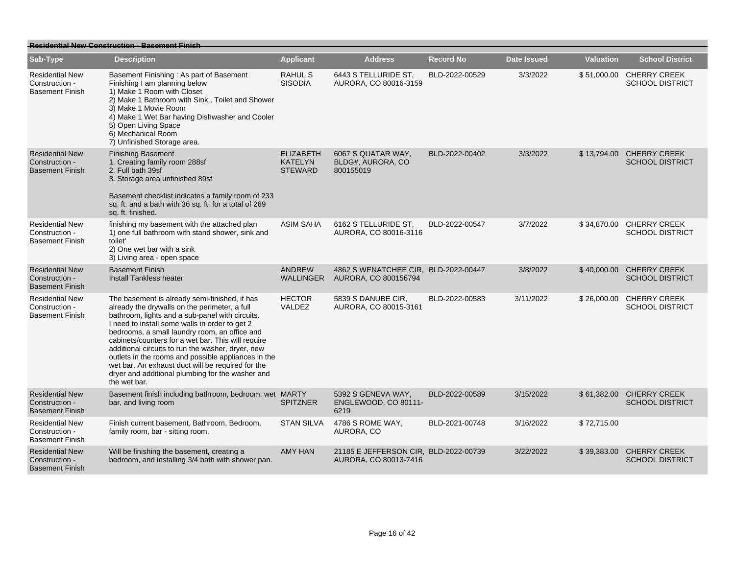## Residential New Construction - Basement Finish

| Sub-Type | Description | Applicant | Address | Record No | Date Issued | Valuation | School District |
|---|---|---|---|---|---|---|---|
| Residential New Construction - Basement Finish | Basement Finishing : As part of Basement Finishing I am planning below<br>1) Make 1 Room with Closet<br>2) Make 1 Bathroom with Sink , Toilet and Shower<br>3) Make 1 Movie Room<br>4) Make 1 Wet Bar having Dishwasher and Cooler<br>5) Open Living Space<br>6) Mechanical Room<br>7) Unfinished Storage area. | RAHUL S SISODIA | 6443 S TELLURIDE ST, AURORA, CO 80016-3159 | BLD-2022-00529 | 3/3/2022 | $ 51,000.00 | CHERRY CREEK SCHOOL DISTRICT |
| Residential New Construction - Basement Finish | Finishing Basement<br>1. Creating family room 288sf<br>2. Full bath 39sf<br>3. Storage area unfinished 89sf<br><br>Basement checklist indicates a family room of 233 sq. ft. and a bath with 36 sq. ft. for a total of 269 sq. ft. finished. | ELIZABETH KATELYN STEWARD | 6067 S QUATAR WAY, BLDG#, AURORA, CO 800155019 | BLD-2022-00402 | 3/3/2022 | $ 13,794.00 | CHERRY CREEK SCHOOL DISTRICT |
| Residential New Construction - Basement Finish | finishing my basement with the attached plan<br>1) one full bathroom with stand shower, sink and toilet'<br>2) One wet bar with a sink<br>3) Living area - open space | ASIM SAHA | 6162 S TELLURIDE ST, AURORA, CO 80016-3116 | BLD-2022-00547 | 3/7/2022 | $ 34,870.00 | CHERRY CREEK SCHOOL DISTRICT |
| Residential New Construction - Basement Finish | Basement Finish<br>Install Tankless heater | ANDREW WALLINGER | 4862 S WENATCHEE CIR, AURORA, CO 800156794 | BLD-2022-00447 | 3/8/2022 | $ 40,000.00 | CHERRY CREEK SCHOOL DISTRICT |
| Residential New Construction - Basement Finish | The basement is already semi-finished, it has already the drywalls on the perimeter, a full bathroom, lights and a sub-panel with circuits. I need to install some walls in order to get 2 bedrooms, a small laundry room, an office and cabinets/counters for a wet bar. This will require additional circuits to run the washer, dryer, new outlets in the rooms and possible appliances in the wet bar. An exhaust duct will be required for the dryer and additional plumbing for the washer and the wet bar. | HECTOR VALDEZ | 5839 S DANUBE CIR, AURORA, CO 80015-3161 | BLD-2022-00583 | 3/11/2022 | $ 26,000.00 | CHERRY CREEK SCHOOL DISTRICT |
| Residential New Construction - Basement Finish | Basement finish including bathroom, bedroom, wet bar, and living room | MARTY SPITZNER | 5392 S GENEVA WAY, ENGLEWOOD, CO 80111-6219 | BLD-2022-00589 | 3/15/2022 | $ 61,382.00 | CHERRY CREEK SCHOOL DISTRICT |
| Residential New Construction - Basement Finish | Finish current basement, Bathroom, Bedroom, family room, bar - sitting room. | STAN SILVA | 4786 S ROME WAY, AURORA, CO | BLD-2021-00748 | 3/16/2022 | $ 72,715.00 | |
| Residential New Construction - Basement Finish | Will be finishing the basement, creating a bedroom, and installing 3/4 bath with shower pan. | AMY HAN | 21185 E JEFFERSON CIR, AURORA, CO 80013-7416 | BLD-2022-00739 | 3/22/2022 | $ 39,383.00 | CHERRY CREEK SCHOOL DISTRICT |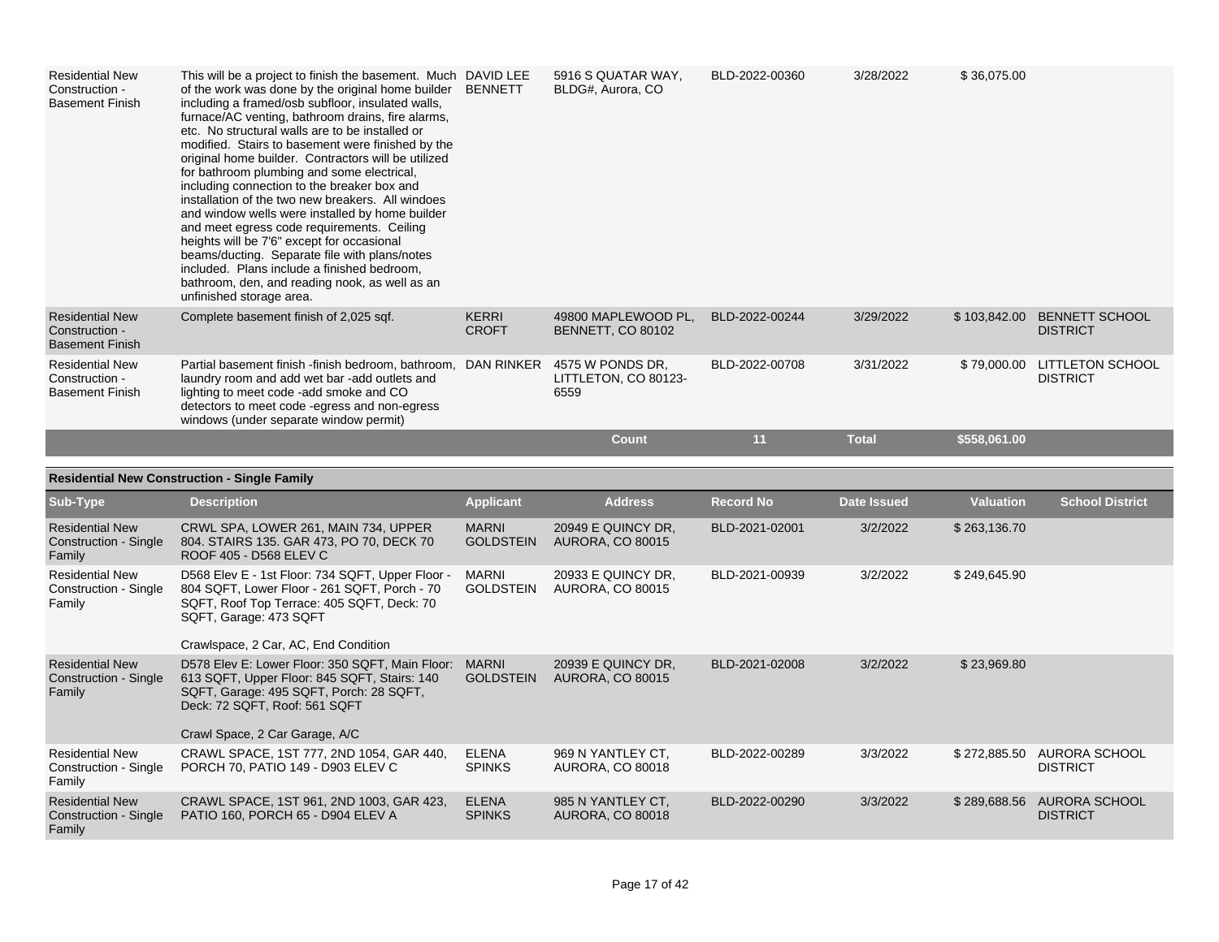| | | | | | | | |
|---|---|---|---|---|---|---|---|
| Residential New Construction - Basement Finish | This will be a project to finish the basement. Much of the work was done by the original home builder including a framed/osb subfloor, insulated walls, furnace/AC venting, bathroom drains, fire alarms, etc. No structural walls are to be installed or modified. Stairs to basement were finished by the original home builder. Contractors will be utilized for bathroom plumbing and some electrical, including connection to the breaker box and installation of the two new breakers. All windoes and window wells were installed by home builder and meet egress code requirements. Ceiling heights will be 7'6" except for occasional beams/ducting. Separate file with plans/notes included. Plans include a finished bedroom, bathroom, den, and reading nook, as well as an unfinished storage area. | DAVID LEE BENNETT | 5916 S QUATAR WAY, BLDG#, Aurora, CO | BLD-2022-00360 | 3/28/2022 | $ 36,075.00 | |
| Residential New Construction - Basement Finish | Complete basement finish of 2,025 sqf. | KERRI CROFT | 49800 MAPLEWOOD PL, BENNETT, CO 80102 | BLD-2022-00244 | 3/29/2022 | $ 103,842.00 | BENNETT SCHOOL DISTRICT |
| Residential New Construction - Basement Finish | Partial basement finish -finish bedroom, bathroom, laundry room and add wet bar -add outlets and lighting to meet code -add smoke and CO detectors to meet code -egress and non-egress windows (under separate window permit) | DAN RINKER | 4575 W PONDS DR, LITTLETON, CO 80123-6559 | BLD-2022-00708 | 3/31/2022 | $ 79,000.00 | LITTLETON SCHOOL DISTRICT |
| | | | **Count** | **11** | **Total** | **$558,061.00** | |

**Residential New Construction - Single Family**

| Sub-Type | Description | Applicant | Address | Record No | Date Issued | Valuation | School District |
|---|---|---|---|---|---|---|---|
| Residential New Construction - Single Family | CRWL SPA, LOWER 261, MAIN 734, UPPER 804. STAIRS 135. GAR 473, PO 70, DECK 70 ROOF 405 - D568 ELEV C | MARNI GOLDSTEIN | 20949 E QUINCY DR, AURORA, CO 80015 | BLD-2021-02001 | 3/2/2022 | $ 263,136.70 | |
| Residential New Construction - Single Family | D568 Elev E - 1st Floor: 734 SQFT, Upper Floor - 804 SQFT, Lower Floor - 261 SQFT, Porch - 70 SQFT, Roof Top Terrace: 405 SQFT, Deck: 70 SQFT, Garage: 473 SQFT<br><br>Crawlspace, 2 Car, AC, End Condition | MARNI GOLDSTEIN | 20933 E QUINCY DR, AURORA, CO 80015 | BLD-2021-00939 | 3/2/2022 | $ 249,645.90 | |
| Residential New Construction - Single Family | D578 Elev E: Lower Floor: 350 SQFT, Main Floor: 613 SQFT, Upper Floor: 845 SQFT, Stairs: 140 SQFT, Garage: 495 SQFT, Porch: 28 SQFT, Deck: 72 SQFT, Roof: 561 SQFT<br><br>Crawl Space, 2 Car Garage, A/C | MARNI GOLDSTEIN | 20939 E QUINCY DR, AURORA, CO 80015 | BLD-2021-02008 | 3/2/2022 | $ 23,969.80 | |
| Residential New Construction - Single Family | CRAWL SPACE, 1ST 777, 2ND 1054, GAR 440, PORCH 70, PATIO 149 - D903 ELEV C | ELENA SPINKS | 969 N YANTLEY CT, AURORA, CO 80018 | BLD-2022-00289 | 3/3/2022 | $ 272,885.50 | AURORA SCHOOL DISTRICT |
| Residential New Construction - Single Family | CRAWL SPACE, 1ST 961, 2ND 1003, GAR 423, PATIO 160, PORCH 65 - D904 ELEV A | ELENA SPINKS | 985 N YANTLEY CT, AURORA, CO 80018 | BLD-2022-00290 | 3/3/2022 | $ 289,688.56 | AURORA SCHOOL DISTRICT |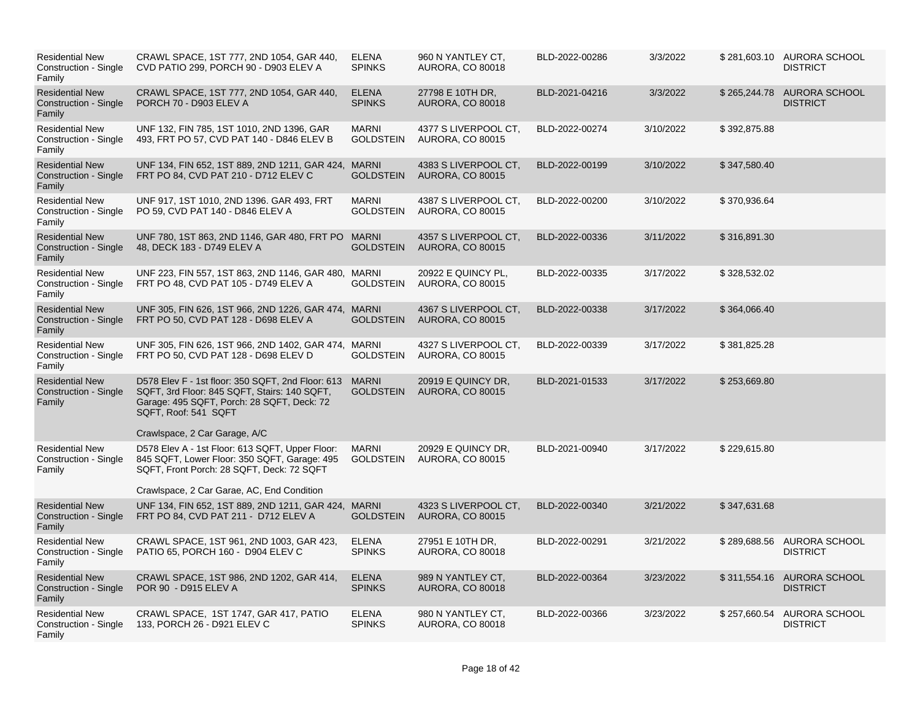| | | | | | | | |
|---|---|---|---|---|---|---|---|
| Residential New Construction - Single Family | CRAWL SPACE, 1ST 777, 2ND 1054, GAR 440, CVD PATIO 299, PORCH 90 - D903 ELEV A | ELENA SPINKS | 960 N YANTLEY CT, AURORA, CO 80018 | BLD-2022-00286 | 3/3/2022 | $ 281,603.10 | AURORA SCHOOL DISTRICT |
| Residential New Construction - Single Family | CRAWL SPACE, 1ST 777, 2ND 1054, GAR 440, PORCH 70 - D903 ELEV A | ELENA SPINKS | 27798 E 10TH DR, AURORA, CO 80018 | BLD-2021-04216 | 3/3/2022 | $ 265,244.78 | AURORA SCHOOL DISTRICT |
| Residential New Construction - Single Family | UNF 132, FIN 785, 1ST 1010, 2ND 1396, GAR 493, FRT PO 57, CVD PAT 140 - D846 ELEV B | MARNI GOLDSTEIN | 4377 S LIVERPOOL CT, AURORA, CO 80015 | BLD-2022-00274 | 3/10/2022 | $ 392,875.88 | |
| Residential New Construction - Single Family | UNF 134, FIN 652, 1ST 889, 2ND 1211, GAR 424, FRT PO 84, CVD PAT 210 - D712 ELEV C | MARNI GOLDSTEIN | 4383 S LIVERPOOL CT, AURORA, CO 80015 | BLD-2022-00199 | 3/10/2022 | $ 347,580.40 | |
| Residential New Construction - Single Family | UNF 917, 1ST 1010, 2ND 1396. GAR 493, FRT PO 59, CVD PAT 140 - D846 ELEV A | MARNI GOLDSTEIN | 4387 S LIVERPOOL CT, AURORA, CO 80015 | BLD-2022-00200 | 3/10/2022 | $ 370,936.64 | |
| Residential New Construction - Single Family | UNF 780, 1ST 863, 2ND 1146, GAR 480, FRT PO 48, DECK 183 - D749 ELEV A | MARNI GOLDSTEIN | 4357 S LIVERPOOL CT, AURORA, CO 80015 | BLD-2022-00336 | 3/11/2022 | $ 316,891.30 | |
| Residential New Construction - Single Family | UNF 223, FIN 557, 1ST 863, 2ND 1146, GAR 480, FRT PO 48, CVD PAT 105 - D749 ELEV A | MARNI GOLDSTEIN | 20922 E QUINCY PL, AURORA, CO 80015 | BLD-2022-00335 | 3/17/2022 | $ 328,532.02 | |
| Residential New Construction - Single Family | UNF 305, FIN 626, 1ST 966, 2ND 1226, GAR 474, FRT PO 50, CVD PAT 128 - D698 ELEV A | MARNI GOLDSTEIN | 4367 S LIVERPOOL CT, AURORA, CO 80015 | BLD-2022-00338 | 3/17/2022 | $ 364,066.40 | |
| Residential New Construction - Single Family | UNF 305, FIN 626, 1ST 966, 2ND 1402, GAR 474, FRT PO 50, CVD PAT 128 - D698 ELEV D | MARNI GOLDSTEIN | 4327 S LIVERPOOL CT, AURORA, CO 80015 | BLD-2022-00339 | 3/17/2022 | $ 381,825.28 | |
| Residential New Construction - Single Family | D578 Elev F - 1st floor: 350 SQFT, 2nd Floor: 613 SQFT, 3rd Floor: 845 SQFT, Stairs: 140 SQFT, Garage: 495 SQFT, Porch: 28 SQFT, Deck: 72 SQFT, Roof: 541 SQFT<br><br>Crawlspace, 2 Car Garage, A/C | MARNI GOLDSTEIN | 20919 E QUINCY DR, AURORA, CO 80015 | BLD-2021-01533 | 3/17/2022 | $ 253,669.80 | |
| Residential New Construction - Single Family | D578 Elev A - 1st Floor: 613 SQFT, Upper Floor: 845 SQFT, Lower Floor: 350 SQFT, Garage: 495 SQFT, Front Porch: 28 SQFT, Deck: 72 SQFT<br><br>Crawlspace, 2 Car Garae, AC, End Condition | MARNI GOLDSTEIN | 20929 E QUINCY DR, AURORA, CO 80015 | BLD-2021-00940 | 3/17/2022 | $ 229,615.80 | |
| Residential New Construction - Single Family | UNF 134, FIN 652, 1ST 889, 2ND 1211, GAR 424, FRT PO 84, CVD PAT 211 - D712 ELEV A | MARNI GOLDSTEIN | 4323 S LIVERPOOL CT, AURORA, CO 80015 | BLD-2022-00340 | 3/21/2022 | $ 347,631.68 | |
| Residential New Construction - Single Family | CRAWL SPACE, 1ST 961, 2ND 1003, GAR 423, PATIO 65, PORCH 160 - D904 ELEV C | ELENA SPINKS | 27951 E 10TH DR, AURORA, CO 80018 | BLD-2022-00291 | 3/21/2022 | $ 289,688.56 | AURORA SCHOOL DISTRICT |
| Residential New Construction - Single Family | CRAWL SPACE, 1ST 986, 2ND 1202, GAR 414, POR 90 - D915 ELEV A | ELENA SPINKS | 989 N YANTLEY CT, AURORA, CO 80018 | BLD-2022-00364 | 3/23/2022 | $ 311,554.16 | AURORA SCHOOL DISTRICT |
| Residential New Construction - Single Family | CRAWL SPACE, 1ST 1747, GAR 417, PATIO 133, PORCH 26 - D921 ELEV C | ELENA SPINKS | 980 N YANTLEY CT, AURORA, CO 80018 | BLD-2022-00366 | 3/23/2022 | $ 257,660.54 | AURORA SCHOOL DISTRICT |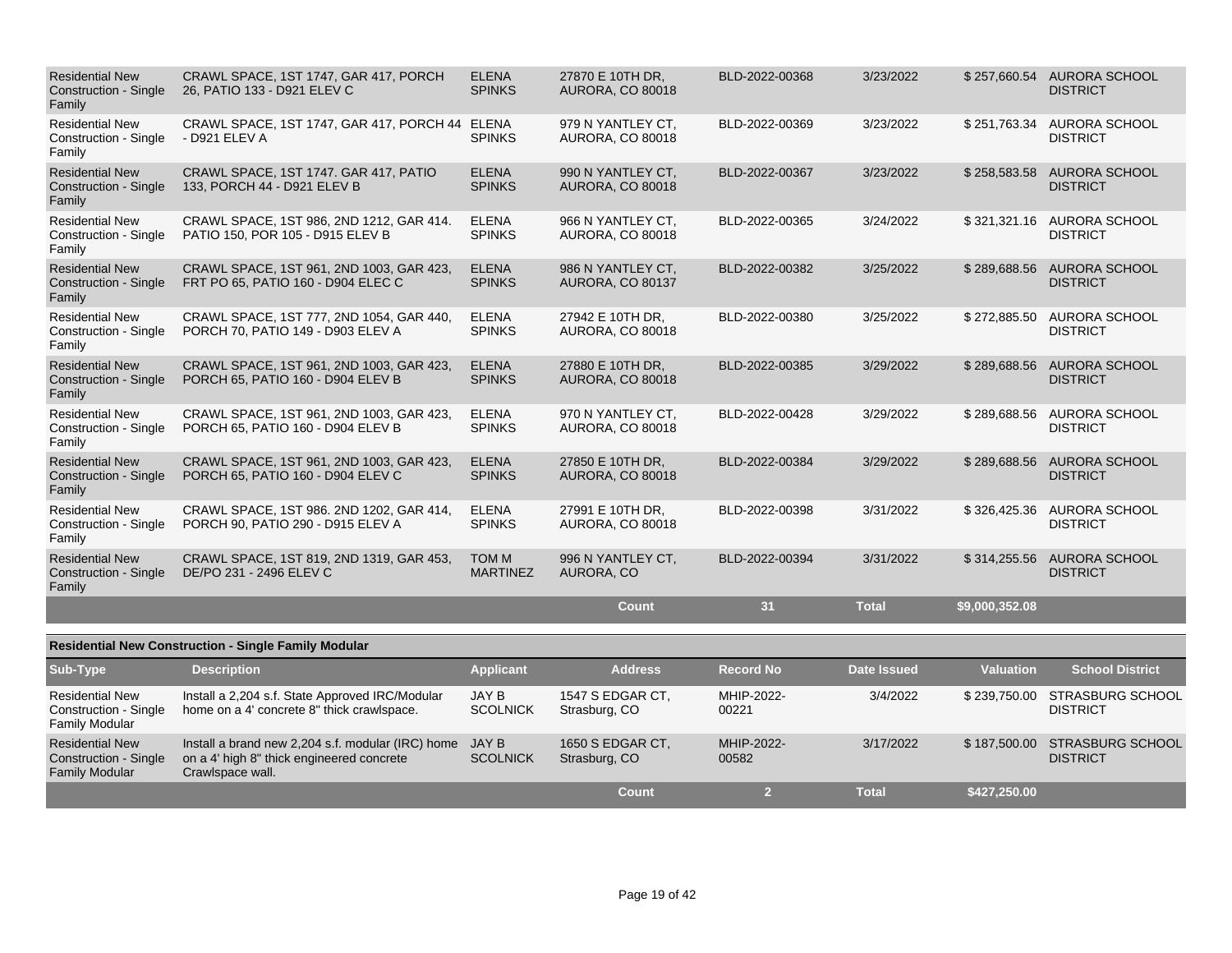| | | | | | | | |
|---|---|---|---|---|---|---|---|
| Residential New Construction - Single Family | CRAWL SPACE, 1ST 1747, GAR 417, PORCH 26, PATIO 133 - D921 ELEV C | ELENA SPINKS | 27870 E 10TH DR, AURORA, CO 80018 | BLD-2022-00368 | 3/23/2022 | $ 257,660.54 | AURORA SCHOOL DISTRICT |
| Residential New Construction - Single Family | CRAWL SPACE, 1ST 1747, GAR 417, PORCH 44 - D921 ELEV A | ELENA SPINKS | 979 N YANTLEY CT, AURORA, CO 80018 | BLD-2022-00369 | 3/23/2022 | $ 251,763.34 | AURORA SCHOOL DISTRICT |
| Residential New Construction - Single Family | CRAWL SPACE, 1ST 1747. GAR 417, PATIO 133, PORCH 44 - D921 ELEV B | ELENA SPINKS | 990 N YANTLEY CT, AURORA, CO 80018 | BLD-2022-00367 | 3/23/2022 | $ 258,583.58 | AURORA SCHOOL DISTRICT |
| Residential New Construction - Single Family | CRAWL SPACE, 1ST 986, 2ND 1212, GAR 414. PATIO 150, POR 105 - D915 ELEV B | ELENA SPINKS | 966 N YANTLEY CT, AURORA, CO 80018 | BLD-2022-00365 | 3/24/2022 | $ 321,321.16 | AURORA SCHOOL DISTRICT |
| Residential New Construction - Single Family | CRAWL SPACE, 1ST 961, 2ND 1003, GAR 423, FRT PO 65, PATIO 160 - D904 ELEC C | ELENA SPINKS | 986 N YANTLEY CT, AURORA, CO 80137 | BLD-2022-00382 | 3/25/2022 | $ 289,688.56 | AURORA SCHOOL DISTRICT |
| Residential New Construction - Single Family | CRAWL SPACE, 1ST 777, 2ND 1054, GAR 440, PORCH 70, PATIO 149 - D903 ELEV A | ELENA SPINKS | 27942 E 10TH DR, AURORA, CO 80018 | BLD-2022-00380 | 3/25/2022 | $ 272,885.50 | AURORA SCHOOL DISTRICT |
| Residential New Construction - Single Family | CRAWL SPACE, 1ST 961, 2ND 1003, GAR 423, PORCH 65, PATIO 160 - D904 ELEV B | ELENA SPINKS | 27880 E 10TH DR, AURORA, CO 80018 | BLD-2022-00385 | 3/29/2022 | $ 289,688.56 | AURORA SCHOOL DISTRICT |
| Residential New Construction - Single Family | CRAWL SPACE, 1ST 961, 2ND 1003, GAR 423, PORCH 65, PATIO 160 - D904 ELEV B | ELENA SPINKS | 970 N YANTLEY CT, AURORA, CO 80018 | BLD-2022-00428 | 3/29/2022 | $ 289,688.56 | AURORA SCHOOL DISTRICT |
| Residential New Construction - Single Family | CRAWL SPACE, 1ST 961, 2ND 1003, GAR 423, PORCH 65, PATIO 160 - D904 ELEV C | ELENA SPINKS | 27850 E 10TH DR, AURORA, CO 80018 | BLD-2022-00384 | 3/29/2022 | $ 289,688.56 | AURORA SCHOOL DISTRICT |
| Residential New Construction - Single Family | CRAWL SPACE, 1ST 986. 2ND 1202, GAR 414, PORCH 90, PATIO 290 - D915 ELEV A | ELENA SPINKS | 27991 E 10TH DR, AURORA, CO 80018 | BLD-2022-00398 | 3/31/2022 | $ 326,425.36 | AURORA SCHOOL DISTRICT |
| Residential New Construction - Single Family | CRAWL SPACE, 1ST 819, 2ND 1319, GAR 453, DE/PO 231 - 2496 ELEV C | TOM M MARTINEZ | 996 N YANTLEY CT, AURORA, CO | BLD-2022-00394 | 3/31/2022 | $ 314,255.56 | AURORA SCHOOL DISTRICT |
| | | | **Count** | **31** | **Total** | **$9,000,352.08** | |

**Residential New Construction - Single Family Modular**

| Sub-Type | Description | Applicant | Address | Record No | Date Issued | Valuation | School District |
|---|---|---|---|---|---|---|---|
| Residential New Construction - Single Family Modular | Install a 2,204 s.f. State Approved IRC/Modular home on a 4' concrete 8" thick crawlspace. | JAY B SCOLNICK | 1547 S EDGAR CT, Strasburg, CO | MHIP-2022-00221 | 3/4/2022 | $ 239,750.00 | STRASBURG SCHOOL DISTRICT |
| Residential New Construction - Single Family Modular | Install a brand new 2,204 s.f. modular (IRC) home on a 4' high 8" thick engineered concrete Crawlspace wall. | JAY B SCOLNICK | 1650 S EDGAR CT, Strasburg, CO | MHIP-2022-00582 | 3/17/2022 | $ 187,500.00 | STRASBURG SCHOOL DISTRICT |
| | | | **Count** | **2** | **Total** | **$427,250.00** | |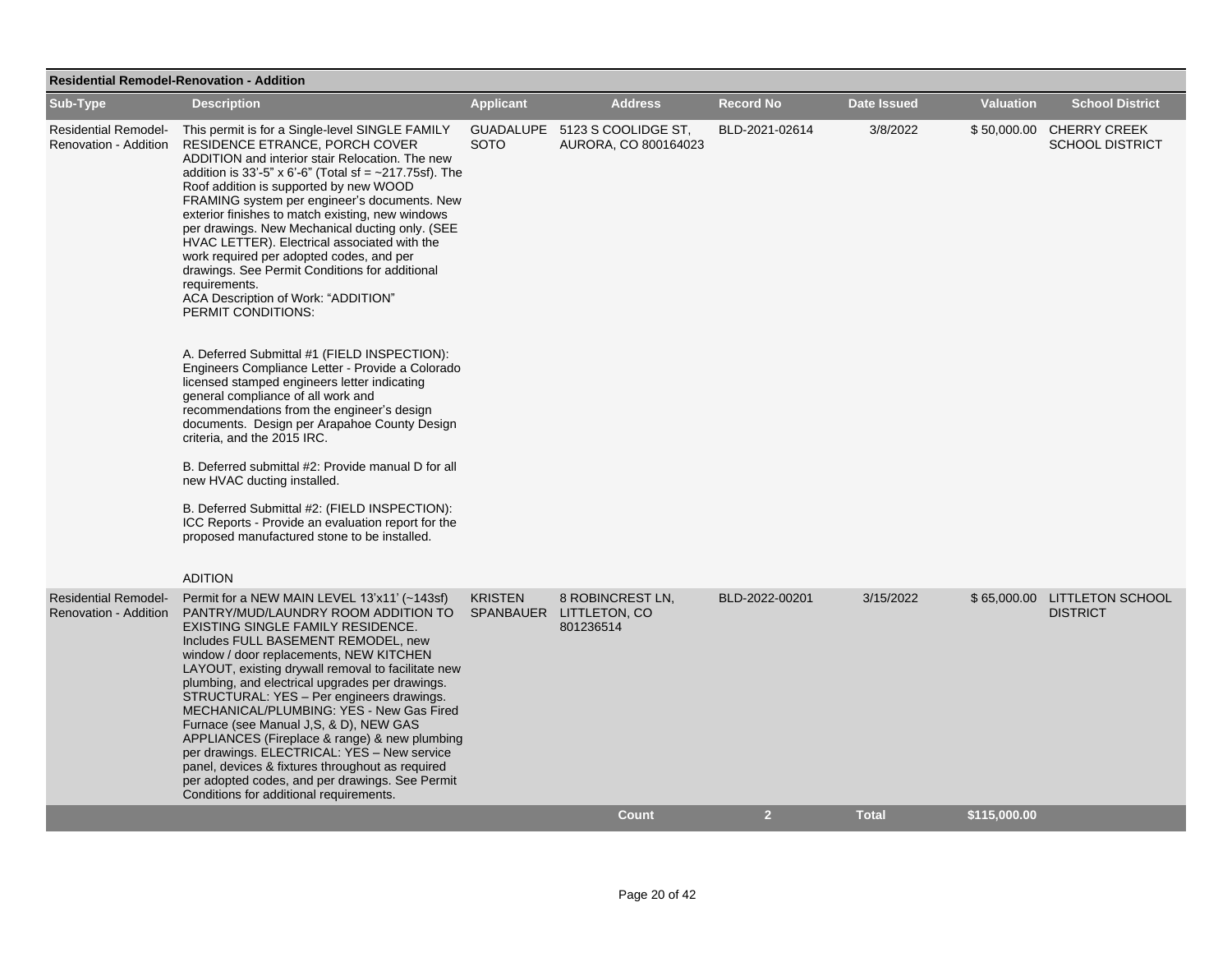**Residential Remodel-Renovation - Addition**

| Sub-Type | Description | Applicant | Address | Record No | Date Issued | Valuation | School District |
|---|---|---|---|---|---|---|---|
| Residential Remodel-Renovation - Addition | This permit is for a Single-level SINGLE FAMILY RESIDENCE ETRANCE, PORCH COVER ADDITION and interior stair Relocation. The new addition is 33'-5" x 6'-6" (Total sf = ~217.75sf). The Roof addition is supported by new WOOD FRAMING system per engineer's documents. New exterior finishes to match existing, new windows per drawings. New Mechanical ducting only. (SEE HVAC LETTER). Electrical associated with the work required per adopted codes, and per drawings. See Permit Conditions for additional requirements.<br>ACA Description of Work: "ADDITION"<br>PERMIT CONDITIONS:<br><br>A. Deferred Submittal #1 (FIELD INSPECTION): Engineers Compliance Letter - Provide a Colorado licensed stamped engineers letter indicating general compliance of all work and recommendations from the engineer's design documents. Design per Arapahoe County Design criteria, and the 2015 IRC.<br><br>B. Deferred submittal #2: Provide manual D for all new HVAC ducting installed.<br><br>B. Deferred Submittal #2: (FIELD INSPECTION): ICC Reports - Provide an evaluation report for the proposed manufactured stone to be installed.<br><br>ADITION | GUADALUPE SOTO | 5123 S COOLIDGE ST, AURORA, CO 800164023 | BLD-2021-02614 | 3/8/2022 | $ 50,000.00 | CHERRY CREEK SCHOOL DISTRICT |
| Residential Remodel-Renovation - Addition | Permit for a NEW MAIN LEVEL 13'x11' (~143sf) PANTRY/MUD/LAUNDRY ROOM ADDITION TO EXISTING SINGLE FAMILY RESIDENCE. Includes FULL BASEMENT REMODEL, new window / door replacements, NEW KITCHEN LAYOUT, existing drywall removal to facilitate new plumbing, and electrical upgrades per drawings. STRUCTURAL: YES – Per engineers drawings. MECHANICAL/PLUMBING: YES - New Gas Fired Furnace (see Manual J,S, & D), NEW GAS APPLIANCES (Fireplace & range) & new plumbing per drawings. ELECTRICAL: YES – New service panel, devices & fixtures throughout as required per adopted codes, and per drawings. See Permit Conditions for additional requirements. | KRISTEN SPANBAUER | 8 ROBINCREST LN, LITTLETON, CO 801236514 | BLD-2022-00201 | 3/15/2022 | $ 65,000.00 | LITTLETON SCHOOL DISTRICT |
| | | | **Count** | **2** | **Total** | **$115,000.00** | |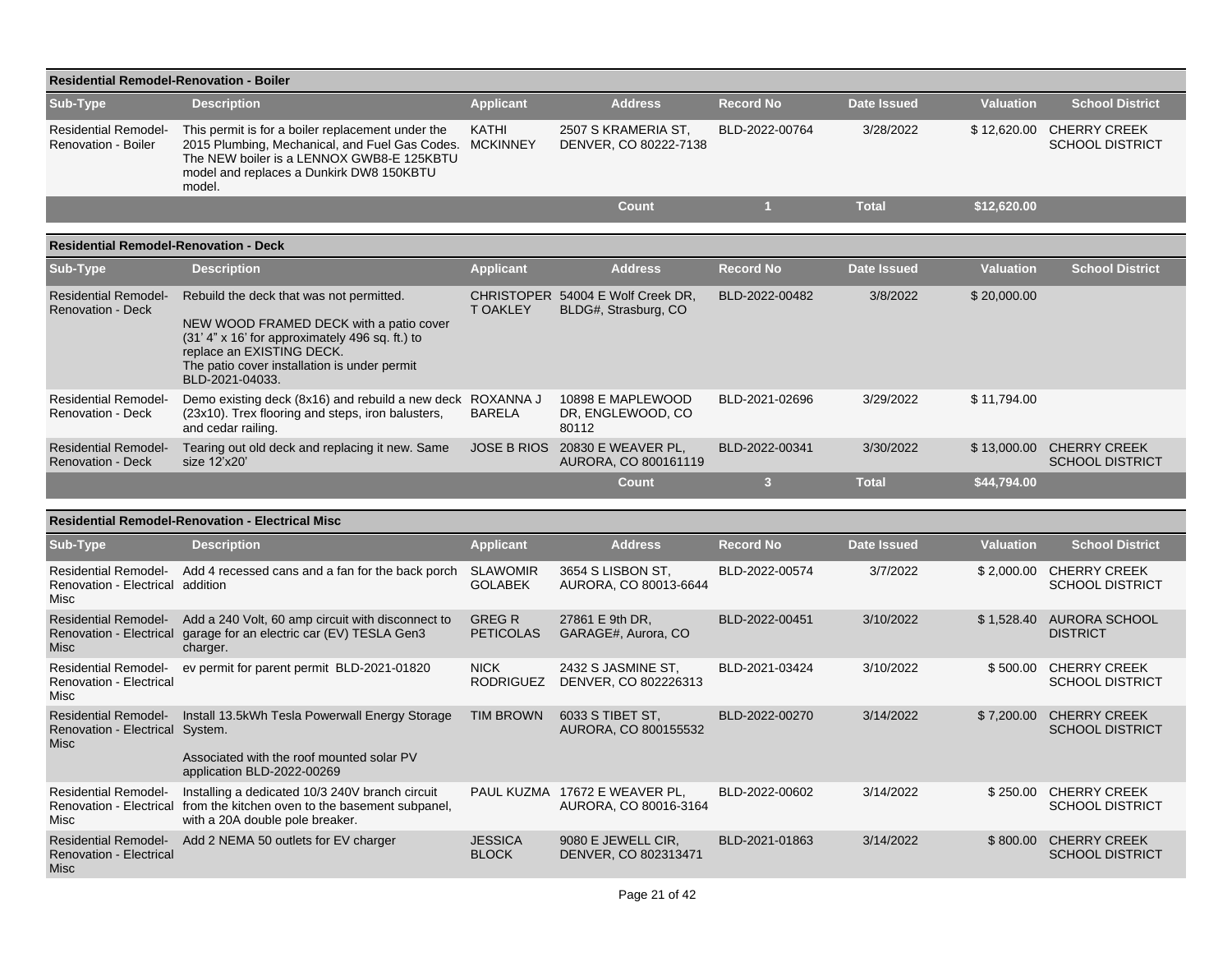## Residential Remodel-Renovation - Boiler

| Sub-Type | Description | Applicant | Address | Record No | Date Issued | Valuation | School District |
|---|---|---|---|---|---|---|---|
| Residential Remodel-Renovation - Boiler | This permit is for a boiler replacement under the 2015 Plumbing, Mechanical, and Fuel Gas Codes. The NEW boiler is a LENNOX GWB8-E 125KBTU model and replaces a Dunkirk DW8 150KBTU model. | KATHI MCKINNEY | 2507 S KRAMERIA ST, DENVER, CO 80222-7138 | BLD-2022-00764 | 3/28/2022 | $ 12,620.00 | CHERRY CREEK SCHOOL DISTRICT |
| | | | Count | 1 | Total | $12,620.00 | |

## Residential Remodel-Renovation - Deck

| Sub-Type | Description | Applicant | Address | Record No | Date Issued | Valuation | School District |
|---|---|---|---|---|---|---|---|
| Residential Remodel-Renovation - Deck | Rebuild the deck that was not permitted. NEW WOOD FRAMED DECK with a patio cover (31' 4" x 16' for approximately 496 sq. ft.) to replace an EXISTING DECK. The patio cover installation is under permit BLD-2021-04033. | CHRISTOPHER T OAKLEY | 54004 E Wolf Creek DR, BLDG#, Strasburg, CO | BLD-2022-00482 | 3/8/2022 | $ 20,000.00 | |
| Residential Remodel-Renovation - Deck | Demo existing deck (8x16) and rebuild a new deck (23x10). Trex flooring and steps, iron balusters, and cedar railing. | ROXANNA J BARELA | 10898 E MAPLEWOOD DR, ENGLEWOOD, CO 80112 | BLD-2021-02696 | 3/29/2022 | $ 11,794.00 | |
| Residential Remodel-Renovation - Deck | Tearing out old deck and replacing it new. Same size 12'x20' | JOSE B RIOS | 20830 E WEAVER PL, AURORA, CO 800161119 | BLD-2022-00341 | 3/30/2022 | $ 13,000.00 | CHERRY CREEK SCHOOL DISTRICT |
| | | | Count | 3 | Total | $44,794.00 | |

## Residential Remodel-Renovation - Electrical Misc

| Sub-Type | Description | Applicant | Address | Record No | Date Issued | Valuation | School District |
|---|---|---|---|---|---|---|---|
| Residential Remodel-Renovation - Electrical Misc | Add 4 recessed cans and a fan for the back porch addition | SLAWOMIR GOLABEK | 3654 S LISBON ST, AURORA, CO 80013-6644 | BLD-2022-00574 | 3/7/2022 | $ 2,000.00 | CHERRY CREEK SCHOOL DISTRICT |
| Residential Remodel-Renovation - Electrical Misc | Add a 240 Volt, 60 amp circuit with disconnect to garage for an electric car (EV) TESLA Gen3 charger. | GREG R PETICOLAS | 27861 E 9th DR, GARAGE#, Aurora, CO | BLD-2022-00451 | 3/10/2022 | $ 1,528.40 | AURORA SCHOOL DISTRICT |
| Residential Remodel-Renovation - Electrical Misc | ev permit for parent permit BLD-2021-01820 | NICK RODRIGUEZ | 2432 S JASMINE ST, DENVER, CO 802226313 | BLD-2021-03424 | 3/10/2022 | $ 500.00 | CHERRY CREEK SCHOOL DISTRICT |
| Residential Remodel-Renovation - Electrical Misc | Install 13.5kWh Tesla Powerwall Energy Storage System. Associated with the roof mounted solar PV application BLD-2022-00269 | TIM BROWN | 6033 S TIBET ST, AURORA, CO 800155532 | BLD-2022-00270 | 3/14/2022 | $ 7,200.00 | CHERRY CREEK SCHOOL DISTRICT |
| Residential Remodel-Renovation - Electrical Misc | Installing a dedicated 10/3 240V branch circuit from the kitchen oven to the basement subpanel, with a 20A double pole breaker. | PAUL KUZMA | 17672 E WEAVER PL, AURORA, CO 80016-3164 | BLD-2022-00602 | 3/14/2022 | $ 250.00 | CHERRY CREEK SCHOOL DISTRICT |
| Residential Remodel-Renovation - Electrical Misc | Add 2 NEMA 50 outlets for EV charger | JESSICA BLOCK | 9080 E JEWELL CIR, DENVER, CO 802313471 | BLD-2021-01863 | 3/14/2022 | $ 800.00 | CHERRY CREEK SCHOOL DISTRICT |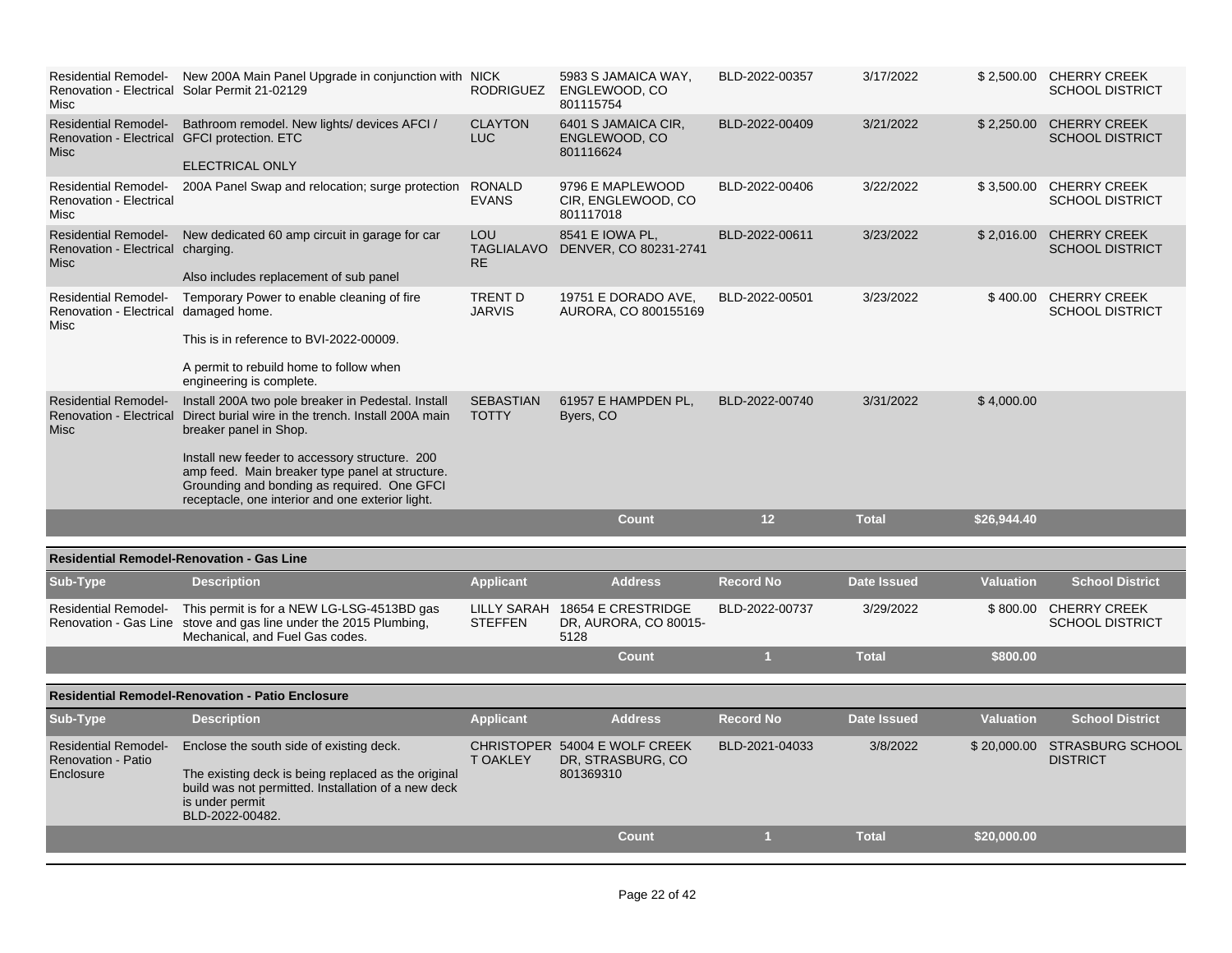| Sub-Type | Description | Applicant | Address | Record No | Date Issued | Valuation | School District |
|---|---|---|---|---|---|---|---|
| Residential Remodel-Renovation - Electrical Misc | New 200A Main Panel Upgrade in conjunction with Solar Permit 21-02129 | NICK RODRIGUEZ | 5983 S JAMAICA WAY, ENGLEWOOD, CO 801115754 | BLD-2022-00357 | 3/17/2022 | $ 2,500.00 | CHERRY CREEK SCHOOL DISTRICT |
| Residential Remodel-Renovation - Electrical Misc | Bathroom remodel. New lights/ devices AFCI / GFCI protection. ETC<br><br>ELECTRICAL ONLY | CLAYTON LUC | 6401 S JAMAICA CIR, ENGLEWOOD, CO 801116624 | BLD-2022-00409 | 3/21/2022 | $ 2,250.00 | CHERRY CREEK SCHOOL DISTRICT |
| Residential Remodel-Renovation - Electrical Misc | 200A Panel Swap and relocation; surge protection | RONALD EVANS | 9796 E MAPLEWOOD CIR, ENGLEWOOD, CO 801117018 | BLD-2022-00406 | 3/22/2022 | $ 3,500.00 | CHERRY CREEK SCHOOL DISTRICT |
| Residential Remodel-Renovation - Electrical Misc | New dedicated 60 amp circuit in garage for car charging.<br><br>Also includes replacement of sub panel | LOU TAGLIALAVORE | 8541 E IOWA PL, DENVER, CO 80231-2741 | BLD-2022-00611 | 3/23/2022 | $ 2,016.00 | CHERRY CREEK SCHOOL DISTRICT |
| Residential Remodel-Renovation - Electrical Misc | Temporary Power to enable cleaning of fire damaged home.<br><br>This is in reference to BVI-2022-00009.<br><br>A permit to rebuild home to follow when engineering is complete. | TRENT D JARVIS | 19751 E DORADO AVE, AURORA, CO 800155169 | BLD-2022-00501 | 3/23/2022 | $ 400.00 | CHERRY CREEK SCHOOL DISTRICT |
| Residential Remodel-Renovation - Electrical Misc | Install 200A two pole breaker in Pedestal. Install Direct burial wire in the trench. Install 200A main breaker panel in Shop.<br><br>Install new feeder to accessory structure. 200 amp feed. Main breaker type panel at structure. Grounding and bonding as required. One GFCI receptacle, one interior and one exterior light. | SEBASTIAN TOTTY | 61957 E HAMPDEN PL, Byers, CO | BLD-2022-00740 | 3/31/2022 | $ 4,000.00 | |
| | | | **Count** | **12** | **Total** | **$26,944.40** | |

**Residential Remodel-Renovation - Gas Line**

| Sub-Type | Description | Applicant | Address | Record No | Date Issued | Valuation | School District |
|---|---|---|---|---|---|---|---|
| Residential Remodel-Renovation - Gas Line | This permit is for a NEW LG-LSG-4513BD gas stove and gas line under the 2015 Plumbing, Mechanical, and Fuel Gas codes. | LILLY SARAH STEFFEN | 18654 E CRESTRIDGE DR, AURORA, CO 80015-5128 | BLD-2022-00737 | 3/29/2022 | $ 800.00 | CHERRY CREEK SCHOOL DISTRICT |
| | | | **Count** | **1** | **Total** | **$800.00** | |

**Residential Remodel-Renovation - Patio Enclosure**

| Sub-Type | Description | Applicant | Address | Record No | Date Issued | Valuation | School District |
|---|---|---|---|---|---|---|---|
| Residential Remodel-Renovation - Patio Enclosure | Enclose the south side of existing deck.<br><br>The existing deck is being replaced as the original build was not permitted. Installation of a new deck is under permit BLD-2022-00482. | CHRISTOPHER T OAKLEY | 54004 E WOLF CREEK DR, STRASBURG, CO 801369310 | BLD-2021-04033 | 3/8/2022 | $ 20,000.00 | STRASBURG SCHOOL DISTRICT |
| | | | **Count** | **1** | **Total** | **$20,000.00** | |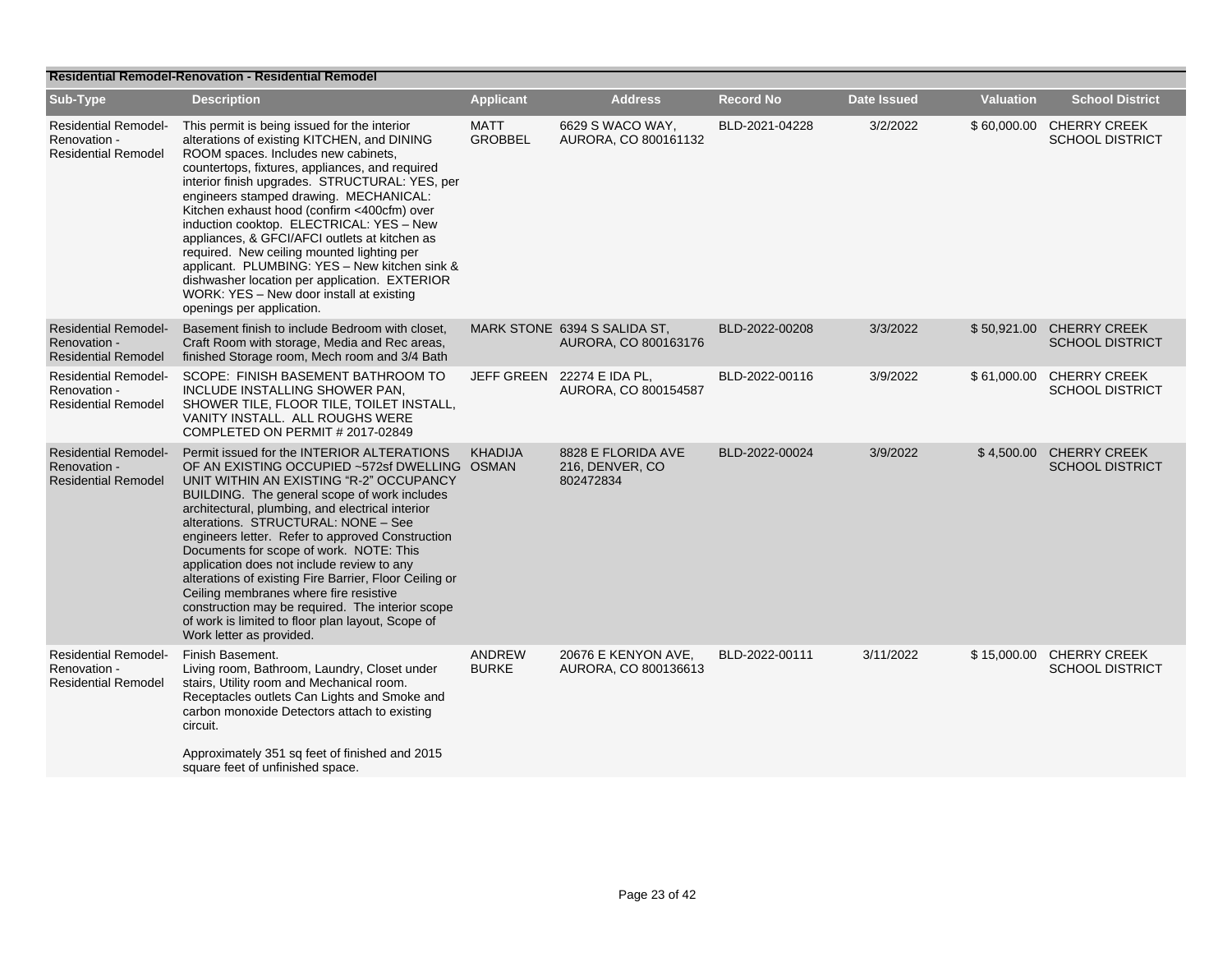**Residential Remodel-Renovation - Residential Remodel**

| Sub-Type | Description | Applicant | Address | Record No | Date Issued | Valuation | School District |
|---|---|---|---|---|---|---|---|
| Residential Remodel-Renovation - Residential Remodel | This permit is being issued for the interior alterations of existing KITCHEN, and DINING ROOM spaces. Includes new cabinets, countertops, fixtures, appliances, and required interior finish upgrades. STRUCTURAL: YES, per engineers stamped drawing. MECHANICAL: Kitchen exhaust hood (confirm <400cfm) over induction cooktop. ELECTRICAL: YES – New appliances, & GFCI/AFCI outlets at kitchen as required. New ceiling mounted lighting per applicant. PLUMBING: YES – New kitchen sink & dishwasher location per application. EXTERIOR WORK: YES – New door install at existing openings per application. | MATT GROBBEL | 6629 S WACO WAY, AURORA, CO 800161132 | BLD-2021-04228 | 3/2/2022 | $ 60,000.00 | CHERRY CREEK SCHOOL DISTRICT |
| Residential Remodel-Renovation - Residential Remodel | Basement finish to include Bedroom with closet, Craft Room with storage, Media and Rec areas, finished Storage room, Mech room and 3/4 Bath | MARK STONE | 6394 S SALIDA ST, AURORA, CO 800163176 | BLD-2022-00208 | 3/3/2022 | $ 50,921.00 | CHERRY CREEK SCHOOL DISTRICT |
| Residential Remodel-Renovation - Residential Remodel | SCOPE: FINISH BASEMENT BATHROOM TO INCLUDE INSTALLING SHOWER PAN, SHOWER TILE, FLOOR TILE, TOILET INSTALL, VANITY INSTALL. ALL ROUGHS WERE COMPLETED ON PERMIT # 2017-02849 | JEFF GREEN | 22274 E IDA PL, AURORA, CO 800154587 | BLD-2022-00116 | 3/9/2022 | $ 61,000.00 | CHERRY CREEK SCHOOL DISTRICT |
| Residential Remodel-Renovation - Residential Remodel | Permit issued for the INTERIOR ALTERATIONS OF AN EXISTING OCCUPIED ~572sf DWELLING UNIT WITHIN AN EXISTING "R-2" OCCUPANCY BUILDING. The general scope of work includes architectural, plumbing, and electrical interior alterations. STRUCTURAL: NONE – See engineers letter. Refer to approved Construction Documents for scope of work. NOTE: This application does not include review to any alterations of existing Fire Barrier, Floor Ceiling or Ceiling membranes where fire resistive construction may be required. The interior scope of work is limited to floor plan layout, Scope of Work letter as provided. | KHADIJA OSMAN | 8828 E FLORIDA AVE 216, DENVER, CO 802472834 | BLD-2022-00024 | 3/9/2022 | $ 4,500.00 | CHERRY CREEK SCHOOL DISTRICT |
| Residential Remodel-Renovation - Residential Remodel | Finish Basement. Living room, Bathroom, Laundry, Closet under stairs, Utility room and Mechanical room. Receptacles outlets Can Lights and Smoke and carbon monoxide Detectors attach to existing circuit. Approximately 351 sq feet of finished and 2015 square feet of unfinished space. | ANDREW BURKE | 20676 E KENYON AVE, AURORA, CO 800136613 | BLD-2022-00111 | 3/11/2022 | $ 15,000.00 | CHERRY CREEK SCHOOL DISTRICT |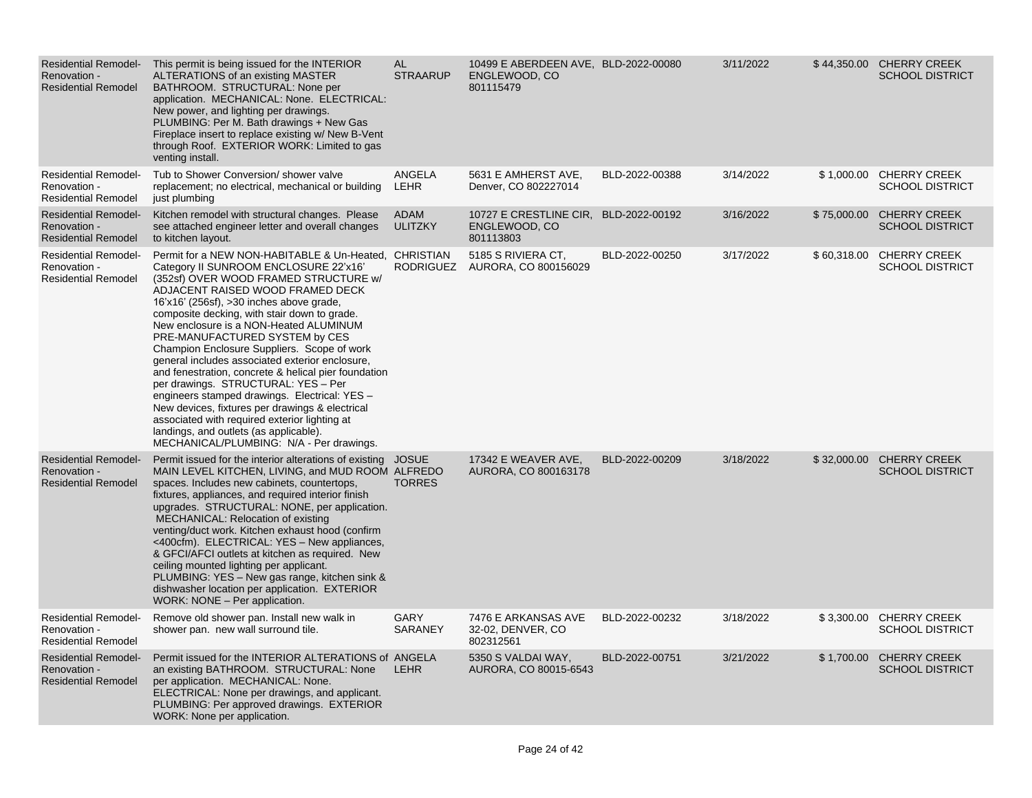| | | | | | | | |
|---|---|---|---|---|---|---|---|
| Residential Remodel-Renovation - Residential Remodel | This permit is being issued for the INTERIOR ALTERATIONS of an existing MASTER BATHROOM. STRUCTURAL: None per application. MECHANICAL: None. ELECTRICAL: New power, and lighting per drawings. PLUMBING: Per M. Bath drawings + New Gas Fireplace insert to replace existing w/ New B-Vent through Roof. EXTERIOR WORK: Limited to gas venting install. | AL STRAARUP | 10499 E ABERDEEN AVE, ENGLEWOOD, CO 801115479 | BLD-2022-00080 | 3/11/2022 | $ 44,350.00 | CHERRY CREEK SCHOOL DISTRICT |
| Residential Remodel-Renovation - Residential Remodel | Tub to Shower Conversion/ shower valve replacement; no electrical, mechanical or building just plumbing | ANGELA LEHR | 5631 E AMHERST AVE, Denver, CO 802227014 | BLD-2022-00388 | 3/14/2022 | $ 1,000.00 | CHERRY CREEK SCHOOL DISTRICT |
| Residential Remodel-Renovation - Residential Remodel | Kitchen remodel with structural changes. Please see attached engineer letter and overall changes to kitchen layout. | ADAM ULITZKY | 10727 E CRESTLINE CIR, ENGLEWOOD, CO 801113803 | BLD-2022-00192 | 3/16/2022 | $ 75,000.00 | CHERRY CREEK SCHOOL DISTRICT |
| Residential Remodel-Renovation - Residential Remodel | Permit for a NEW NON-HABITABLE & Un-Heated, Category II SUNROOM ENCLOSURE 22'x16' (352sf) OVER WOOD FRAMED STRUCTURE w/ ADJACENT RAISED WOOD FRAMED DECK 16'x16' (256sf), >30 inches above grade, composite decking, with stair down to grade. New enclosure is a NON-Heated ALUMINUM PRE-MANUFACTURED SYSTEM by CES Champion Enclosure Suppliers. Scope of work general includes associated exterior enclosure, and fenestration, concrete & helical pier foundation per drawings. STRUCTURAL: YES – Per engineers stamped drawings. Electrical: YES – New devices, fixtures per drawings & electrical associated with required exterior lighting at landings, and outlets (as applicable). MECHANICAL/PLUMBING: N/A - Per drawings. | CHRISTIAN RODRIGUEZ | 5185 S RIVIERA CT, AURORA, CO 800156029 | BLD-2022-00250 | 3/17/2022 | $ 60,318.00 | CHERRY CREEK SCHOOL DISTRICT |
| Residential Remodel-Renovation - Residential Remodel | Permit issued for the interior alterations of existing MAIN LEVEL KITCHEN, LIVING, and MUD ROOM spaces. Includes new cabinets, countertops, fixtures, appliances, and required interior finish upgrades. STRUCTURAL: NONE, per application. MECHANICAL: Relocation of existing venting/duct work. Kitchen exhaust hood (confirm <400cfm). ELECTRICAL: YES – New appliances, & GFCI/AFCI outlets at kitchen as required. New ceiling mounted lighting per applicant. PLUMBING: YES – New gas range, kitchen sink & dishwasher location per application. EXTERIOR WORK: NONE – Per application. | JOSUE ALFREDO TORRES | 17342 E WEAVER AVE, AURORA, CO 800163178 | BLD-2022-00209 | 3/18/2022 | $ 32,000.00 | CHERRY CREEK SCHOOL DISTRICT |
| Residential Remodel-Renovation - Residential Remodel | Remove old shower pan. Install new walk in shower pan. new wall surround tile. | GARY SARANEY | 7476 E ARKANSAS AVE 32-02, DENVER, CO 802312561 | BLD-2022-00232 | 3/18/2022 | $ 3,300.00 | CHERRY CREEK SCHOOL DISTRICT |
| Residential Remodel-Renovation - Residential Remodel | Permit issued for the INTERIOR ALTERATIONS of an existing BATHROOM. STRUCTURAL: None per application. MECHANICAL: None. ELECTRICAL: None per drawings, and applicant. PLUMBING: Per approved drawings. EXTERIOR WORK: None per application. | ANGELA LEHR | 5350 S VALDAI WAY, AURORA, CO 80015-6543 | BLD-2022-00751 | 3/21/2022 | $ 1,700.00 | CHERRY CREEK SCHOOL DISTRICT |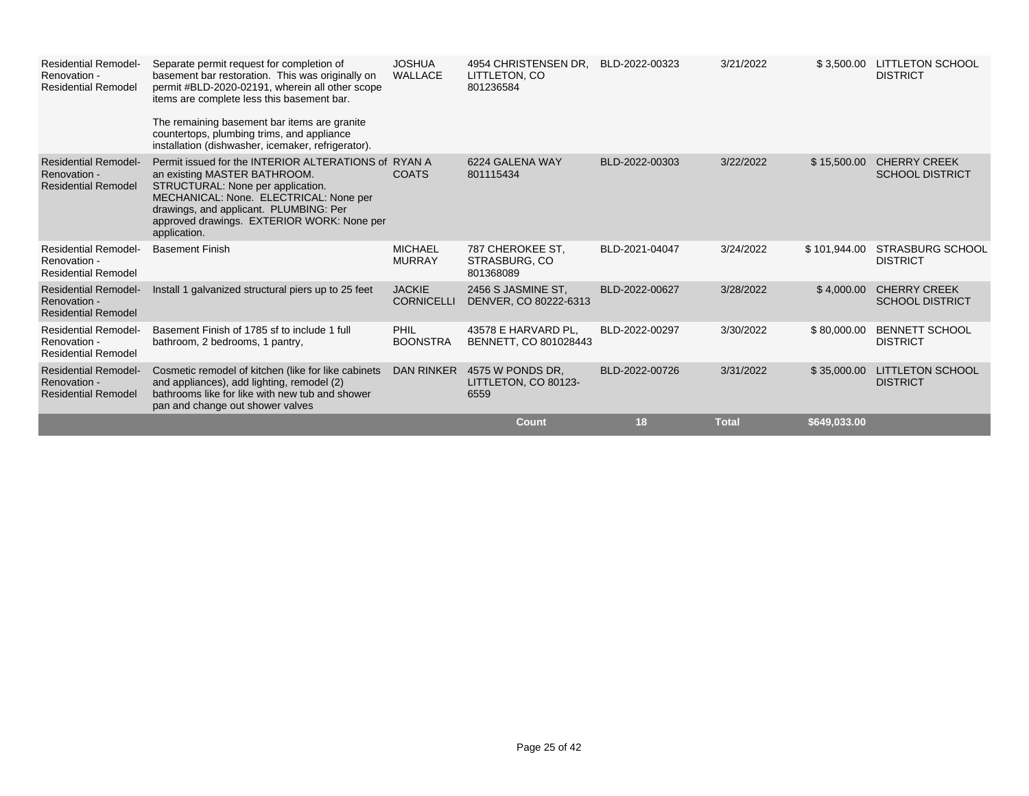| | | | | | | | |
|---|---|---|---|---|---|---|---|
| Residential Remodel-Renovation - Residential Remodel | Separate permit request for completion of basement bar restoration. This was originally on permit #BLD-2020-02191, wherein all other scope items are complete less this basement bar.<br><br>The remaining basement bar items are granite countertops, plumbing trims, and appliance installation (dishwasher, icemaker, refrigerator). | JOSHUA WALLACE | 4954 CHRISTENSEN DR, LITTLETON, CO 801236584 | BLD-2022-00323 | 3/21/2022 | $ 3,500.00 | LITTLETON SCHOOL DISTRICT |
| Residential Remodel-Renovation - Residential Remodel | Permit issued for the INTERIOR ALTERATIONS of an existing MASTER BATHROOM. STRUCTURAL: None per application. MECHANICAL: None. ELECTRICAL: None per drawings, and applicant. PLUMBING: Per approved drawings. EXTERIOR WORK: None per application. | RYAN A COATS | 6224 GALENA WAY 801115434 | BLD-2022-00303 | 3/22/2022 | $ 15,500.00 | CHERRY CREEK SCHOOL DISTRICT |
| Residential Remodel-Renovation - Residential Remodel | Basement Finish | MICHAEL MURRAY | 787 CHEROKEE ST, STRASBURG, CO 801368089 | BLD-2021-04047 | 3/24/2022 | $ 101,944.00 | STRASBURG SCHOOL DISTRICT |
| Residential Remodel-Renovation - Residential Remodel | Install 1 galvanized structural piers up to 25 feet | JACKIE CORNICELLI | 2456 S JASMINE ST, DENVER, CO 80222-6313 | BLD-2022-00627 | 3/28/2022 | $ 4,000.00 | CHERRY CREEK SCHOOL DISTRICT |
| Residential Remodel-Renovation - Residential Remodel | Basement Finish of 1785 sf to include 1 full bathroom, 2 bedrooms, 1 pantry, | PHIL BOONSTRA | 43578 E HARVARD PL, BENNETT, CO 801028443 | BLD-2022-00297 | 3/30/2022 | $ 80,000.00 | BENNETT SCHOOL DISTRICT |
| Residential Remodel-Renovation - Residential Remodel | Cosmetic remodel of kitchen (like for like cabinets and appliances), add lighting, remodel (2) bathrooms like for like with new tub and shower pan and change out shower valves | DAN RINKER | 4575 W PONDS DR, LITTLETON, CO 80123-6559 | BLD-2022-00726 | 3/31/2022 | $ 35,000.00 | LITTLETON SCHOOL DISTRICT |
| | | | **Count** | **18** | **Total** | **$649,033.00** | |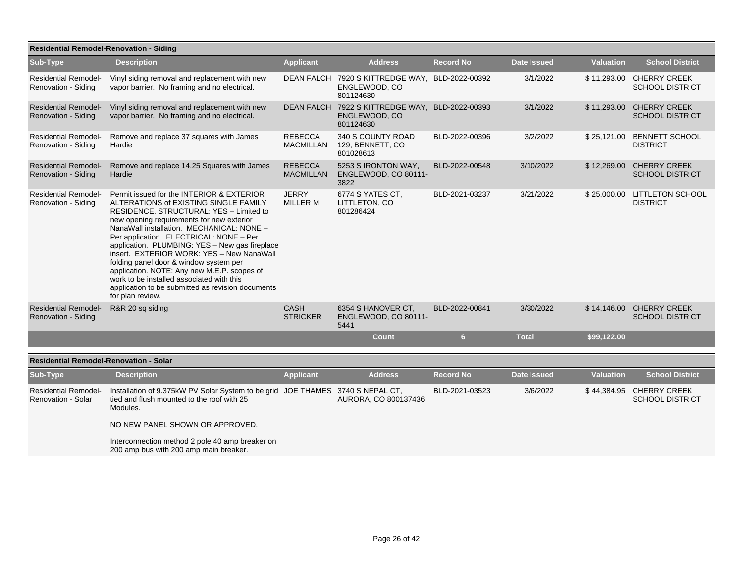## Residential Remodel-Renovation - Siding

| Sub-Type | Description | Applicant | Address | Record No | Date Issued | Valuation | School District |
|---|---|---|---|---|---|---|---|
| Residential Remodel-Renovation - Siding | Vinyl siding removal and replacement with new vapor barrier. No framing and no electrical. | DEAN FALCH | 7920 S KITTREDGE WAY, ENGLEWOOD, CO 801124630 | BLD-2022-00392 | 3/1/2022 | $ 11,293.00 | CHERRY CREEK SCHOOL DISTRICT |
| Residential Remodel-Renovation - Siding | Vinyl siding removal and replacement with new vapor barrier. No framing and no electrical. | DEAN FALCH | 7922 S KITTREDGE WAY, ENGLEWOOD, CO 801124630 | BLD-2022-00393 | 3/1/2022 | $ 11,293.00 | CHERRY CREEK SCHOOL DISTRICT |
| Residential Remodel-Renovation - Siding | Remove and replace 37 squares with James Hardie | REBECCA MACMILLAN | 340 S COUNTY ROAD 129, BENNETT, CO 801028613 | BLD-2022-00396 | 3/2/2022 | $ 25,121.00 | BENNETT SCHOOL DISTRICT |
| Residential Remodel-Renovation - Siding | Remove and replace 14.25 Squares with James Hardie | REBECCA MACMILLAN | 5253 S IRONTON WAY, ENGLEWOOD, CO 80111-3822 | BLD-2022-00548 | 3/10/2022 | $ 12,269.00 | CHERRY CREEK SCHOOL DISTRICT |
| Residential Remodel-Renovation - Siding | Permit issued for the INTERIOR & EXTERIOR ALTERATIONS of EXISTING SINGLE FAMILY RESIDENCE. STRUCTURAL: YES – Limited to new opening requirements for new exterior NanaWall installation. MECHANICAL: NONE – Per application. ELECTRICAL: NONE – Per application. PLUMBING: YES – New gas fireplace insert. EXTERIOR WORK: YES – New NanaWall folding panel door & window system per application. NOTE: Any new M.E.P. scopes of work to be installed associated with this application to be submitted as revision documents for plan review. | JERRY MILLER M | 6774 S YATES CT, LITTLETON, CO 801286424 | BLD-2021-03237 | 3/21/2022 | $ 25,000.00 | LITTLETON SCHOOL DISTRICT |
| Residential Remodel-Renovation - Siding | R&R 20 sq siding | CASH STRICKER | 6354 S HANOVER CT, ENGLEWOOD, CO 80111-5441 | BLD-2022-00841 | 3/30/2022 | $ 14,146.00 | CHERRY CREEK SCHOOL DISTRICT |
| | | | Count | 6 | Total | $99,122.00 | |

## Residential Remodel-Renovation - Solar

| Sub-Type | Description | Applicant | Address | Record No | Date Issued | Valuation | School District |
|---|---|---|---|---|---|---|---|
| Residential Remodel-Renovation - Solar | Installation of 9.375kW PV Solar System to be grid tied and flush mounted to the roof with 25 Modules.<br><br>NO NEW PANEL SHOWN OR APPROVED.<br><br>Interconnection method 2 pole 40 amp breaker on 200 amp bus with 200 amp main breaker. | JOE THAMES | 3740 S NEPAL CT, AURORA, CO 800137436 | BLD-2021-03523 | 3/6/2022 | $ 44,384.95 | CHERRY CREEK SCHOOL DISTRICT |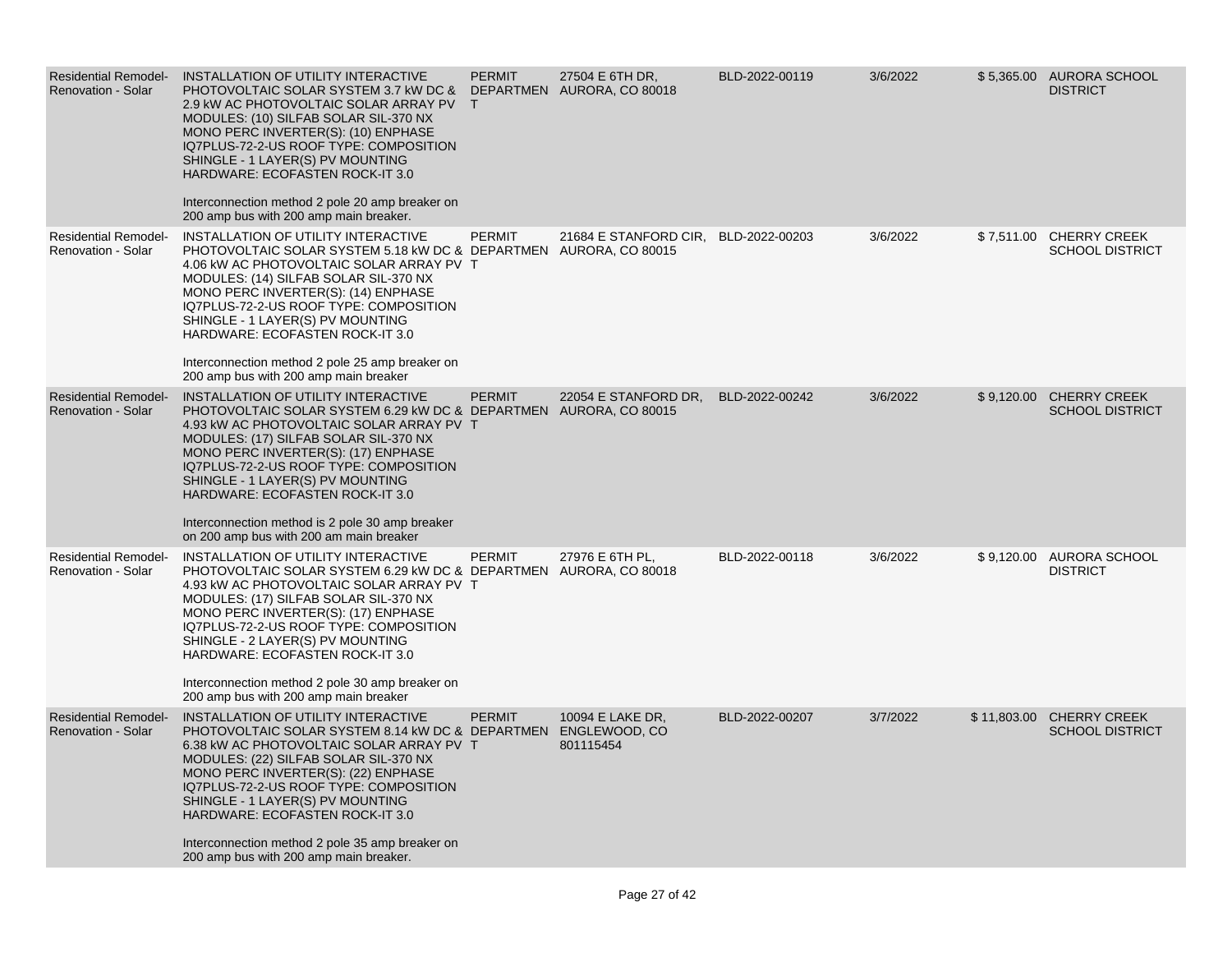| Residential Remodel-Renovation - Solar | INSTALLATION OF UTILITY INTERACTIVE PHOTOVOLTAIC SOLAR SYSTEM 3.7 kW DC & 2.9 kW AC PHOTOVOLTAIC SOLAR ARRAY PV MODULES: (10) SILFAB SOLAR SIL-370 NX MONO PERC INVERTER(S): (10) ENPHASE IQ7PLUS-72-2-US ROOF TYPE: COMPOSITION SHINGLE - 1 LAYER(S) PV MOUNTING HARDWARE: ECOFASTEN ROCK-IT 3.0<br><br>Interconnection method 2 pole 20 amp breaker on 200 amp bus with 200 amp main breaker. | PERMIT DEPARTMENT | 27504 E 6TH DR, AURORA, CO 80018 | BLD-2022-00119 | 3/6/2022 | $ 5,365.00 | AURORA SCHOOL DISTRICT |
|---|---|---|---|---|---|---|---|
| Residential Remodel-Renovation - Solar | INSTALLATION OF UTILITY INTERACTIVE PHOTOVOLTAIC SOLAR SYSTEM 5.18 kW DC & 4.06 kW AC PHOTOVOLTAIC SOLAR ARRAY PV MODULES: (14) SILFAB SOLAR SIL-370 NX MONO PERC INVERTER(S): (14) ENPHASE IQ7PLUS-72-2-US ROOF TYPE: COMPOSITION SHINGLE - 1 LAYER(S) PV MOUNTING HARDWARE: ECOFASTEN ROCK-IT 3.0<br><br>Interconnection method 2 pole 25 amp breaker on 200 amp bus with 200 amp main breaker | PERMIT DEPARTMENT | 21684 E STANFORD CIR, AURORA, CO 80015 | BLD-2022-00203 | 3/6/2022 | $ 7,511.00 | CHERRY CREEK SCHOOL DISTRICT |
| Residential Remodel-Renovation - Solar | INSTALLATION OF UTILITY INTERACTIVE PHOTOVOLTAIC SOLAR SYSTEM 6.29 kW DC & 4.93 kW AC PHOTOVOLTAIC SOLAR ARRAY PV MODULES: (17) SILFAB SOLAR SIL-370 NX MONO PERC INVERTER(S): (17) ENPHASE IQ7PLUS-72-2-US ROOF TYPE: COMPOSITION SHINGLE - 1 LAYER(S) PV MOUNTING HARDWARE: ECOFASTEN ROCK-IT 3.0<br><br>Interconnection method is 2 pole 30 amp breaker on 200 amp bus with 200 am main breaker | PERMIT DEPARTMENT | 22054 E STANFORD DR, AURORA, CO 80015 | BLD-2022-00242 | 3/6/2022 | $ 9,120.00 | CHERRY CREEK SCHOOL DISTRICT |
| Residential Remodel-Renovation - Solar | INSTALLATION OF UTILITY INTERACTIVE PHOTOVOLTAIC SOLAR SYSTEM 6.29 kW DC & 4.93 kW AC PHOTOVOLTAIC SOLAR ARRAY PV MODULES: (17) SILFAB SOLAR SIL-370 NX MONO PERC INVERTER(S): (17) ENPHASE IQ7PLUS-72-2-US ROOF TYPE: COMPOSITION SHINGLE - 2 LAYER(S) PV MOUNTING HARDWARE: ECOFASTEN ROCK-IT 3.0<br><br>Interconnection method 2 pole 30 amp breaker on 200 amp bus with 200 amp main breaker | PERMIT DEPARTMENT | 27976 E 6TH PL, AURORA, CO 80018 | BLD-2022-00118 | 3/6/2022 | $ 9,120.00 | AURORA SCHOOL DISTRICT |
| Residential Remodel-Renovation - Solar | INSTALLATION OF UTILITY INTERACTIVE PHOTOVOLTAIC SOLAR SYSTEM 8.14 kW DC & 6.38 kW AC PHOTOVOLTAIC SOLAR ARRAY PV MODULES: (22) SILFAB SOLAR SIL-370 NX MONO PERC INVERTER(S): (22) ENPHASE IQ7PLUS-72-2-US ROOF TYPE: COMPOSITION SHINGLE - 1 LAYER(S) PV MOUNTING HARDWARE: ECOFASTEN ROCK-IT 3.0<br><br>Interconnection method 2 pole 35 amp breaker on 200 amp bus with 200 amp main breaker. | PERMIT DEPARTMENT | 10094 E LAKE DR, ENGLEWOOD, CO 801115454 | BLD-2022-00207 | 3/7/2022 | $ 11,803.00 | CHERRY CREEK SCHOOL DISTRICT |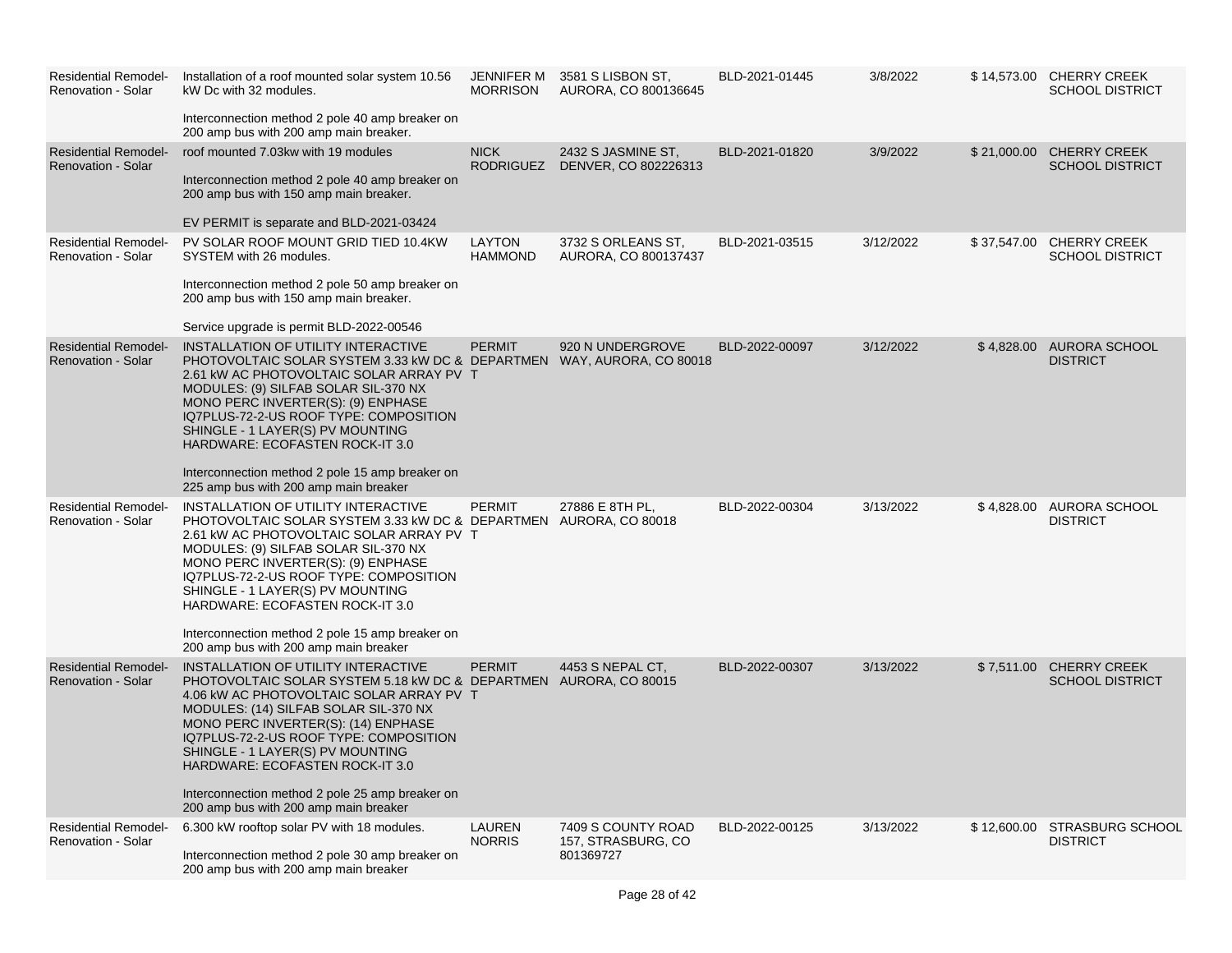| | | | | | | | |
|---|---|---|---|---|---|---|---|
| Residential Remodel-Renovation - Solar | Installation of a roof mounted solar system 10.56 kW Dc with 32 modules.<br><br>Interconnection method 2 pole 40 amp breaker on 200 amp bus with 200 amp main breaker. | JENNIFER M MORRISON | 3581 S LISBON ST, AURORA, CO 800136645 | BLD-2021-01445 | 3/8/2022 | $ 14,573.00 | CHERRY CREEK SCHOOL DISTRICT |
| Residential Remodel-Renovation - Solar | roof mounted 7.03kw with 19 modules<br><br>Interconnection method 2 pole 40 amp breaker on 200 amp bus with 150 amp main breaker.<br><br>EV PERMIT is separate and BLD-2021-03424 | NICK RODRIGUEZ | 2432 S JASMINE ST, DENVER, CO 802226313 | BLD-2021-01820 | 3/9/2022 | $ 21,000.00 | CHERRY CREEK SCHOOL DISTRICT |
| Residential Remodel-Renovation - Solar | PV SOLAR ROOF MOUNT GRID TIED 10.4KW SYSTEM with 26 modules.<br><br>Interconnection method 2 pole 50 amp breaker on 200 amp bus with 150 amp main breaker.<br><br>Service upgrade is permit BLD-2022-00546 | LAYTON HAMMOND | 3732 S ORLEANS ST, AURORA, CO 800137437 | BLD-2021-03515 | 3/12/2022 | $ 37,547.00 | CHERRY CREEK SCHOOL DISTRICT |
| Residential Remodel-Renovation - Solar | INSTALLATION OF UTILITY INTERACTIVE PHOTOVOLTAIC SOLAR SYSTEM 3.33 kW DC & 2.61 kW AC PHOTOVOLTAIC SOLAR ARRAY PV MODULES: (9) SILFAB SOLAR SIL-370 NX MONO PERC INVERTER(S): (9) ENPHASE IQ7PLUS-72-2-US ROOF TYPE: COMPOSITION SHINGLE - 1 LAYER(S) PV MOUNTING HARDWARE: ECOFASTEN ROCK-IT 3.0<br><br>Interconnection method 2 pole 15 amp breaker on 225 amp bus with 200 amp main breaker | PERMIT DEPARTMENT | 920 N UNDERGROVE WAY, AURORA, CO 80018 | BLD-2022-00097 | 3/12/2022 | $ 4,828.00 | AURORA SCHOOL DISTRICT |
| Residential Remodel-Renovation - Solar | INSTALLATION OF UTILITY INTERACTIVE PHOTOVOLTAIC SOLAR SYSTEM 3.33 kW DC & 2.61 kW AC PHOTOVOLTAIC SOLAR ARRAY PV MODULES: (9) SILFAB SOLAR SIL-370 NX MONO PERC INVERTER(S): (9) ENPHASE IQ7PLUS-72-2-US ROOF TYPE: COMPOSITION SHINGLE - 1 LAYER(S) PV MOUNTING HARDWARE: ECOFASTEN ROCK-IT 3.0<br><br>Interconnection method 2 pole 15 amp breaker on 200 amp bus with 200 amp main breaker | PERMIT DEPARTMENT | 27886 E 8TH PL, AURORA, CO 80018 | BLD-2022-00304 | 3/13/2022 | $ 4,828.00 | AURORA SCHOOL DISTRICT |
| Residential Remodel-Renovation - Solar | INSTALLATION OF UTILITY INTERACTIVE PHOTOVOLTAIC SOLAR SYSTEM 5.18 kW DC & 4.06 kW AC PHOTOVOLTAIC SOLAR ARRAY PV MODULES: (14) SILFAB SOLAR SIL-370 NX MONO PERC INVERTER(S): (14) ENPHASE IQ7PLUS-72-2-US ROOF TYPE: COMPOSITION SHINGLE - 1 LAYER(S) PV MOUNTING HARDWARE: ECOFASTEN ROCK-IT 3.0<br><br>Interconnection method 2 pole 25 amp breaker on 200 amp bus with 200 amp main breaker | PERMIT DEPARTMENT | 4453 S NEPAL CT, AURORA, CO 80015 | BLD-2022-00307 | 3/13/2022 | $ 7,511.00 | CHERRY CREEK SCHOOL DISTRICT |
| Residential Remodel-Renovation - Solar | 6.300 kW rooftop solar PV with 18 modules.<br><br>Interconnection method 2 pole 30 amp breaker on 200 amp bus with 200 amp main breaker | LAUREN NORRIS | 7409 S COUNTY ROAD 157, STRASBURG, CO 801369727 | BLD-2022-00125 | 3/13/2022 | $ 12,600.00 | STRASBURG SCHOOL DISTRICT |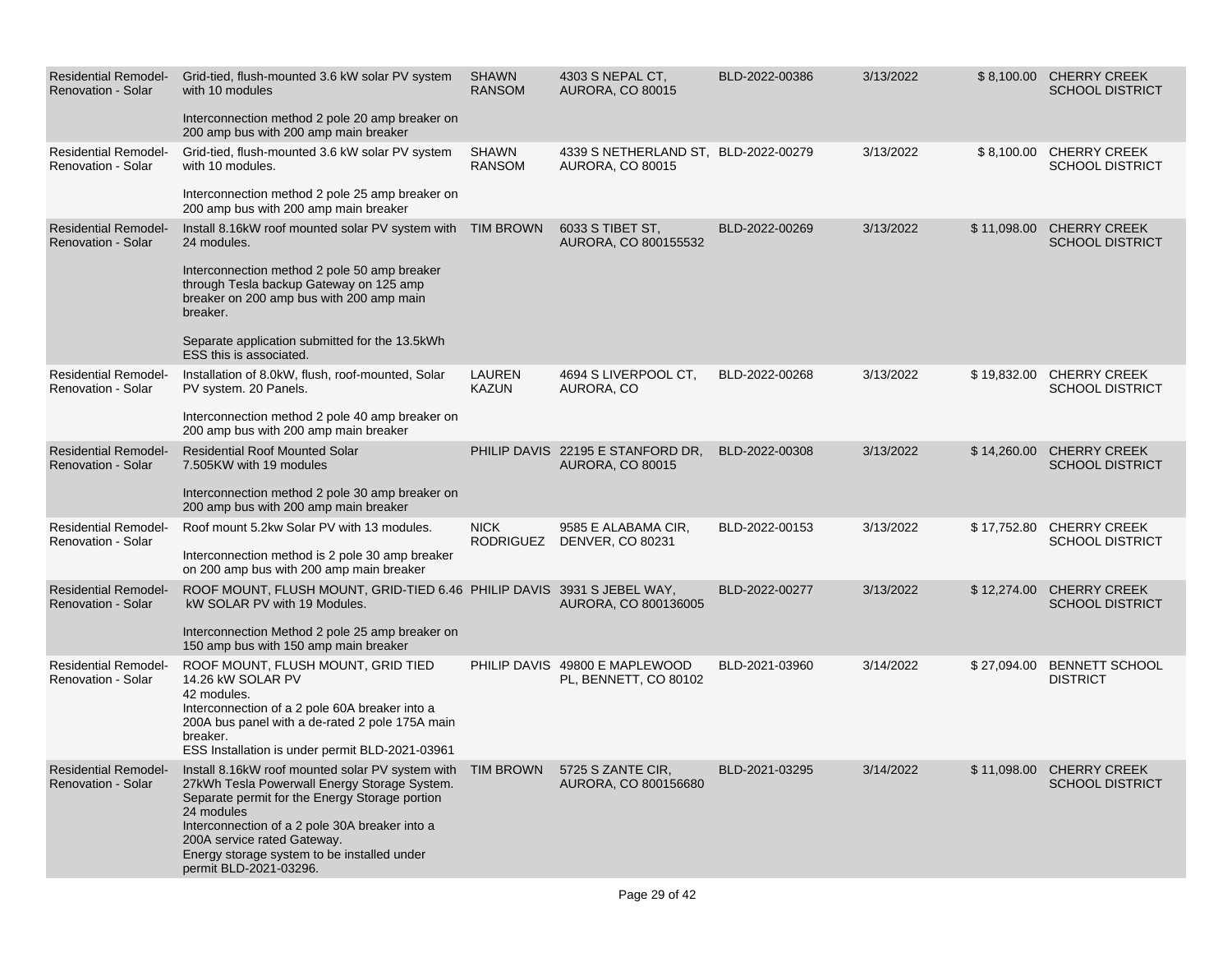| | | | | | | | |
|---|---|---|---|---|---|---|---|
| Residential Remodel-Renovation - Solar | Grid-tied, flush-mounted 3.6 kW solar PV system with 10 modules<br><br>Interconnection method 2 pole 20 amp breaker on 200 amp bus with 200 amp main breaker | SHAWN RANSOM | 4303 S NEPAL CT, AURORA, CO 80015 | BLD-2022-00386 | 3/13/2022 | $ 8,100.00 | CHERRY CREEK SCHOOL DISTRICT |
| Residential Remodel-Renovation - Solar | Grid-tied, flush-mounted 3.6 kW solar PV system with 10 modules.<br><br>Interconnection method 2 pole 25 amp breaker on 200 amp bus with 200 amp main breaker | SHAWN RANSOM | 4339 S NETHERLAND ST, AURORA, CO 80015 | BLD-2022-00279 | 3/13/2022 | $ 8,100.00 | CHERRY CREEK SCHOOL DISTRICT |
| Residential Remodel-Renovation - Solar | Install 8.16kW roof mounted solar PV system with 24 modules.<br><br>Interconnection method 2 pole 50 amp breaker through Tesla backup Gateway on 125 amp breaker on 200 amp bus with 200 amp main breaker.<br><br>Separate application submitted for the 13.5kWh ESS this is associated. | TIM BROWN | 6033 S TIBET ST, AURORA, CO 800155532 | BLD-2022-00269 | 3/13/2022 | $ 11,098.00 | CHERRY CREEK SCHOOL DISTRICT |
| Residential Remodel-Renovation - Solar | Installation of 8.0kW, flush, roof-mounted, Solar PV system. 20 Panels.<br><br>Interconnection method 2 pole 40 amp breaker on 200 amp bus with 200 amp main breaker | LAUREN KAZUN | 4694 S LIVERPOOL CT, AURORA, CO | BLD-2022-00268 | 3/13/2022 | $ 19,832.00 | CHERRY CREEK SCHOOL DISTRICT |
| Residential Remodel-Renovation - Solar | Residential Roof Mounted Solar 7.505KW with 19 modules<br><br>Interconnection method 2 pole 30 amp breaker on 200 amp bus with 200 amp main breaker | PHILIP DAVIS | 22195 E STANFORD DR, AURORA, CO 80015 | BLD-2022-00308 | 3/13/2022 | $ 14,260.00 | CHERRY CREEK SCHOOL DISTRICT |
| Residential Remodel-Renovation - Solar | Roof mount 5.2kw Solar PV with 13 modules.<br><br>Interconnection method is 2 pole 30 amp breaker on 200 amp bus with 200 amp main breaker | NICK RODRIGUEZ | 9585 E ALABAMA CIR, DENVER, CO 80231 | BLD-2022-00153 | 3/13/2022 | $ 17,752.80 | CHERRY CREEK SCHOOL DISTRICT |
| Residential Remodel-Renovation - Solar | ROOF MOUNT, FLUSH MOUNT, GRID-TIED 6.46 kW SOLAR PV with 19 Modules.<br><br>Interconnection Method 2 pole 25 amp breaker on 150 amp bus with 150 amp main breaker | PHILIP DAVIS | 3931 S JEBEL WAY, AURORA, CO 800136005 | BLD-2022-00277 | 3/13/2022 | $ 12,274.00 | CHERRY CREEK SCHOOL DISTRICT |
| Residential Remodel-Renovation - Solar | ROOF MOUNT, FLUSH MOUNT, GRID TIED 14.26 kW SOLAR PV<br>42 modules.<br>Interconnection of a 2 pole 60A breaker into a 200A bus panel with a de-rated 2 pole 175A main breaker.<br>ESS Installation is under permit BLD-2021-03961 | PHILIP DAVIS | 49800 E MAPLEWOOD PL, BENNETT, CO 80102 | BLD-2021-03960 | 3/14/2022 | $ 27,094.00 | BENNETT SCHOOL DISTRICT |
| Residential Remodel-Renovation - Solar | Install 8.16kW roof mounted solar PV system with 27kWh Tesla Powerwall Energy Storage System. Separate permit for the Energy Storage portion<br>24 modules<br>Interconnection of a 2 pole 30A breaker into a 200A service rated Gateway.<br>Energy storage system to be installed under permit BLD-2021-03296. | TIM BROWN | 5725 S ZANTE CIR, AURORA, CO 800156680 | BLD-2021-03295 | 3/14/2022 | $ 11,098.00 | CHERRY CREEK SCHOOL DISTRICT |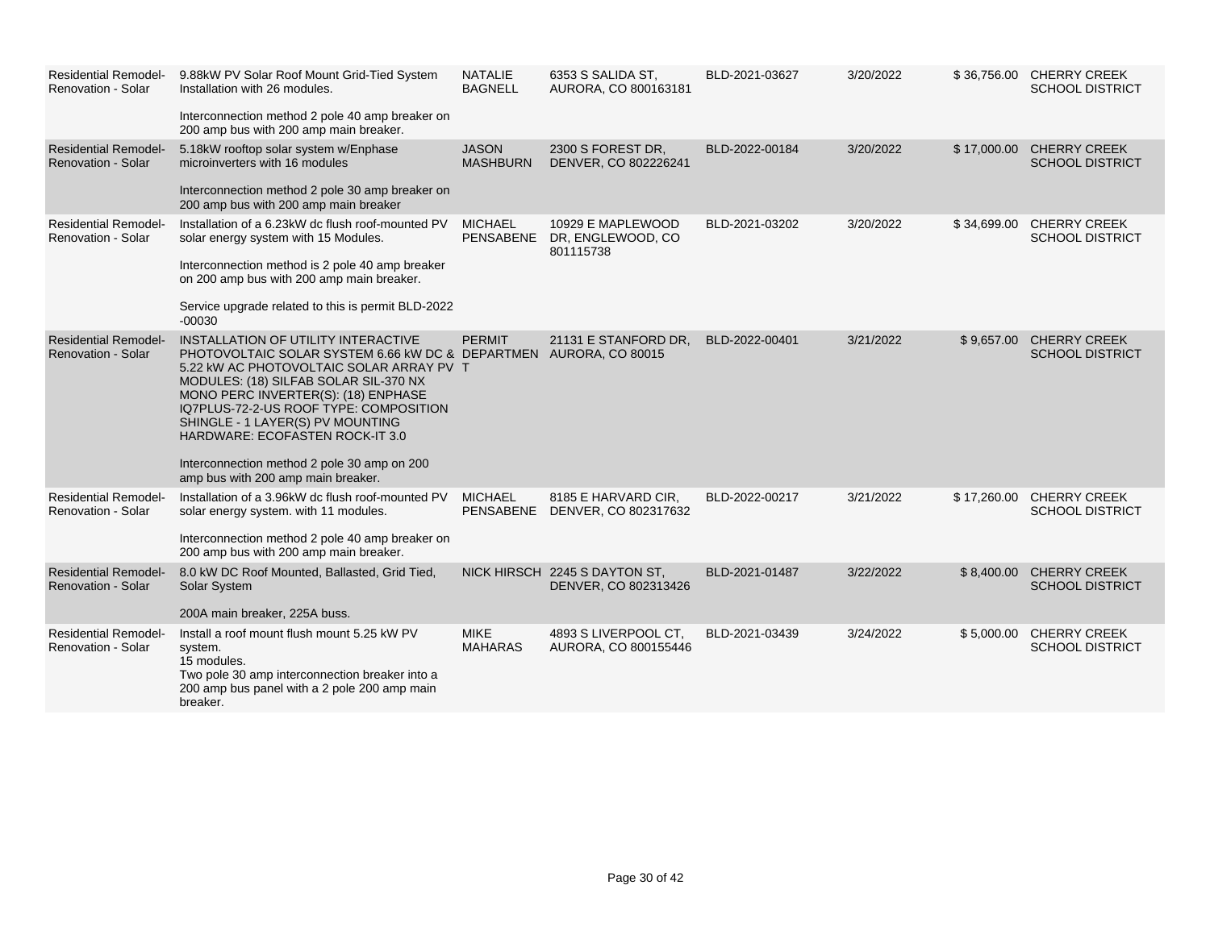| | | | | | | | |
|---|---|---|---|---|---|---|---|
| Residential Remodel-Renovation - Solar | 9.88kW PV Solar Roof Mount Grid-Tied System Installation with 26 modules.<br><br>Interconnection method 2 pole 40 amp breaker on 200 amp bus with 200 amp main breaker. | NATALIE BAGNELL | 6353 S SALIDA ST, AURORA, CO 800163181 | BLD-2021-03627 | 3/20/2022 | $ 36,756.00 | CHERRY CREEK SCHOOL DISTRICT |
| Residential Remodel-Renovation - Solar | 5.18kW rooftop solar system w/Enphase microinverters with 16 modules<br><br>Interconnection method 2 pole 30 amp breaker on 200 amp bus with 200 amp main breaker | JASON MASHBURN | 2300 S FOREST DR, DENVER, CO 802226241 | BLD-2022-00184 | 3/20/2022 | $ 17,000.00 | CHERRY CREEK SCHOOL DISTRICT |
| Residential Remodel-Renovation - Solar | Installation of a 6.23kW dc flush roof-mounted PV solar energy system with 15 Modules.<br><br>Interconnection method is 2 pole 40 amp breaker on 200 amp bus with 200 amp main breaker.<br><br>Service upgrade related to this is permit BLD-2022-00030 | MICHAEL PENSABENE | 10929 E MAPLEWOOD DR, ENGLEWOOD, CO 801115738 | BLD-2021-03202 | 3/20/2022 | $ 34,699.00 | CHERRY CREEK SCHOOL DISTRICT |
| Residential Remodel-Renovation - Solar | INSTALLATION OF UTILITY INTERACTIVE PHOTOVOLTAIC SOLAR SYSTEM 6.66 kW DC & 5.22 kW AC PHOTOVOLTAIC SOLAR ARRAY PV MODULES: (18) SILFAB SOLAR SIL-370 NX MONO PERC INVERTER(S): (18) ENPHASE IQ7PLUS-72-2-US ROOF TYPE: COMPOSITION SHINGLE - 1 LAYER(S) PV MOUNTING HARDWARE: ECOFASTEN ROCK-IT 3.0<br><br>Interconnection method 2 pole 30 amp on 200 amp bus with 200 amp main breaker. | PERMIT DEPARTMENT | 21131 E STANFORD DR, AURORA, CO 80015 | BLD-2022-00401 | 3/21/2022 | $ 9,657.00 | CHERRY CREEK SCHOOL DISTRICT |
| Residential Remodel-Renovation - Solar | Installation of a 3.96kW dc flush roof-mounted PV solar energy system. with 11 modules.<br><br>Interconnection method 2 pole 40 amp breaker on 200 amp bus with 200 amp main breaker. | MICHAEL PENSABENE | 8185 E HARVARD CIR, DENVER, CO 802317632 | BLD-2022-00217 | 3/21/2022 | $ 17,260.00 | CHERRY CREEK SCHOOL DISTRICT |
| Residential Remodel-Renovation - Solar | 8.0 kW DC Roof Mounted, Ballasted, Grid Tied, Solar System<br><br>200A main breaker, 225A buss. | NICK HIRSCH | 2245 S DAYTON ST, DENVER, CO 802313426 | BLD-2021-01487 | 3/22/2022 | $ 8,400.00 | CHERRY CREEK SCHOOL DISTRICT |
| Residential Remodel-Renovation - Solar | Install a roof mount flush mount 5.25 kW PV system.<br>15 modules.<br>Two pole 30 amp interconnection breaker into a 200 amp bus panel with a 2 pole 200 amp main breaker. | MIKE MAHARAS | 4893 S LIVERPOOL CT, AURORA, CO 800155446 | BLD-2021-03439 | 3/24/2022 | $ 5,000.00 | CHERRY CREEK SCHOOL DISTRICT |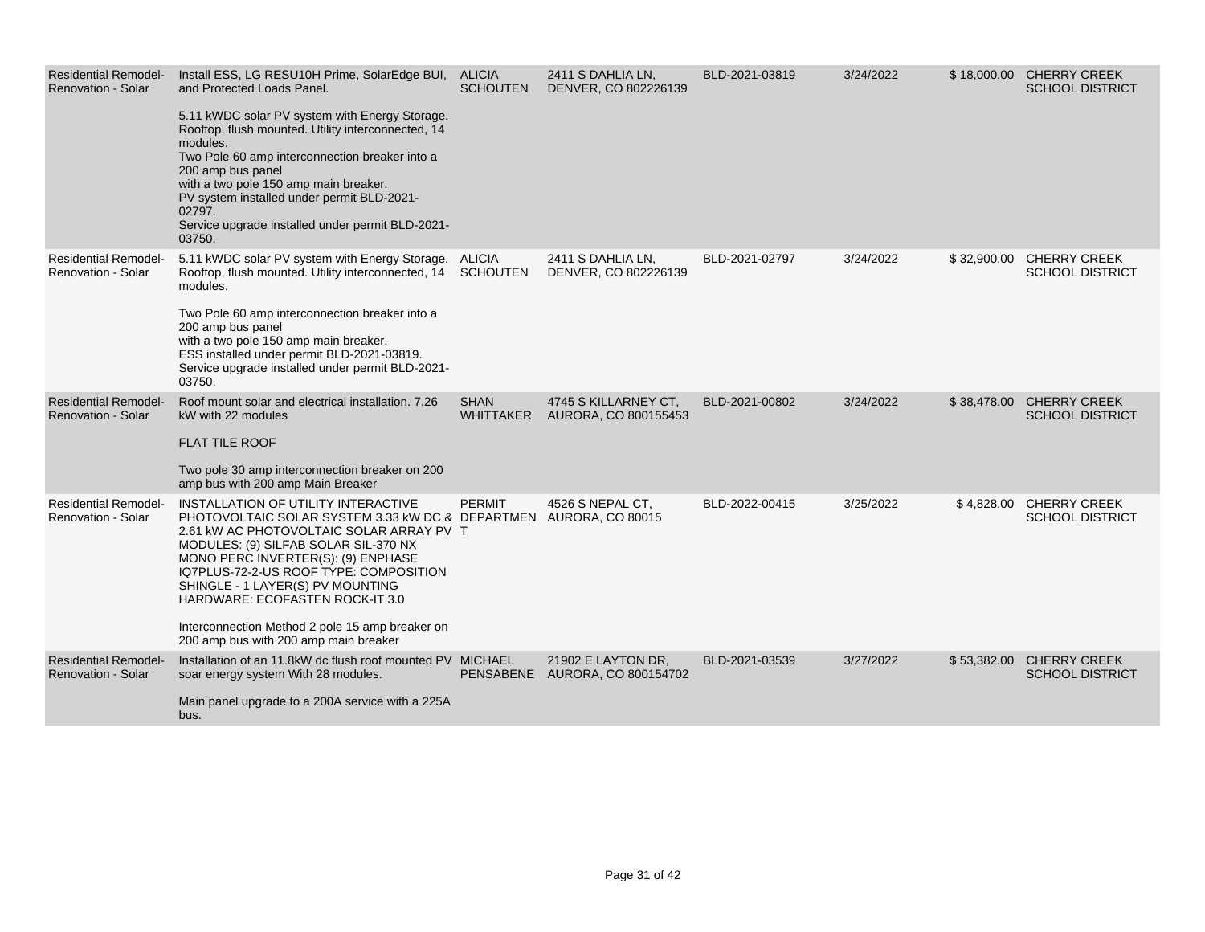| | | | | | | | |
|---|---|---|---|---|---|---|---|
| Residential Remodel-Renovation - Solar | Install ESS, LG RESU10H Prime, SolarEdge BUI, and Protected Loads Panel.<br><br>5.11 kWDC solar PV system with Energy Storage. Rooftop, flush mounted. Utility interconnected, 14 modules.<br>Two Pole 60 amp interconnection breaker into a 200 amp bus panel<br>with a two pole 150 amp main breaker.<br>PV system installed under permit BLD-2021-02797.<br>Service upgrade installed under permit BLD-2021-03750. | ALICIA SCHOUTEN | 2411 S DAHLIA LN, DENVER, CO 802226139 | BLD-2021-03819 | 3/24/2022 | $ 18,000.00 | CHERRY CREEK SCHOOL DISTRICT |
| Residential Remodel-Renovation - Solar | 5.11 kWDC solar PV system with Energy Storage. Rooftop, flush mounted. Utility interconnected, 14 modules.<br><br>Two Pole 60 amp interconnection breaker into a 200 amp bus panel<br>with a two pole 150 amp main breaker.<br>ESS installed under permit BLD-2021-03819.<br>Service upgrade installed under permit BLD-2021-03750. | ALICIA SCHOUTEN | 2411 S DAHLIA LN, DENVER, CO 802226139 | BLD-2021-02797 | 3/24/2022 | $ 32,900.00 | CHERRY CREEK SCHOOL DISTRICT |
| Residential Remodel-Renovation - Solar | Roof mount solar and electrical installation. 7.26 kW with 22 modules<br><br>FLAT TILE ROOF<br><br>Two pole 30 amp interconnection breaker on 200 amp bus with 200 amp Main Breaker | SHAN WHITTAKER | 4745 S KILLARNEY CT, AURORA, CO 800155453 | BLD-2021-00802 | 3/24/2022 | $ 38,478.00 | CHERRY CREEK SCHOOL DISTRICT |
| Residential Remodel-Renovation - Solar | INSTALLATION OF UTILITY INTERACTIVE PHOTOVOLTAIC SOLAR SYSTEM 3.33 kW DC & 2.61 kW AC PHOTOVOLTAIC SOLAR ARRAY PV MODULES: (9) SILFAB SOLAR SIL-370 NX MONO PERC INVERTER(S): (9) ENPHASE IQ7PLUS-72-2-US ROOF TYPE: COMPOSITION SHINGLE - 1 LAYER(S) PV MOUNTING HARDWARE: ECOFASTEN ROCK-IT 3.0<br><br>Interconnection Method 2 pole 15 amp breaker on 200 amp bus with 200 amp main breaker | PERMIT DEPARTMENT | 4526 S NEPAL CT, AURORA, CO 80015 | BLD-2022-00415 | 3/25/2022 | $ 4,828.00 | CHERRY CREEK SCHOOL DISTRICT |
| Residential Remodel-Renovation - Solar | Installation of an 11.8kW dc flush roof mounted PV soar energy system With 28 modules.<br><br>Main panel upgrade to a 200A service with a 225A bus. | MICHAEL PENSABENE | 21902 E LAYTON DR, AURORA, CO 800154702 | BLD-2021-03539 | 3/27/2022 | $ 53,382.00 | CHERRY CREEK SCHOOL DISTRICT |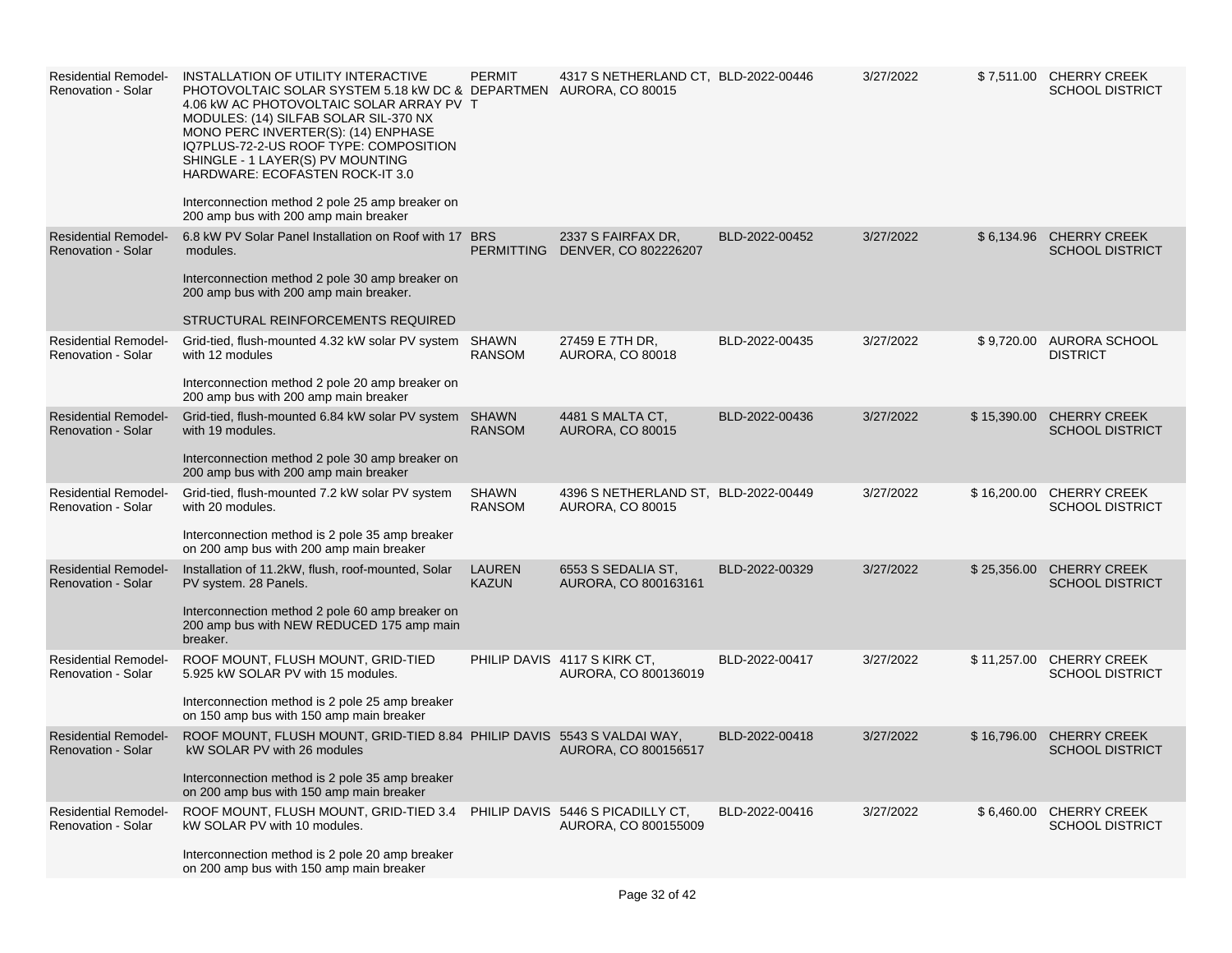| Residential Remodel-Renovation - Solar | INSTALLATION OF UTILITY INTERACTIVE PHOTOVOLTAIC SOLAR SYSTEM 5.18 kW DC & 4.06 kW AC PHOTOVOLTAIC SOLAR ARRAY PV MODULES: (14) SILFAB SOLAR SIL-370 NX MONO PERC INVERTER(S): (14) ENPHASE IQ7PLUS-72-2-US ROOF TYPE: COMPOSITION SHINGLE - 1 LAYER(S) PV MOUNTING HARDWARE: ECOFASTEN ROCK-IT 3.0<br><br>Interconnection method 2 pole 25 amp breaker on 200 amp bus with 200 amp main breaker | PERMIT DEPARTMENT | 4317 S NETHERLAND CT, AURORA, CO 80015 | BLD-2022-00446 | 3/27/2022 | $ 7,511.00 | CHERRY CREEK SCHOOL DISTRICT |
|---|---|---|---|---|---|---|---|
| Residential Remodel-Renovation - Solar | 6.8 kW PV Solar Panel Installation on Roof with 17 modules.<br><br>Interconnection method 2 pole 30 amp breaker on 200 amp bus with 200 amp main breaker.<br><br>STRUCTURAL REINFORCEMENTS REQUIRED | BRS PERMITTING | 2337 S FAIRFAX DR, DENVER, CO 802226207 | BLD-2022-00452 | 3/27/2022 | $ 6,134.96 | CHERRY CREEK SCHOOL DISTRICT |
| Residential Remodel-Renovation - Solar | Grid-tied, flush-mounted 4.32 kW solar PV system with 12 modules<br><br>Interconnection method 2 pole 20 amp breaker on 200 amp bus with 200 amp main breaker | SHAWN RANSOM | 27459 E 7TH DR, AURORA, CO 80018 | BLD-2022-00435 | 3/27/2022 | $ 9,720.00 | AURORA SCHOOL DISTRICT |
| Residential Remodel-Renovation - Solar | Grid-tied, flush-mounted 6.84 kW solar PV system with 19 modules.<br><br>Interconnection method 2 pole 30 amp breaker on 200 amp bus with 200 amp main breaker | SHAWN RANSOM | 4481 S MALTA CT, AURORA, CO 80015 | BLD-2022-00436 | 3/27/2022 | $ 15,390.00 | CHERRY CREEK SCHOOL DISTRICT |
| Residential Remodel-Renovation - Solar | Grid-tied, flush-mounted 7.2 kW solar PV system with 20 modules.<br><br>Interconnection method is 2 pole 35 amp breaker on 200 amp bus with 200 amp main breaker | SHAWN RANSOM | 4396 S NETHERLAND ST, AURORA, CO 80015 | BLD-2022-00449 | 3/27/2022 | $ 16,200.00 | CHERRY CREEK SCHOOL DISTRICT |
| Residential Remodel-Renovation - Solar | Installation of 11.2kW, flush, roof-mounted, Solar PV system. 28 Panels.<br><br>Interconnection method 2 pole 60 amp breaker on 200 amp bus with NEW REDUCED 175 amp main breaker. | LAUREN KAZUN | 6553 S SEDALIA ST, AURORA, CO 800163161 | BLD-2022-00329 | 3/27/2022 | $ 25,356.00 | CHERRY CREEK SCHOOL DISTRICT |
| Residential Remodel-Renovation - Solar | ROOF MOUNT, FLUSH MOUNT, GRID-TIED 5.925 kW SOLAR PV with 15 modules.<br><br>Interconnection method is 2 pole 25 amp breaker on 150 amp bus with 150 amp main breaker | PHILIP DAVIS | 4117 S KIRK CT, AURORA, CO 800136019 | BLD-2022-00417 | 3/27/2022 | $ 11,257.00 | CHERRY CREEK SCHOOL DISTRICT |
| Residential Remodel-Renovation - Solar | ROOF MOUNT, FLUSH MOUNT, GRID-TIED 8.84 kW SOLAR PV with 26 modules<br><br>Interconnection method is 2 pole 35 amp breaker on 200 amp bus with 150 amp main breaker | PHILIP DAVIS | 5543 S VALDAI WAY, AURORA, CO 800156517 | BLD-2022-00418 | 3/27/2022 | $ 16,796.00 | CHERRY CREEK SCHOOL DISTRICT |
| Residential Remodel-Renovation - Solar | ROOF MOUNT, FLUSH MOUNT, GRID-TIED 3.4 kW SOLAR PV with 10 modules.<br><br>Interconnection method is 2 pole 20 amp breaker on 200 amp bus with 150 amp main breaker | PHILIP DAVIS | 5446 S PICADILLY CT, AURORA, CO 800155009 | BLD-2022-00416 | 3/27/2022 | $ 6,460.00 | CHERRY CREEK SCHOOL DISTRICT |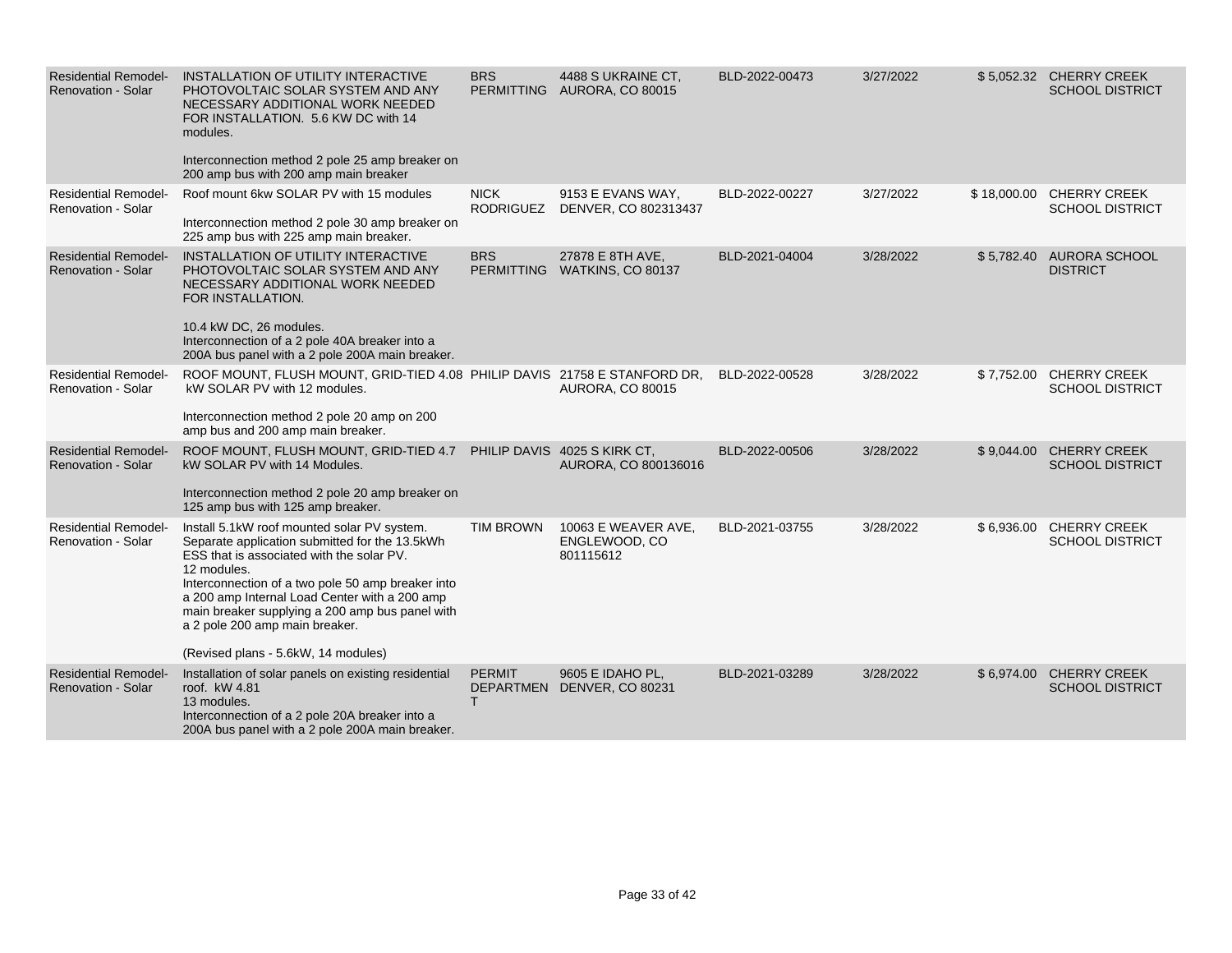| | | | | | | | |
|---|---|---|---|---|---|---|---|
| Residential Remodel-Renovation - Solar | INSTALLATION OF UTILITY INTERACTIVE PHOTOVOLTAIC SOLAR SYSTEM AND ANY NECESSARY ADDITIONAL WORK NEEDED FOR INSTALLATION. 5.6 KW DC with 14 modules.<br><br>Interconnection method 2 pole 25 amp breaker on 200 amp bus with 200 amp main breaker | BRS PERMITTING | 4488 S UKRAINE CT, AURORA, CO 80015 | BLD-2022-00473 | 3/27/2022 | $ 5,052.32 | CHERRY CREEK SCHOOL DISTRICT |
| Residential Remodel-Renovation - Solar | Roof mount 6kw SOLAR PV with 15 modules<br><br>Interconnection method 2 pole 30 amp breaker on 225 amp bus with 225 amp main breaker. | NICK RODRIGUEZ | 9153 E EVANS WAY, DENVER, CO 802313437 | BLD-2022-00227 | 3/27/2022 | $ 18,000.00 | CHERRY CREEK SCHOOL DISTRICT |
| Residential Remodel-Renovation - Solar | INSTALLATION OF UTILITY INTERACTIVE PHOTOVOLTAIC SOLAR SYSTEM AND ANY NECESSARY ADDITIONAL WORK NEEDED FOR INSTALLATION.<br><br>10.4 kW DC, 26 modules.<br>Interconnection of a 2 pole 40A breaker into a 200A bus panel with a 2 pole 200A main breaker. | BRS PERMITTING | 27878 E 8TH AVE, WATKINS, CO 80137 | BLD-2021-04004 | 3/28/2022 | $ 5,782.40 | AURORA SCHOOL DISTRICT |
| Residential Remodel-Renovation - Solar | ROOF MOUNT, FLUSH MOUNT, GRID-TIED 4.08 kW SOLAR PV with 12 modules.<br><br>Interconnection method 2 pole 20 amp on 200 amp bus and 200 amp main breaker. | PHILIP DAVIS | 21758 E STANFORD DR, AURORA, CO 80015 | BLD-2022-00528 | 3/28/2022 | $ 7,752.00 | CHERRY CREEK SCHOOL DISTRICT |
| Residential Remodel-Renovation - Solar | ROOF MOUNT, FLUSH MOUNT, GRID-TIED 4.7 kW SOLAR PV with 14 Modules.<br><br>Interconnection method 2 pole 20 amp breaker on 125 amp bus with 125 amp breaker. | PHILIP DAVIS | 4025 S KIRK CT, AURORA, CO 800136016 | BLD-2022-00506 | 3/28/2022 | $ 9,044.00 | CHERRY CREEK SCHOOL DISTRICT |
| Residential Remodel-Renovation - Solar | Install 5.1kW roof mounted solar PV system. Separate application submitted for the 13.5kWh ESS that is associated with the solar PV.<br>12 modules.<br>Interconnection of a two pole 50 amp breaker into a 200 amp Internal Load Center with a 200 amp main breaker supplying a 200 amp bus panel with a 2 pole 200 amp main breaker.<br><br>(Revised plans - 5.6kW, 14 modules) | TIM BROWN | 10063 E WEAVER AVE, ENGLEWOOD, CO 801115612 | BLD-2021-03755 | 3/28/2022 | $ 6,936.00 | CHERRY CREEK SCHOOL DISTRICT |
| Residential Remodel-Renovation - Solar | Installation of solar panels on existing residential roof. kW 4.81<br>13 modules.<br>Interconnection of a 2 pole 20A breaker into a 200A bus panel with a 2 pole 200A main breaker. | PERMIT DEPARTMENT | 9605 E IDAHO PL, DENVER, CO 80231 | BLD-2021-03289 | 3/28/2022 | $ 6,974.00 | CHERRY CREEK SCHOOL DISTRICT |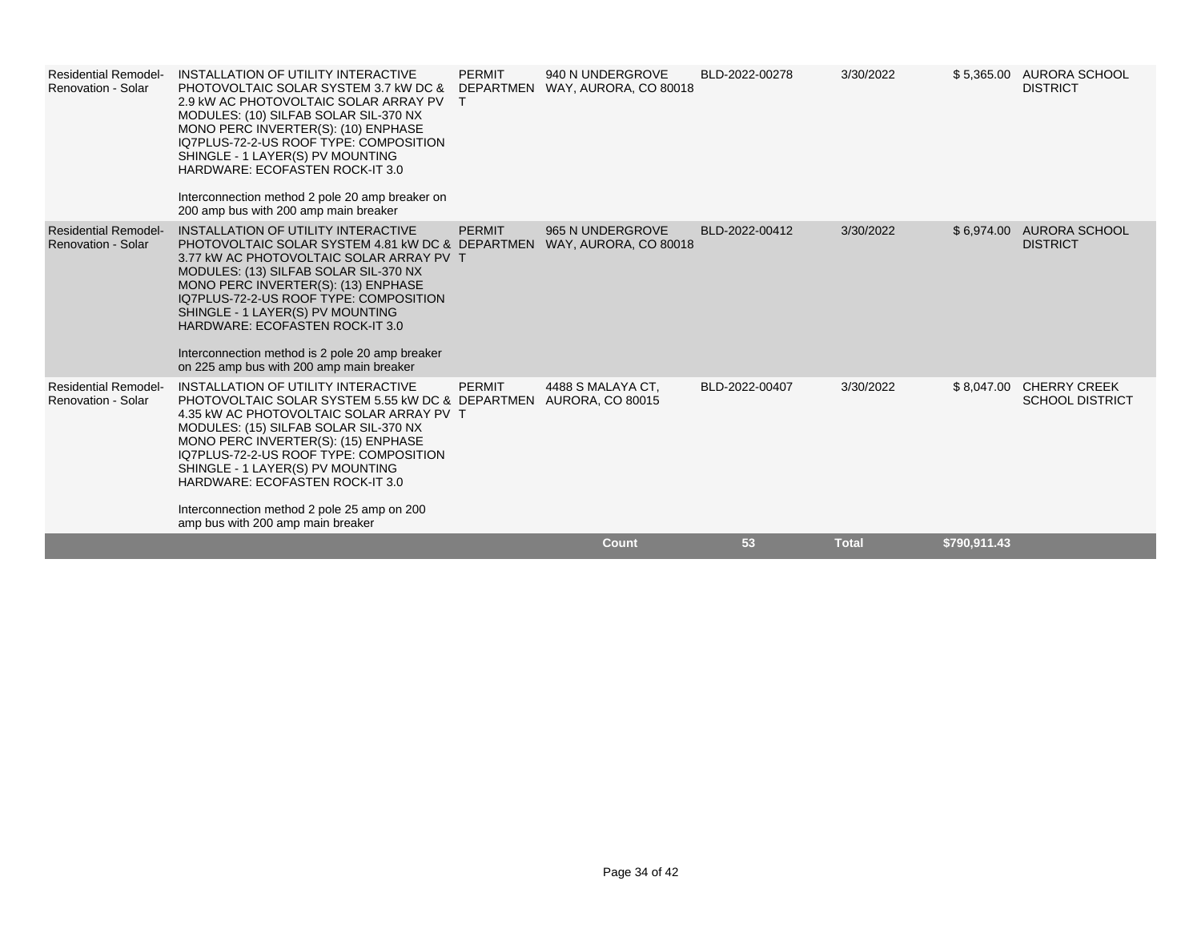| | | | | | | | |
|---|---|---|---|---|---|---|---|
| Residential Remodel-Renovation - Solar | INSTALLATION OF UTILITY INTERACTIVE PHOTOVOLTAIC SOLAR SYSTEM 3.7 kW DC & 2.9 kW AC PHOTOVOLTAIC SOLAR ARRAY PV MODULES: (10) SILFAB SOLAR SIL-370 NX MONO PERC INVERTER(S): (10) ENPHASE IQ7PLUS-72-2-US ROOF TYPE: COMPOSITION SHINGLE - 1 LAYER(S) PV MOUNTING HARDWARE: ECOFASTEN ROCK-IT 3.0<br><br>Interconnection method 2 pole 20 amp breaker on 200 amp bus with 200 amp main breaker | PERMIT DEPARTMENT | 940 N UNDERGROVE WAY, AURORA, CO 80018 | BLD-2022-00278 | 3/30/2022 | $ 5,365.00 | AURORA SCHOOL DISTRICT |
| Residential Remodel-Renovation - Solar | INSTALLATION OF UTILITY INTERACTIVE PHOTOVOLTAIC SOLAR SYSTEM 4.81 kW DC & 3.77 kW AC PHOTOVOLTAIC SOLAR ARRAY PV MODULES: (13) SILFAB SOLAR SIL-370 NX MONO PERC INVERTER(S): (13) ENPHASE IQ7PLUS-72-2-US ROOF TYPE: COMPOSITION SHINGLE - 1 LAYER(S) PV MOUNTING HARDWARE: ECOFASTEN ROCK-IT 3.0<br><br>Interconnection method is 2 pole 20 amp breaker on 225 amp bus with 200 amp main breaker | PERMIT DEPARTMENT | 965 N UNDERGROVE WAY, AURORA, CO 80018 | BLD-2022-00412 | 3/30/2022 | $ 6,974.00 | AURORA SCHOOL DISTRICT |
| Residential Remodel-Renovation - Solar | INSTALLATION OF UTILITY INTERACTIVE PHOTOVOLTAIC SOLAR SYSTEM 5.55 kW DC & 4.35 kW AC PHOTOVOLTAIC SOLAR ARRAY PV MODULES: (15) SILFAB SOLAR SIL-370 NX MONO PERC INVERTER(S): (15) ENPHASE IQ7PLUS-72-2-US ROOF TYPE: COMPOSITION SHINGLE - 1 LAYER(S) PV MOUNTING HARDWARE: ECOFASTEN ROCK-IT 3.0<br><br>Interconnection method 2 pole 25 amp on 200 amp bus with 200 amp main breaker | PERMIT DEPARTMENT | 4488 S MALAYA CT, AURORA, CO 80015 | BLD-2022-00407 | 3/30/2022 | $ 8,047.00 | CHERRY CREEK SCHOOL DISTRICT |
| | | | **Count** | **53** | **Total** | **$790,911.43** | |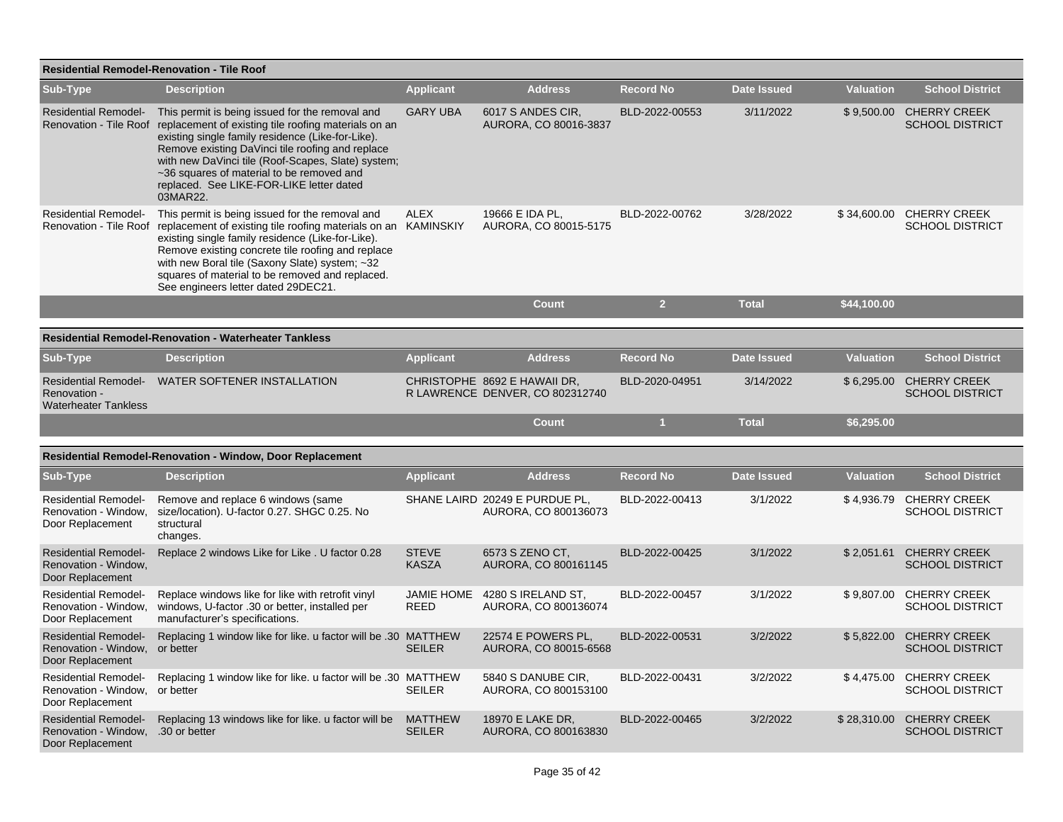### Residential Remodel-Renovation - Tile Roof

| Sub-Type | Description | Applicant | Address | Record No | Date Issued | Valuation | School District |
|---|---|---|---|---|---|---|---|
| Residential Remodel-Renovation - Tile Roof | This permit is being issued for the removal and replacement of existing tile roofing materials on an existing single family residence (Like-for-Like). Remove existing DaVinci tile roofing and replace with new DaVinci tile (Roof-Scapes, Slate) system; ~36 squares of material to be removed and replaced. See LIKE-FOR-LIKE letter dated 03MAR22. | GARY UBA | 6017 S ANDES CIR, AURORA, CO 80016-3837 | BLD-2022-00553 | 3/11/2022 | $ 9,500.00 | CHERRY CREEK SCHOOL DISTRICT |
| Residential Remodel-Renovation - Tile Roof | This permit is being issued for the removal and replacement of existing tile roofing materials on an existing single family residence (Like-for-Like). Remove existing concrete tile roofing and replace with new Boral tile (Saxony Slate) system; ~32 squares of material to be removed and replaced. See engineers letter dated 29DEC21. | ALEX KAMINSKIY | 19666 E IDA PL, AURORA, CO 80015-5175 | BLD-2022-00762 | 3/28/2022 | $ 34,600.00 | CHERRY CREEK SCHOOL DISTRICT |
| | | | Count | 2 | Total | $44,100.00 | |

### Residential Remodel-Renovation - Waterheater Tankless

| Sub-Type | Description | Applicant | Address | Record No | Date Issued | Valuation | School District |
|---|---|---|---|---|---|---|---|
| Residential Remodel-Renovation - Waterheater Tankless | WATER SOFTENER INSTALLATION | CHRISTOPHER LAWRENCE | 8692 E HAWAII DR, DENVER, CO 802312740 | BLD-2020-04951 | 3/14/2022 | $ 6,295.00 | CHERRY CREEK SCHOOL DISTRICT |
| | | | Count | 1 | Total | $6,295.00 | |

### Residential Remodel-Renovation - Window, Door Replacement

| Sub-Type | Description | Applicant | Address | Record No | Date Issued | Valuation | School District |
|---|---|---|---|---|---|---|---|
| Residential Remodel-Renovation - Window, Door Replacement | Remove and replace 6 windows (same size/location). U-factor 0.27. SHGC 0.25. No structural changes. | SHANE LAIRD | 20249 E PURDUE PL, AURORA, CO 800136073 | BLD-2022-00413 | 3/1/2022 | $ 4,936.79 | CHERRY CREEK SCHOOL DISTRICT |
| Residential Remodel-Renovation - Window, Door Replacement | Replace 2 windows Like for Like . U factor 0.28 | STEVE KASZA | 6573 S ZENO CT, AURORA, CO 800161145 | BLD-2022-00425 | 3/1/2022 | $ 2,051.61 | CHERRY CREEK SCHOOL DISTRICT |
| Residential Remodel-Renovation - Window, Door Replacement | Replace windows like for like with retrofit vinyl windows, U-factor .30 or better, installed per manufacturer's specifications. | JAMIE HOME REED | 4280 S IRELAND ST, AURORA, CO 800136074 | BLD-2022-00457 | 3/1/2022 | $ 9,807.00 | CHERRY CREEK SCHOOL DISTRICT |
| Residential Remodel-Renovation - Window, Door Replacement | Replacing 1 window like for like. u factor will be .30 or better | MATTHEW SEILER | 22574 E POWERS PL, AURORA, CO 80015-6568 | BLD-2022-00531 | 3/2/2022 | $ 5,822.00 | CHERRY CREEK SCHOOL DISTRICT |
| Residential Remodel-Renovation - Window, Door Replacement | Replacing 1 window like for like. u factor will be .30 or better | MATTHEW SEILER | 5840 S DANUBE CIR, AURORA, CO 800153100 | BLD-2022-00431 | 3/2/2022 | $ 4,475.00 | CHERRY CREEK SCHOOL DISTRICT |
| Residential Remodel-Renovation - Window, Door Replacement | Replacing 13 windows like for like. u factor will be .30 or better | MATTHEW SEILER | 18970 E LAKE DR, AURORA, CO 800163830 | BLD-2022-00465 | 3/2/2022 | $ 28,310.00 | CHERRY CREEK SCHOOL DISTRICT |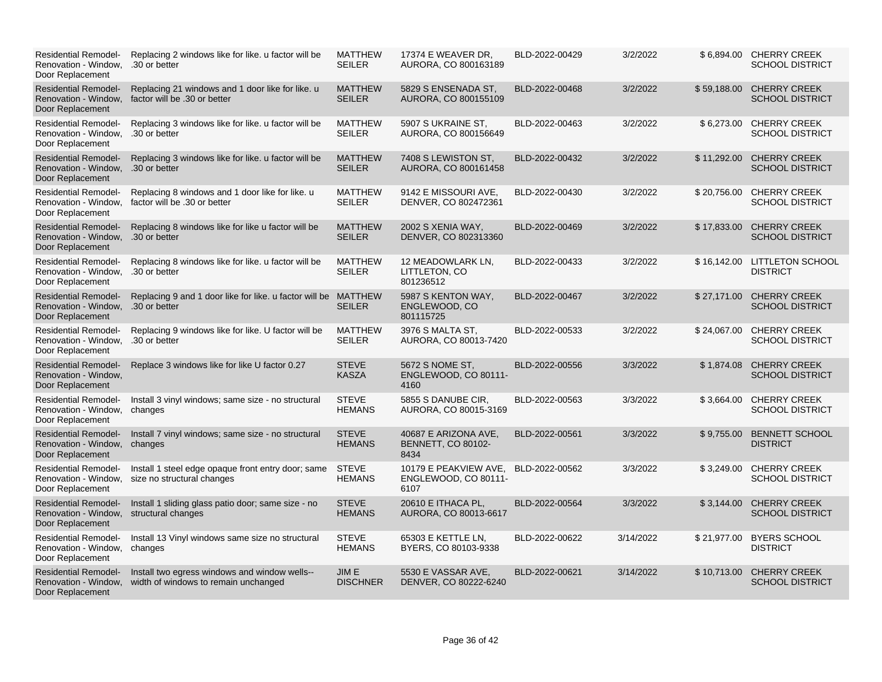| | | | | | | | |
|---|---|---|---|---|---|---|---|
| Residential Remodel-Renovation - Window, Door Replacement | Replacing 2 windows like for like. u factor will be .30 or better | MATTHEW SEILER | 17374 E WEAVER DR, AURORA, CO 800163189 | BLD-2022-00429 | 3/2/2022 | $ 6,894.00 | CHERRY CREEK SCHOOL DISTRICT |
| Residential Remodel-Renovation - Window, Door Replacement | Replacing 21 windows and 1 door like for like. u factor will be .30 or better | MATTHEW SEILER | 5829 S ENSENADA ST, AURORA, CO 800155109 | BLD-2022-00468 | 3/2/2022 | $ 59,188.00 | CHERRY CREEK SCHOOL DISTRICT |
| Residential Remodel-Renovation - Window, Door Replacement | Replacing 3 windows like for like. u factor will be .30 or better | MATTHEW SEILER | 5907 S UKRAINE ST, AURORA, CO 800156649 | BLD-2022-00463 | 3/2/2022 | $ 6,273.00 | CHERRY CREEK SCHOOL DISTRICT |
| Residential Remodel-Renovation - Window, Door Replacement | Replacing 3 windows like for like. u factor will be .30 or better | MATTHEW SEILER | 7408 S LEWISTON ST, AURORA, CO 800161458 | BLD-2022-00432 | 3/2/2022 | $ 11,292.00 | CHERRY CREEK SCHOOL DISTRICT |
| Residential Remodel-Renovation - Window, Door Replacement | Replacing 8 windows and 1 door like for like. u factor will be .30 or better | MATTHEW SEILER | 9142 E MISSOURI AVE, DENVER, CO 802472361 | BLD-2022-00430 | 3/2/2022 | $ 20,756.00 | CHERRY CREEK SCHOOL DISTRICT |
| Residential Remodel-Renovation - Window, Door Replacement | Replacing 8 windows like for like u factor will be .30 or better | MATTHEW SEILER | 2002 S XENIA WAY, DENVER, CO 802313360 | BLD-2022-00469 | 3/2/2022 | $ 17,833.00 | CHERRY CREEK SCHOOL DISTRICT |
| Residential Remodel-Renovation - Window, Door Replacement | Replacing 8 windows like for like. u factor will be .30 or better | MATTHEW SEILER | 12 MEADOWLARK LN, LITTLETON, CO 801236512 | BLD-2022-00433 | 3/2/2022 | $ 16,142.00 | LITTLETON SCHOOL DISTRICT |
| Residential Remodel-Renovation - Window, Door Replacement | Replacing 9 and 1 door like for like. u factor will be .30 or better | MATTHEW SEILER | 5987 S KENTON WAY, ENGLEWOOD, CO 801115725 | BLD-2022-00467 | 3/2/2022 | $ 27,171.00 | CHERRY CREEK SCHOOL DISTRICT |
| Residential Remodel-Renovation - Window, Door Replacement | Replacing 9 windows like for like. U factor will be .30 or better | MATTHEW SEILER | 3976 S MALTA ST, AURORA, CO 80013-7420 | BLD-2022-00533 | 3/2/2022 | $ 24,067.00 | CHERRY CREEK SCHOOL DISTRICT |
| Residential Remodel-Renovation - Window, Door Replacement | Replace 3 windows like for like U factor 0.27 | STEVE KASZA | 5672 S NOME ST, ENGLEWOOD, CO 80111-4160 | BLD-2022-00556 | 3/3/2022 | $ 1,874.08 | CHERRY CREEK SCHOOL DISTRICT |
| Residential Remodel-Renovation - Window, Door Replacement | Install 3 vinyl windows; same size - no structural changes | STEVE HEMANS | 5855 S DANUBE CIR, AURORA, CO 80015-3169 | BLD-2022-00563 | 3/3/2022 | $ 3,664.00 | CHERRY CREEK SCHOOL DISTRICT |
| Residential Remodel-Renovation - Window, Door Replacement | Install 7 vinyl windows; same size - no structural changes | STEVE HEMANS | 40687 E ARIZONA AVE, BENNETT, CO 80102-8434 | BLD-2022-00561 | 3/3/2022 | $ 9,755.00 | BENNETT SCHOOL DISTRICT |
| Residential Remodel-Renovation - Window, Door Replacement | Install 1 steel edge opaque front entry door; same size no structural changes | STEVE HEMANS | 10179 E PEAKVIEW AVE, ENGLEWOOD, CO 80111-6107 | BLD-2022-00562 | 3/3/2022 | $ 3,249.00 | CHERRY CREEK SCHOOL DISTRICT |
| Residential Remodel-Renovation - Window, Door Replacement | Install 1 sliding glass patio door; same size - no structural changes | STEVE HEMANS | 20610 E ITHACA PL, AURORA, CO 80013-6617 | BLD-2022-00564 | 3/3/2022 | $ 3,144.00 | CHERRY CREEK SCHOOL DISTRICT |
| Residential Remodel-Renovation - Window, Door Replacement | Install 13 Vinyl windows same size no structural changes | STEVE HEMANS | 65303 E KETTLE LN, BYERS, CO 80103-9338 | BLD-2022-00622 | 3/14/2022 | $ 21,977.00 | BYERS SCHOOL DISTRICT |
| Residential Remodel-Renovation - Window, Door Replacement | Install two egress windows and window wells--width of windows to remain unchanged | JIM E DISCHNER | 5530 E VASSAR AVE, DENVER, CO 80222-6240 | BLD-2022-00621 | 3/14/2022 | $ 10,713.00 | CHERRY CREEK SCHOOL DISTRICT |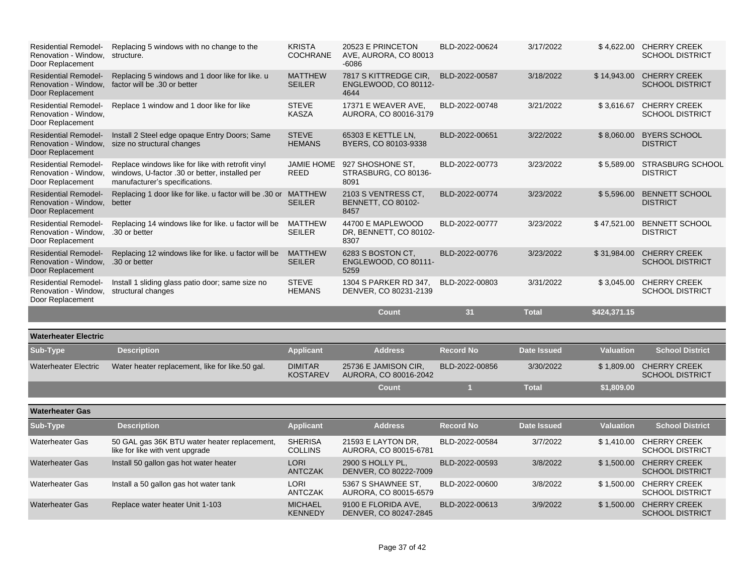| Sub-Type | Description | Applicant | Address | Record No | Date Issued | Valuation | School District |
|---|---|---|---|---|---|---|---|
| Residential Remodel-Renovation - Window, Door Replacement | Replacing 5 windows with no change to the structure. | KRISTA COCHRANE | 20523 E PRINCETON AVE, AURORA, CO 80013-6086 | BLD-2022-00624 | 3/17/2022 | $ 4,622.00 | CHERRY CREEK SCHOOL DISTRICT |
| Residential Remodel-Renovation - Window, Door Replacement | Replacing 5 windows and 1 door like for like. u factor will be .30 or better | MATTHEW SEILER | 7817 S KITTREDGE CIR, ENGLEWOOD, CO 80112-4644 | BLD-2022-00587 | 3/18/2022 | $ 14,943.00 | CHERRY CREEK SCHOOL DISTRICT |
| Residential Remodel-Renovation - Window, Door Replacement | Replace 1 window and 1 door like for like | STEVE KASZA | 17371 E WEAVER AVE, AURORA, CO 80016-3179 | BLD-2022-00748 | 3/21/2022 | $ 3,616.67 | CHERRY CREEK SCHOOL DISTRICT |
| Residential Remodel-Renovation - Window, Door Replacement | Install 2 Steel edge opaque Entry Doors; Same size no structural changes | STEVE HEMANS | 65303 E KETTLE LN, BYERS, CO 80103-9338 | BLD-2022-00651 | 3/22/2022 | $ 8,060.00 | BYERS SCHOOL DISTRICT |
| Residential Remodel-Renovation - Window, Door Replacement | Replace windows like for like with retrofit vinyl windows, U-factor .30 or better, installed per manufacturer's specifications. | JAMIE HOME REED | 927 SHOSHONE ST, STRASBURG, CO 80136-8091 | BLD-2022-00773 | 3/23/2022 | $ 5,589.00 | STRASBURG SCHOOL DISTRICT |
| Residential Remodel-Renovation - Window, Door Replacement | Replacing 1 door like for like. u factor will be .30 or better | MATTHEW SEILER | 2103 S VENTRESS CT, BENNETT, CO 80102-8457 | BLD-2022-00774 | 3/23/2022 | $ 5,596.00 | BENNETT SCHOOL DISTRICT |
| Residential Remodel-Renovation - Window, Door Replacement | Replacing 14 windows like for like. u factor will be .30 or better | MATTHEW SEILER | 44700 E MAPLEWOOD DR, BENNETT, CO 80102-8307 | BLD-2022-00777 | 3/23/2022 | $ 47,521.00 | BENNETT SCHOOL DISTRICT |
| Residential Remodel-Renovation - Window, Door Replacement | Replacing 12 windows like for like. u factor will be .30 or better | MATTHEW SEILER | 6283 S BOSTON CT, ENGLEWOOD, CO 80111-5259 | BLD-2022-00776 | 3/23/2022 | $ 31,984.00 | CHERRY CREEK SCHOOL DISTRICT |
| Residential Remodel-Renovation - Window, Door Replacement | Install 1 sliding glass patio door; same size no structural changes | STEVE HEMANS | 1304 S PARKER RD 347, DENVER, CO 80231-2139 | BLD-2022-00803 | 3/31/2022 | $ 3,045.00 | CHERRY CREEK SCHOOL DISTRICT |
| | | | Count | 31 | Total | $424,371.15 | |

**Waterheater Electric**

| Sub-Type | Description | Applicant | Address | Record No | Date Issued | Valuation | School District |
|---|---|---|---|---|---|---|---|
| Waterheater Electric | Water heater replacement, like for like.50 gal. | DIMITAR KOSTAREV | 25736 E JAMISON CIR, AURORA, CO 80016-2042 | BLD-2022-00856 | 3/30/2022 | $ 1,809.00 | CHERRY CREEK SCHOOL DISTRICT |
| | | | Count | 1 | Total | $1,809.00 | |

**Waterheater Gas**

| Sub-Type | Description | Applicant | Address | Record No | Date Issued | Valuation | School District |
|---|---|---|---|---|---|---|---|
| Waterheater Gas | 50 GAL gas 36K BTU water heater replacement, like for like with vent upgrade | SHERISA COLLINS | 21593 E LAYTON DR, AURORA, CO 80015-6781 | BLD-2022-00584 | 3/7/2022 | $ 1,410.00 | CHERRY CREEK SCHOOL DISTRICT |
| Waterheater Gas | Install 50 gallon gas hot water heater | LORI ANTCZAK | 2900 S HOLLY PL, DENVER, CO 80222-7009 | BLD-2022-00593 | 3/8/2022 | $ 1,500.00 | CHERRY CREEK SCHOOL DISTRICT |
| Waterheater Gas | Install a 50 gallon gas hot water tank | LORI ANTCZAK | 5367 S SHAWNEE ST, AURORA, CO 80015-6579 | BLD-2022-00600 | 3/8/2022 | $ 1,500.00 | CHERRY CREEK SCHOOL DISTRICT |
| Waterheater Gas | Replace water heater Unit 1-103 | MICHAEL KENNEDY | 9100 E FLORIDA AVE, DENVER, CO 80247-2845 | BLD-2022-00613 | 3/9/2022 | $ 1,500.00 | CHERRY CREEK SCHOOL DISTRICT |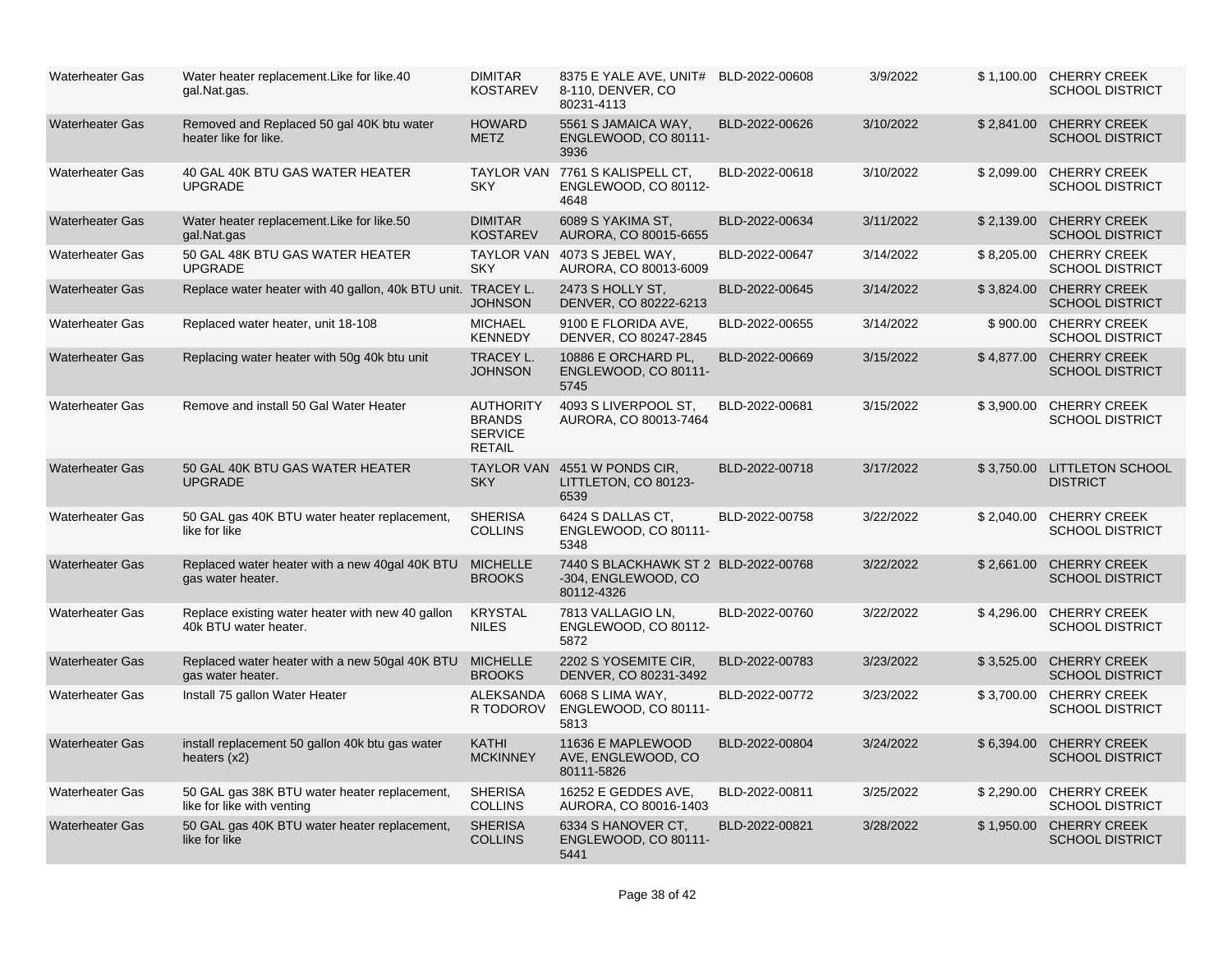| | | | | | | | |
|---|---|---|---|---|---|---|---|
| Waterheater Gas | Water heater replacement.Like for like.40 gal.Nat.gas. | DIMITAR KOSTAREV | 8375 E YALE AVE, UNIT# 8-110, DENVER, CO 80231-4113 | BLD-2022-00608 | 3/9/2022 | $ 1,100.00 | CHERRY CREEK SCHOOL DISTRICT |
| Waterheater Gas | Removed and Replaced 50 gal 40K btu water heater like for like. | HOWARD METZ | 5561 S JAMAICA WAY, ENGLEWOOD, CO 80111-3936 | BLD-2022-00626 | 3/10/2022 | $ 2,841.00 | CHERRY CREEK SCHOOL DISTRICT |
| Waterheater Gas | 40 GAL 40K BTU GAS WATER HEATER UPGRADE | TAYLOR VAN SKY | 7761 S KALISPELL CT, ENGLEWOOD, CO 80112-4648 | BLD-2022-00618 | 3/10/2022 | $ 2,099.00 | CHERRY CREEK SCHOOL DISTRICT |
| Waterheater Gas | Water heater replacement.Like for like.50 gal.Nat.gas | DIMITAR KOSTAREV | 6089 S YAKIMA ST, AURORA, CO 80015-6655 | BLD-2022-00634 | 3/11/2022 | $ 2,139.00 | CHERRY CREEK SCHOOL DISTRICT |
| Waterheater Gas | 50 GAL 48K BTU GAS WATER HEATER UPGRADE | TAYLOR VAN SKY | 4073 S JEBEL WAY, AURORA, CO 80013-6009 | BLD-2022-00647 | 3/14/2022 | $ 8,205.00 | CHERRY CREEK SCHOOL DISTRICT |
| Waterheater Gas | Replace water heater with 40 gallon, 40k BTU unit. | TRACEY L. JOHNSON | 2473 S HOLLY ST, DENVER, CO 80222-6213 | BLD-2022-00645 | 3/14/2022 | $ 3,824.00 | CHERRY CREEK SCHOOL DISTRICT |
| Waterheater Gas | Replaced water heater, unit 18-108 | MICHAEL KENNEDY | 9100 E FLORIDA AVE, DENVER, CO 80247-2845 | BLD-2022-00655 | 3/14/2022 | $ 900.00 | CHERRY CREEK SCHOOL DISTRICT |
| Waterheater Gas | Replacing water heater with 50g 40k btu unit | TRACEY L. JOHNSON | 10886 E ORCHARD PL, ENGLEWOOD, CO 80111-5745 | BLD-2022-00669 | 3/15/2022 | $ 4,877.00 | CHERRY CREEK SCHOOL DISTRICT |
| Waterheater Gas | Remove and install 50 Gal Water Heater | AUTHORITY BRANDS SERVICE RETAIL | 4093 S LIVERPOOL ST, AURORA, CO 80013-7464 | BLD-2022-00681 | 3/15/2022 | $ 3,900.00 | CHERRY CREEK SCHOOL DISTRICT |
| Waterheater Gas | 50 GAL 40K BTU GAS WATER HEATER UPGRADE | TAYLOR VAN SKY | 4551 W PONDS CIR, LITTLETON, CO 80123-6539 | BLD-2022-00718 | 3/17/2022 | $ 3,750.00 | LITTLETON SCHOOL DISTRICT |
| Waterheater Gas | 50 GAL gas 40K BTU water heater replacement, like for like | SHERISA COLLINS | 6424 S DALLAS CT, ENGLEWOOD, CO 80111-5348 | BLD-2022-00758 | 3/22/2022 | $ 2,040.00 | CHERRY CREEK SCHOOL DISTRICT |
| Waterheater Gas | Replaced water heater with a new 40gal 40K BTU gas water heater. | MICHELLE BROOKS | 7440 S BLACKHAWK ST 2 -304, ENGLEWOOD, CO 80112-4326 | BLD-2022-00768 | 3/22/2022 | $ 2,661.00 | CHERRY CREEK SCHOOL DISTRICT |
| Waterheater Gas | Replace existing water heater with new 40 gallon 40k BTU water heater. | KRYSTAL NILES | 7813 VALLAGIO LN, ENGLEWOOD, CO 80112-5872 | BLD-2022-00760 | 3/22/2022 | $ 4,296.00 | CHERRY CREEK SCHOOL DISTRICT |
| Waterheater Gas | Replaced water heater with a new 50gal 40K BTU gas water heater. | MICHELLE BROOKS | 2202 S YOSEMITE CIR, DENVER, CO 80231-3492 | BLD-2022-00783 | 3/23/2022 | $ 3,525.00 | CHERRY CREEK SCHOOL DISTRICT |
| Waterheater Gas | Install 75 gallon Water Heater | ALEKSANDAR TODOROV | 6068 S LIMA WAY, ENGLEWOOD, CO 80111-5813 | BLD-2022-00772 | 3/23/2022 | $ 3,700.00 | CHERRY CREEK SCHOOL DISTRICT |
| Waterheater Gas | install replacement 50 gallon 40k btu gas water heaters (x2) | KATHI MCKINNEY | 11636 E MAPLEWOOD AVE, ENGLEWOOD, CO 80111-5826 | BLD-2022-00804 | 3/24/2022 | $ 6,394.00 | CHERRY CREEK SCHOOL DISTRICT |
| Waterheater Gas | 50 GAL gas 38K BTU water heater replacement, like for like with venting | SHERISA COLLINS | 16252 E GEDDES AVE, AURORA, CO 80016-1403 | BLD-2022-00811 | 3/25/2022 | $ 2,290.00 | CHERRY CREEK SCHOOL DISTRICT |
| Waterheater Gas | 50 GAL gas 40K BTU water heater replacement, like for like | SHERISA COLLINS | 6334 S HANOVER CT, ENGLEWOOD, CO 80111-5441 | BLD-2022-00821 | 3/28/2022 | $ 1,950.00 | CHERRY CREEK SCHOOL DISTRICT |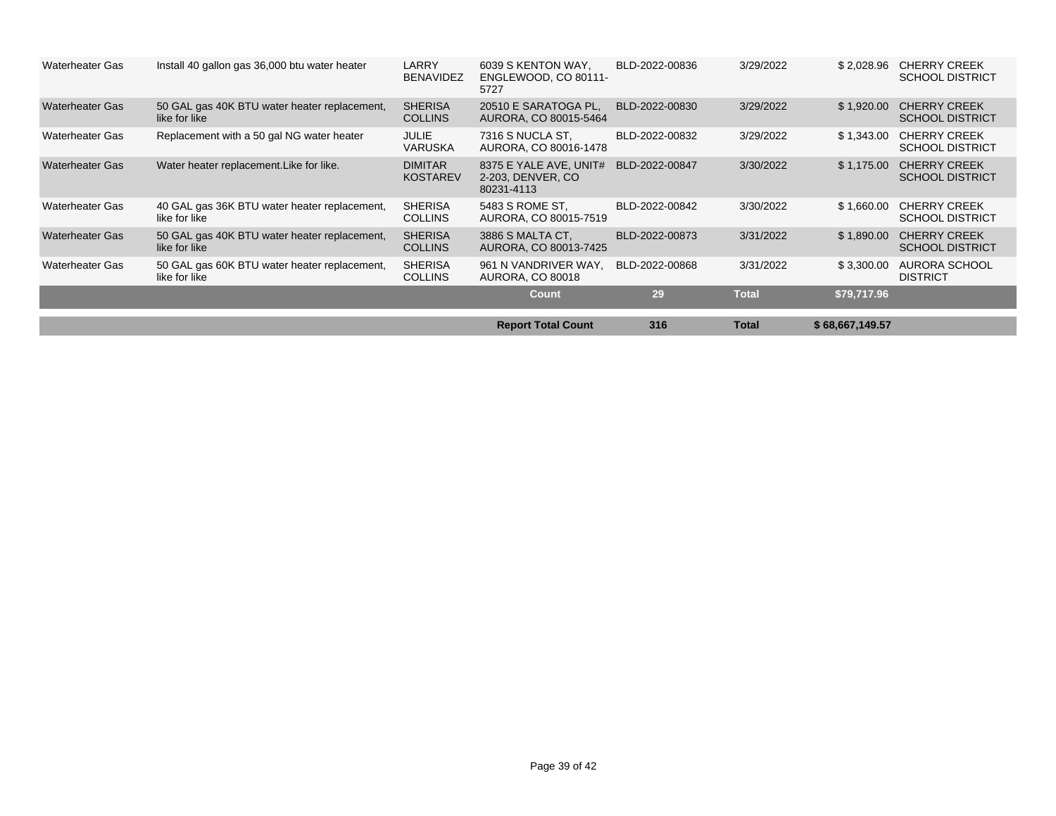| | | | | | | | |
|---|---|---|---|---|---|---|---|
| Waterheater Gas | Install 40 gallon gas 36,000 btu water heater | LARRY BENAVIDEZ | 6039 S KENTON WAY, ENGLEWOOD, CO 80111-5727 | BLD-2022-00836 | 3/29/2022 | $ 2,028.96 | CHERRY CREEK SCHOOL DISTRICT |
| Waterheater Gas | 50 GAL gas 40K BTU water heater replacement, like for like | SHERISA COLLINS | 20510 E SARATOGA PL, AURORA, CO 80015-5464 | BLD-2022-00830 | 3/29/2022 | $ 1,920.00 | CHERRY CREEK SCHOOL DISTRICT |
| Waterheater Gas | Replacement with a 50 gal NG water heater | JULIE VARUSKA | 7316 S NUCLA ST, AURORA, CO 80016-1478 | BLD-2022-00832 | 3/29/2022 | $ 1,343.00 | CHERRY CREEK SCHOOL DISTRICT |
| Waterheater Gas | Water heater replacement.Like for like. | DIMITAR KOSTAREV | 8375 E YALE AVE, UNIT# 2-203, DENVER, CO 80231-4113 | BLD-2022-00847 | 3/30/2022 | $ 1,175.00 | CHERRY CREEK SCHOOL DISTRICT |
| Waterheater Gas | 40 GAL gas 36K BTU water heater replacement, like for like | SHERISA COLLINS | 5483 S ROME ST, AURORA, CO 80015-7519 | BLD-2022-00842 | 3/30/2022 | $ 1,660.00 | CHERRY CREEK SCHOOL DISTRICT |
| Waterheater Gas | 50 GAL gas 40K BTU water heater replacement, like for like | SHERISA COLLINS | 3886 S MALTA CT, AURORA, CO 80013-7425 | BLD-2022-00873 | 3/31/2022 | $ 1,890.00 | CHERRY CREEK SCHOOL DISTRICT |
| Waterheater Gas | 50 GAL gas 60K BTU water heater replacement, like for like | SHERISA COLLINS | 961 N VANDRIVER WAY, AURORA, CO 80018 | BLD-2022-00868 | 3/31/2022 | $ 3,300.00 | AURORA SCHOOL DISTRICT |
| | | | **Count** | **29** | **Total** | **$79,717.96** | |
| | | | **Report Total Count** | **316** | **Total** | **$ 68,667,149.57** | |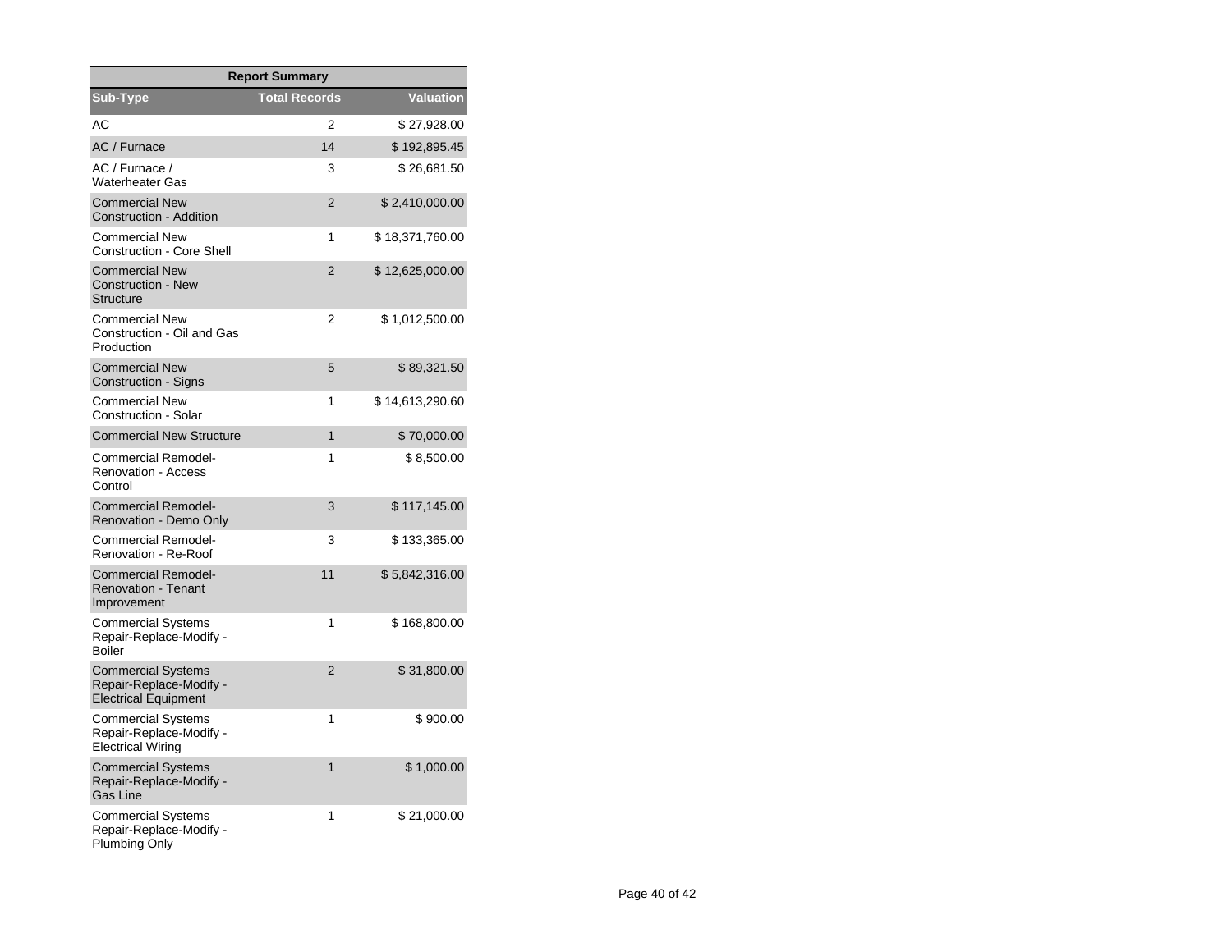| Report Summary | | |
|---|---|---|
| Sub-Type | Total Records | Valuation |
| AC | 2 | $ 27,928.00 |
| AC / Furnace | 14 | $ 192,895.45 |
| AC / Furnace / Waterheater Gas | 3 | $ 26,681.50 |
| Commercial New Construction - Addition | 2 | $ 2,410,000.00 |
| Commercial New Construction - Core Shell | 1 | $ 18,371,760.00 |
| Commercial New Construction - New Structure | 2 | $ 12,625,000.00 |
| Commercial New Construction - Oil and Gas Production | 2 | $ 1,012,500.00 |
| Commercial New Construction - Signs | 5 | $ 89,321.50 |
| Commercial New Construction - Solar | 1 | $ 14,613,290.60 |
| Commercial New Structure | 1 | $ 70,000.00 |
| Commercial Remodel-Renovation - Access Control | 1 | $ 8,500.00 |
| Commercial Remodel-Renovation - Demo Only | 3 | $ 117,145.00 |
| Commercial Remodel-Renovation - Re-Roof | 3 | $ 133,365.00 |
| Commercial Remodel-Renovation - Tenant Improvement | 11 | $ 5,842,316.00 |
| Commercial Systems Repair-Replace-Modify - Boiler | 1 | $ 168,800.00 |
| Commercial Systems Repair-Replace-Modify - Electrical Equipment | 2 | $ 31,800.00 |
| Commercial Systems Repair-Replace-Modify - Electrical Wiring | 1 | $ 900.00 |
| Commercial Systems Repair-Replace-Modify - Gas Line | 1 | $ 1,000.00 |
| Commercial Systems Repair-Replace-Modify - Plumbing Only | 1 | $ 21,000.00 |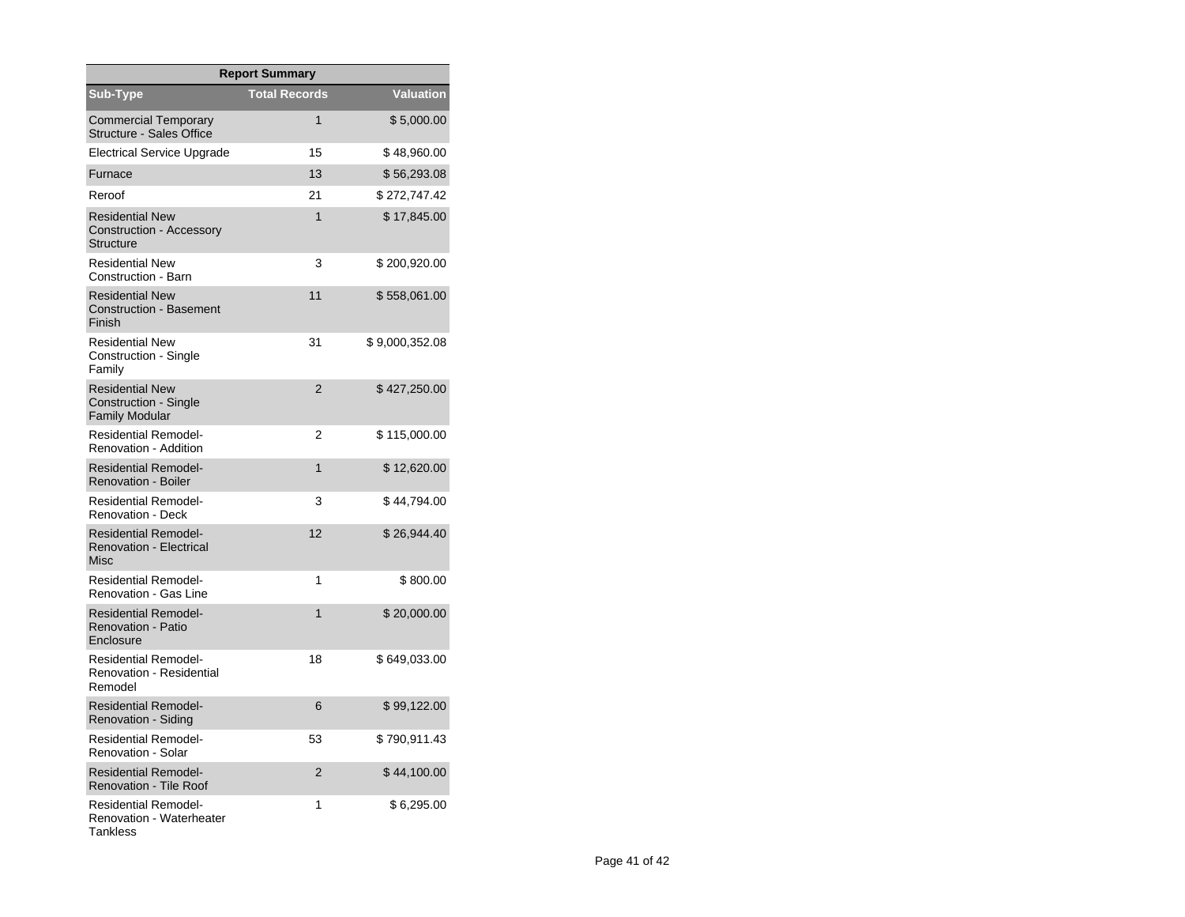| Report Summary | | |
|---|---|---|
| Sub-Type | Total Records | Valuation |
| Commercial Temporary Structure - Sales Office | 1 | $ 5,000.00 |
| Electrical Service Upgrade | 15 | $ 48,960.00 |
| Furnace | 13 | $ 56,293.08 |
| Reroof | 21 | $ 272,747.42 |
| Residential New Construction - Accessory Structure | 1 | $ 17,845.00 |
| Residential New Construction - Barn | 3 | $ 200,920.00 |
| Residential New Construction - Basement Finish | 11 | $ 558,061.00 |
| Residential New Construction - Single Family | 31 | $ 9,000,352.08 |
| Residential New Construction - Single Family Modular | 2 | $ 427,250.00 |
| Residential Remodel-Renovation - Addition | 2 | $ 115,000.00 |
| Residential Remodel-Renovation - Boiler | 1 | $ 12,620.00 |
| Residential Remodel-Renovation - Deck | 3 | $ 44,794.00 |
| Residential Remodel-Renovation - Electrical Misc | 12 | $ 26,944.40 |
| Residential Remodel-Renovation - Gas Line | 1 | $ 800.00 |
| Residential Remodel-Renovation - Patio Enclosure | 1 | $ 20,000.00 |
| Residential Remodel-Renovation - Residential Remodel | 18 | $ 649,033.00 |
| Residential Remodel-Renovation - Siding | 6 | $ 99,122.00 |
| Residential Remodel-Renovation - Solar | 53 | $ 790,911.43 |
| Residential Remodel-Renovation - Tile Roof | 2 | $ 44,100.00 |
| Residential Remodel-Renovation - Waterheater Tankless | 1 | $ 6,295.00 |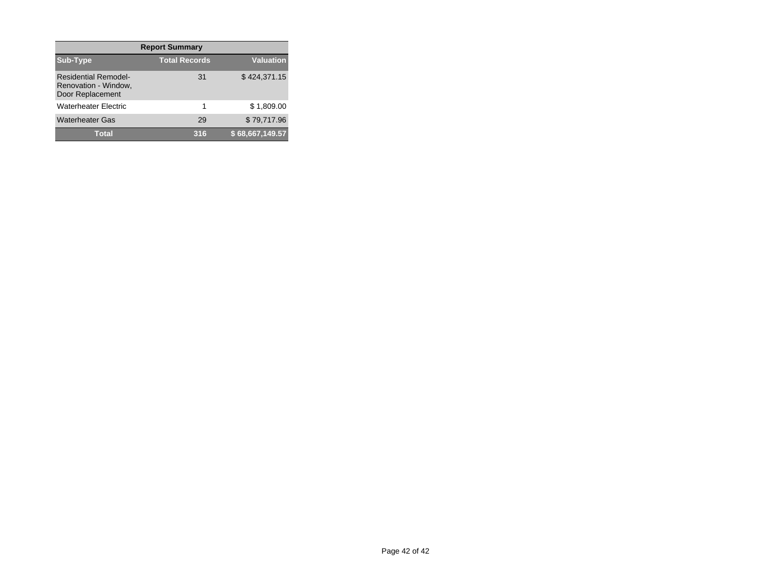| Report Summary | | |
|---|---|---|
| **Sub-Type** | **Total Records** | **Valuation** |
| Residential Remodel-Renovation - Window, Door Replacement | 31 | $ 424,371.15 |
| Waterheater Electric | 1 | $ 1,809.00 |
| Waterheater Gas | 29 | $ 79,717.96 |
| **Total** | **316** | **$ 68,667,149.57** |